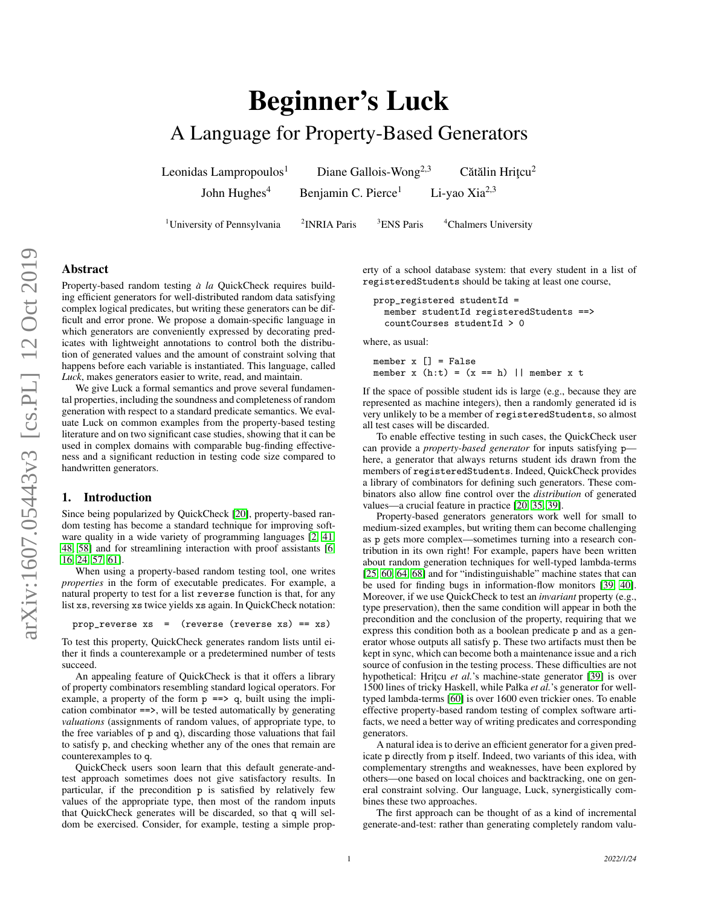# Beginner's Luck

## A Language for Property-Based Generators

Leonidas Lampropoulos[1] Diane Gallois-Wong[2,3] Cătălin Hriţcu[2]

John Hughes[4] Benjamin C. Pierce[1] Li-yao Xia[2,3]

[1]University of Pennsylvania [2]INRIA Paris [3]ENS Paris [4]Chalmers University

### Abstract

Property-based random testing *à la* QuickCheck requires building efficient generators for well-distributed random data satisfying complex logical predicates, but writing these generators can be difficult and error prone. We propose a domain-specific language in which generators are conveniently expressed by decorating predicates with lightweight annotations to control both the distribution of generated values and the amount of constraint solving that happens before each variable is instantiated. This language, called *Luck*, makes generators easier to write, read, and maintain.

We give Luck a formal semantics and prove several fundamental properties, including the soundness and completeness of random generation with respect to a standard predicate semantics. We evaluate Luck on common examples from the property-based testing literature and on two significant case studies, showing that it can be used in complex domains with comparable bug-finding effectiveness and a significant reduction in testing code size compared to handwritten generators.

## 1. Introduction

Since being popularized by QuickCheck [20], property-based random testing has become a standard technique for improving software quality in a wide variety of programming languages [2, 41, 48, 58] and for streamlining interaction with proof assistants [6, 16, 24, 57, 61].

When using a property-based random testing tool, one writes *properties* in the form of executable predicates. For example, a natural property to test for a list reverse function is that, for any list xs, reversing xs twice yields xs again. In QuickCheck notation:

```
prop_reverse xs  =  (reverse (reverse xs) == xs)
```

To test this property, QuickCheck generates random lists until either it finds a counterexample or a predetermined number of tests succeed.

An appealing feature of QuickCheck is that it offers a library of property combinators resembling standard logical operators. For example, a property of the form p ==> q, built using the implication combinator ==>, will be tested automatically by generating *valuations* (assignments of random values, of appropriate type, to the free variables of p and q), discarding those valuations that fail to satisfy p, and checking whether any of the ones that remain are counterexamples to q.

QuickCheck users soon learn that this default generate-and-test approach sometimes does not give satisfactory results. In particular, if the precondition p is satisfied by relatively few values of the appropriate type, then most of the random inputs that QuickCheck generates will be discarded, so that q will seldom be exercised. Consider, for example, testing a simple property of a school database system: that every student in a list of registeredStudents should be taking at least one course,

```
prop_registered studentId =
  member studentId registeredStudents ==>
  countCourses studentId > 0
```

where, as usual:

```
member x [] = False
member x (h:t) = (x == h) || member x t
```

If the space of possible student ids is large (e.g., because they are represented as machine integers), then a randomly generated id is very unlikely to be a member of registeredStudents, so almost all test cases will be discarded.

To enable effective testing in such cases, the QuickCheck user can provide a *property-based generator* for inputs satisfying p—here, a generator that always returns student ids drawn from the members of registeredStudents. Indeed, QuickCheck provides a library of combinators for defining such generators. These combinators also allow fine control over the *distribution* of generated values—a crucial feature in practice [20, 35, 39].

Property-based generators generators work well for small to medium-sized examples, but writing them can become challenging as p gets more complex—sometimes turning into a research contribution in its own right! For example, papers have been written about random generation techniques for well-typed lambda-terms [25, 60, 64, 68] and for "indistinguishable" machine states that can be used for finding bugs in information-flow monitors [39, 40]. Moreover, if we use QuickCheck to test an *invariant* property (e.g., type preservation), then the same condition will appear in both the precondition and the conclusion of the property, requiring that we express this condition both as a boolean predicate p and as a generator whose outputs all satisfy p. These two artifacts must then be kept in sync, which can become both a maintenance issue and a rich source of confusion in the testing process. These difficulties are not hypothetical: Hriţcu *et al.*'s machine-state generator [39] is over 1500 lines of tricky Haskell, while Pałka *et al.*'s generator for well-typed lambda-terms [60] is over 1600 even trickier ones. To enable effective property-based random testing of complex software artifacts, we need a better way of writing predicates and corresponding generators.

A natural idea is to derive an efficient generator for a given predicate p directly from p itself. Indeed, two variants of this idea, with complementary strengths and weaknesses, have been explored by others—one based on local choices and backtracking, one on general constraint solving. Our language, Luck, synergistically combines these two approaches.

The first approach can be thought of as a kind of incremental generate-and-test: rather than generating completely random valu-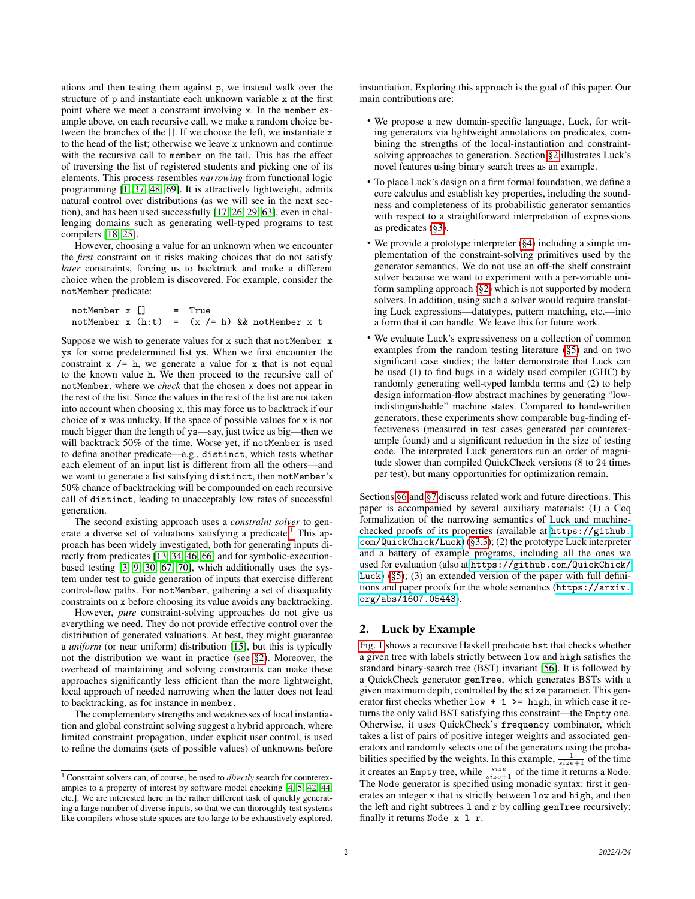ations and then testing them against p, we instead walk over the structure of p and instantiate each unknown variable x at the first point where we meet a constraint involving x. In the member example above, on each recursive call, we make a random choice between the branches of the ||. If we choose the left, we instantiate x to the head of the list; otherwise we leave x unknown and continue with the recursive call to member on the tail. This has the effect of traversing the list of registered students and picking one of its elements. This process resembles *narrowing* from functional logic programming [1, 37, 48, 69]. It is attractively lightweight, admits natural control over distributions (as we will see in the next section), and has been used successfully [17, 26, 29, 63], even in challenging domains such as generating well-typed programs to test compilers [18, 25].

However, choosing a value for an unknown when we encounter the *first* constraint on it risks making choices that do not satisfy *later* constraints, forcing us to backtrack and make a different choice when the problem is discovered. For example, consider the notMember predicate:

```
notMember x []      =  True
notMember x (h:t)   =  (x /= h) && notMember x t
```

Suppose we wish to generate values for x such that notMember x ys for some predetermined list ys. When we first encounter the constraint x /= h, we generate a value for x that is not equal to the known value h. We then proceed to the recursive call of notMember, where we *check* that the chosen x does not appear in the rest of the list. Since the values in the rest of the list are not taken into account when choosing x, this may force us to backtrack if our choice of x was unlucky. If the space of possible values for x is not much bigger than the length of ys—say, just twice as big—then we will backtrack 50% of the time. Worse yet, if notMember is used to define another predicate—e.g., distinct, which tests whether each element of an input list is different from all the others—and we want to generate a list satisfying distinct, then notMember's 50% chance of backtracking will be compounded on each recursive call of distinct, leading to unacceptably low rates of successful generation.

The second existing approach uses a *constraint solver* to generate a diverse set of valuations satisfying a predicate.[1] This approach has been widely investigated, both for generating inputs directly from predicates [13, 34, 46, 66] and for symbolic-execution-based testing [3, 9, 30, 67, 70], which additionally uses the system under test to guide generation of inputs that exercise different control-flow paths. For notMember, gathering a set of disequality constraints on x before choosing its value avoids any backtracking.

However, *pure* constraint-solving approaches do not give us everything we need. They do not provide effective control over the distribution of generated valuations. At best, they might guarantee a *uniform* (or near uniform) distribution [15], but this is typically not the distribution we want in practice (see §2). Moreover, the overhead of maintaining and solving constraints can make these approaches significantly less efficient than the more lightweight, local approach of needed narrowing when the latter does not lead to backtracking, as for instance in member.

The complementary strengths and weaknesses of local instantiation and global constraint solving suggest a hybrid approach, where limited constraint propagation, under explicit user control, is used to refine the domains (sets of possible values) of unknowns before instantiation. Exploring this approach is the goal of this paper. Our main contributions are:

- We propose a new domain-specific language, Luck, for writing generators via lightweight annotations on predicates, combining the strengths of the local-instantiation and constraint-solving approaches to generation. Section §2 illustrates Luck's novel features using binary search trees as an example.
- To place Luck's design on a firm formal foundation, we define a core calculus and establish key properties, including the soundness and completeness of its probabilistic generator semantics with respect to a straightforward interpretation of expressions as predicates (§3).
- We provide a prototype interpreter (§4) including a simple implementation of the constraint-solving primitives used by the generator semantics. We do not use an off-the shelf constraint solver because we want to experiment with a per-variable uniform sampling approach (§2) which is not supported by modern solvers. In addition, using such a solver would require translating Luck expressions—datatypes, pattern matching, etc.—into a form that it can handle. We leave this for future work.
- We evaluate Luck's expressiveness on a collection of common examples from the random testing literature (§5) and on two significant case studies; the latter demonstrate that Luck can be used (1) to find bugs in a widely used compiler (GHC) by randomly generating well-typed lambda terms and (2) to help design information-flow abstract machines by generating "low-indistinguishable" machine states. Compared to hand-written generators, these experiments show comparable bug-finding effectiveness (measured in test cases generated per counterexample found) and a significant reduction in the size of testing code. The interpreted Luck generators run an order of magnitude slower than compiled QuickCheck versions (8 to 24 times per test), but many opportunities for optimization remain.

Sections §6 and §7 discuss related work and future directions. This paper is accompanied by several auxiliary materials: (1) a Coq formalization of the narrowing semantics of Luck and machine-checked proofs of its properties (available at https://github.com/QuickChick/Luck) (§3.3); (2) the prototype Luck interpreter and a battery of example programs, including all the ones we used for evaluation (also at https://github.com/QuickChick/Luck) (§5); (3) an extended version of the paper with full definitions and paper proofs for the whole semantics (https://arxiv.org/abs/1607.05443).

## 2. Luck by Example

Fig. 1 shows a recursive Haskell predicate bst that checks whether a given tree with labels strictly between low and high satisfies the standard binary-search tree (BST) invariant [56]. It is followed by a QuickCheck generator genTree, which generates BSTs with a given maximum depth, controlled by the size parameter. This generator first checks whether low + 1 >= high, in which case it returns the only valid BST satisfying this constraint—the Empty one. Otherwise, it uses QuickCheck's frequency combinator, which takes a list of pairs of positive integer weights and associated generators and randomly selects one of the generators using the probabilities specified by the weights. In this example, $\frac{1}{size+1}$ of the time it creates an Empty tree, while $\frac{size}{size+1}$ of the time it returns a Node. The Node generator is specified using monadic syntax: first it generates an integer x that is strictly between low and high, and then the left and right subtrees l and r by calling genTree recursively; finally it returns Node x l r.

[1] Constraint solvers can, of course, be used to *directly* search for counterexamples to a property of interest by software model checking [4, 5, 42, 44, etc.]. We are interested here in the rather different task of quickly generating a large number of diverse inputs, so that we can thoroughly test systems like compilers whose state spaces are too large to be exhaustively explored.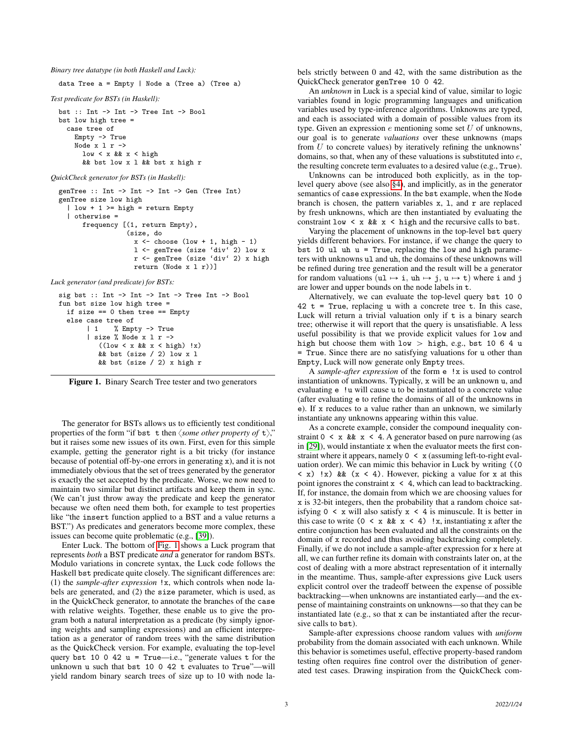*Binary tree datatype (in both Haskell and Luck):*

```
data Tree a = Empty | Node a (Tree a) (Tree a)
```

*Test predicate for BSTs (in Haskell):*

```
bst :: Int -> Int -> Tree Int -> Bool
bst low high tree =
  case tree of
    Empty -> True
    Node x l r ->
      low < x && x < high
      && bst low x l && bst x high r
```

*QuickCheck generator for BSTs (in Haskell):*

```
genTree :: Int -> Int -> Int -> Gen (Tree Int)
genTree size low high
  | low + 1 >= high = return Empty
  | otherwise =
      frequency [(1, return Empty),
                 (size, do
                    x <- choose (low + 1, high - 1)
                    l <- genTree (size `div` 2) low x
                    r <- genTree (size `div` 2) x high
                    return (Node x l r))]
```

*Luck generator (and predicate) for BSTs:*

```
sig bst :: Int -> Int -> Int -> Tree Int -> Bool
fun bst size low high tree =
  if size == 0 then tree == Empty
  else case tree of
       | 1    % Empty -> True
       | size % Node x l r ->
           ((low < x && x < high) !x)
           && bst (size / 2) low x l
           && bst (size / 2) x high r
```

**Figure 1.** Binary Search Tree tester and two generators

The generator for BSTs allows us to efficiently test conditional properties of the form "if `bst t` then ⟨*some other property of* `t`⟩," but it raises some new issues of its own. First, even for this simple example, getting the generator right is a bit tricky (for instance because of potential off-by-one errors in generating `x`), and it is not immediately obvious that the set of trees generated by the generator is exactly the set accepted by the predicate. Worse, we now need to maintain two similar but distinct artifacts and keep them in sync. (We can't just throw away the predicate and keep the generator because we often need them both, for example to test properties like "the `insert` function applied to a BST and a value returns a BST.") As predicates and generators become more complex, these issues can become quite problematic (e.g., [39]).

Enter Luck. The bottom of Fig. 1 shows a Luck program that represents *both* a BST predicate *and* a generator for random BSTs. Modulo variations in concrete syntax, the Luck code follows the Haskell `bst` predicate quite closely. The significant differences are: (1) the *sample-after expression* `!x`, which controls when node labels are generated, and (2) the `size` parameter, which is used, as in the QuickCheck generator, to annotate the branches of the `case` with relative weights. Together, these enable us to give the program both a natural interpretation as a predicate (by simply ignoring weights and sampling expressions) and an efficient interpretation as a generator of random trees with the same distribution as the QuickCheck version. For example, evaluating the top-level query `bst 10 0 42 u = True`—i.e., "generate values `t` for the unknown `u` such that `bst 10 0 42 t` evaluates to `True`"—will yield random binary search trees of size up to 10 with node labels strictly between 0 and 42, with the same distribution as the QuickCheck generator `genTree 10 0 42`.

An *unknown* in Luck is a special kind of value, similar to logic variables found in logic programming languages and unification variables used by type-inference algorithms. Unknowns are typed, and each is associated with a domain of possible values from its type. Given an expression $e$ mentioning some set $U$ of unknowns, our goal is to generate *valuations* over these unknowns (maps from $U$ to concrete values) by iteratively refining the unknowns' domains, so that, when any of these valuations is substituted into $e$, the resulting concrete term evaluates to a desired value (e.g., `True`).

Unknowns can be introduced both explicitly, as in the top-level query above (see also §4), and implicitly, as in the generator semantics of `case` expressions. In the `bst` example, when the `Node` branch is chosen, the pattern variables `x`, `l`, and `r` are replaced by fresh unknowns, which are then instantiated by evaluating the constraint `low < x && x < high` and the recursive calls to `bst`.

Varying the placement of unknowns in the top-level `bst` query yields different behaviors. For instance, if we change the query to `bst 10 ul uh u = True`, replacing the `low` and `high` parameters with unknowns `ul` and `uh`, the domains of these unknowns will be refined during tree generation and the result will be a generator for random valuations (`ul` ↦ `i`, `uh` ↦ `j`, `u` ↦ `t`) where `i` and `j` are lower and upper bounds on the node labels in `t`.

Alternatively, we can evaluate the top-level query `bst 10 0 42 t = True`, replacing `u` with a concrete tree `t`. In this case, Luck will return a trivial valuation only if `t` is a binary search tree; otherwise it will report that the query is unsatisfiable. A less useful possibility is that we provide explicit values for `low` and `high` but choose them with `low` > `high`, e.g., `bst 10 6 4 u = True`. Since there are no satisfying valuations for `u` other than `Empty`, Luck will now generate only `Empty` trees.

A *sample-after expression* of the form `e !x` is used to control instantiation of unknowns. Typically, `x` will be an unknown `u`, and evaluating `e !u` will cause `u` to be instantiated to a concrete value (after evaluating `e` to refine the domains of all of the unknowns in `e`). If `x` reduces to a value rather than an unknown, we similarly instantiate any unknowns appearing within this value.

As a concrete example, consider the compound inequality constraint `0 < x && x < 4`. A generator based on pure narrowing (as in [29]), would instantiate `x` when the evaluator meets the first constraint where it appears, namely `0 < x` (assuming left-to-right evaluation order). We can mimic this behavior in Luck by writing `((0 < x) !x) && (x < 4)`. However, picking a value for `x` at this point ignores the constraint `x < 4`, which can lead to backtracking. If, for instance, the domain from which we are choosing values for `x` is 32-bit integers, then the probability that a random choice satisfying `0 < x` will also satisfy `x < 4` is minuscule. It is better in this case to write `(0 < x && x < 4) !x`, instantiating `x` after the entire conjunction has been evaluated and all the constraints on the domain of `x` recorded and thus avoiding backtracking completely. Finally, if we do not include a sample-after expression for `x` here at all, we can further refine its domain with constraints later on, at the cost of dealing with a more abstract representation of it internally in the meantime. Thus, sample-after expressions give Luck users explicit control over the tradeoff between the expense of possible backtracking—when unknowns are instantiated early—and the expense of maintaining constraints on unknowns—so that they can be instantiated late (e.g., so that `x` can be instantiated after the recursive calls to `bst`).

Sample-after expressions choose random values with *uniform* probability from the domain associated with each unknown. While this behavior is sometimes useful, effective property-based random testing often requires fine control over the distribution of generated test cases. Drawing inspiration from the QuickCheck com-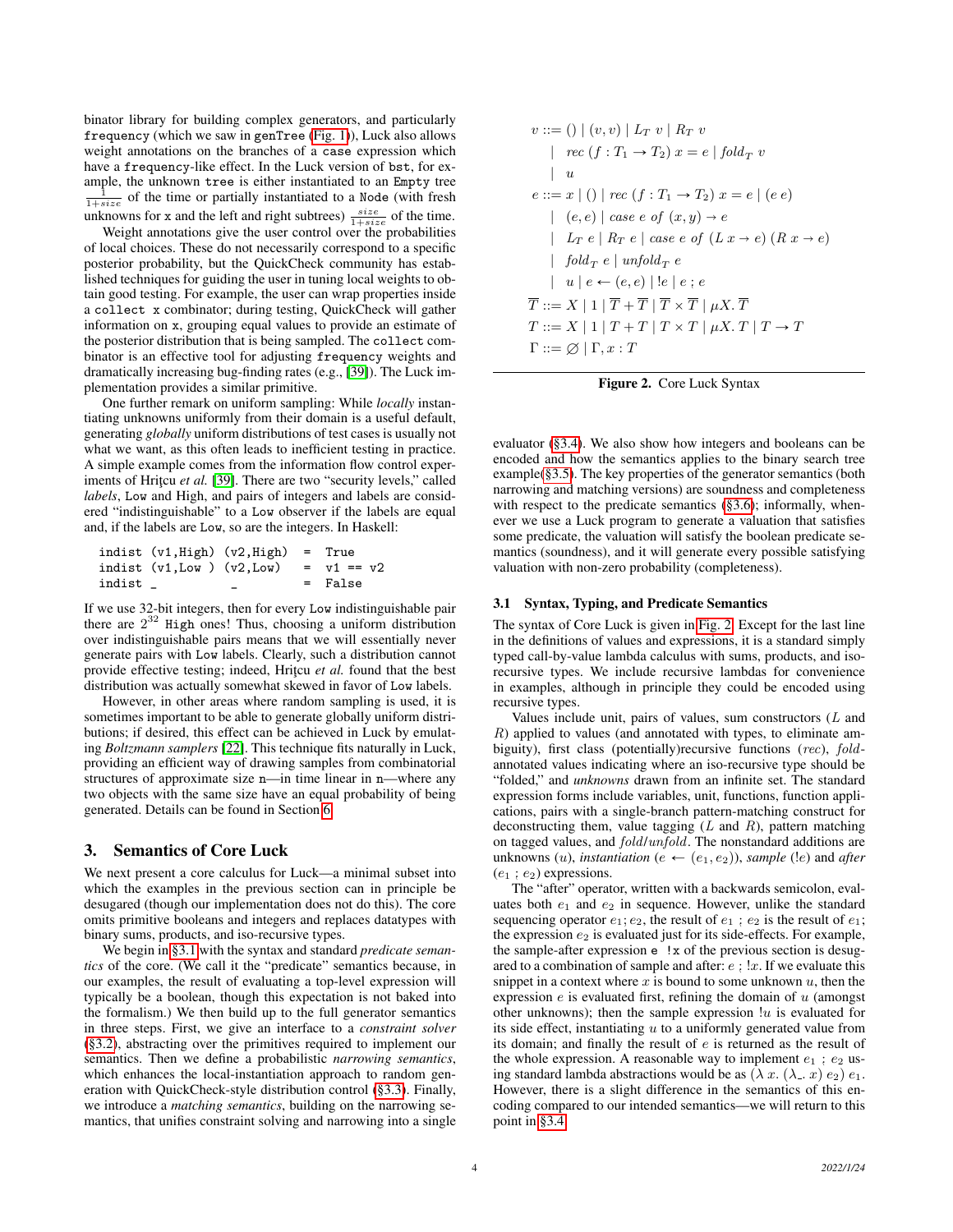binator library for building complex generators, and particularly `frequency` (which we saw in `genTree` (Fig. 1)), Luck also allows weight annotations on the branches of a `case` expression which have a `frequency`-like effect. In the Luck version of `bst`, for example, the unknown `tree` is either instantiated to an `Empty` tree $\frac{1}{1+size}$ of the time or partially instantiated to a `Node` (with fresh unknowns for `x` and the left and right subtrees) $\frac{size}{1+size}$ of the time.

Weight annotations give the user control over the probabilities of local choices. These do not necessarily correspond to a specific posterior probability, but the QuickCheck community has established techniques for guiding the user in tuning local weights to obtain good testing. For example, the user can wrap properties inside a `collect x` combinator; during testing, QuickCheck will gather information on `x`, grouping equal values to provide an estimate of the posterior distribution that is being sampled. The `collect` combinator is an effective tool for adjusting `frequency` weights and dramatically increasing bug-finding rates (e.g., [39]). The Luck implementation provides a similar primitive.

One further remark on uniform sampling: While *locally* instantiating unknowns uniformly from their domain is a useful default, generating *globally* uniform distributions of test cases is usually not what we want, as this often leads to inefficient testing in practice. A simple example comes from the information flow control experiments of Hriţcu *et al.* [39]. There are two "security levels," called *labels*, `Low` and `High`, and pairs of integers and labels are considered "indistinguishable" to a `Low` observer if the labels are equal and, if the labels are `Low`, so are the integers. In Haskell:

```
indist (v1,High) (v2,High)  =  True
indist (v1,Low ) (v2,Low)   =  v1 == v2
indist _         _          =  False
```

If we use 32-bit integers, then for every `Low` indistinguishable pair there are $2^{32}$ `High` ones! Thus, choosing a uniform distribution over indistinguishable pairs means that we will essentially never generate pairs with `Low` labels. Clearly, such a distribution cannot provide effective testing; indeed, Hriţcu *et al.* found that the best distribution was actually somewhat skewed in favor of `Low` labels.

However, in other areas where random sampling is used, it is sometimes important to be able to generate globally uniform distributions; if desired, this effect can be achieved in Luck by emulating *Boltzmann samplers* [22]. This technique fits naturally in Luck, providing an efficient way of drawing samples from combinatorial structures of approximate size `n`—in time linear in `n`—where any two objects with the same size have an equal probability of being generated. Details can be found in Section 6.

## 3. Semantics of Core Luck

We next present a core calculus for Luck—a minimal subset into which the examples in the previous section can in principle be desugared (though our implementation does not do this). The core omits primitive booleans and integers and replaces datatypes with binary sums, products, and iso-recursive types.

We begin in §3.1 with the syntax and standard *predicate semantics* of the core. (We call it the "predicate" semantics because, in our examples, the result of evaluating a top-level expression will typically be a boolean, though this expectation is not baked into the formalism.) We then build up to the full generator semantics in three steps. First, we give an interface to a *constraint solver* (§3.2), abstracting over the primitives required to implement our semantics. Then we define a probabilistic *narrowing semantics*, which enhances the local-instantiation approach to random generation with QuickCheck-style distribution control (§3.3). Finally, we introduce a *matching semantics*, building on the narrowing semantics, that unifies constraint solving and narrowing into a single evaluator (§3.4). We also show how integers and booleans can be encoded and how the semantics applies to the binary search tree example(§3.5). The key properties of the generator semantics (both narrowing and matching versions) are soundness and completeness with respect to the predicate semantics (§3.6); informally, whenever we use a Luck program to generate a valuation that satisfies some predicate, the valuation will satisfy the boolean predicate semantics (soundness), and it will generate every possible satisfying valuation with non-zero probability (completeness).

$$
\begin{array}{rl}
v ::= & () \mid (v, v) \mid L_T\ v \mid R_T\ v \\
\mid & rec\ (f : T_1 \to T_2)\ x = e \mid fold_T\ v \\
\mid & u \\
e ::= & x \mid () \mid rec\ (f : T_1 \to T_2)\ x = e \mid (e\ e) \\
\mid & (e, e) \mid case\ e\ of\ (x, y) \to e \\
\mid & L_T\ e \mid R_T\ e \mid case\ e\ of\ (L\ x \to e)\ (R\ x \to e) \\
\mid & fold_T\ e \mid unfold_T\ e \\
\mid & u \mid e \leftarrow (e, e) \mid !e \mid e\ ;\ e \\
\overline{T} ::= & X \mid 1 \mid \overline{T} + \overline{T} \mid \overline{T} \times \overline{T} \mid \mu X.\ \overline{T} \\
T ::= & X \mid 1 \mid T + T \mid T \times T \mid \mu X.\ T \mid T \to T \\
\Gamma ::= & \varnothing \mid \Gamma, x : T
\end{array}
$$

**Figure 2.** Core Luck Syntax

### 3.1 Syntax, Typing, and Predicate Semantics

The syntax of Core Luck is given in Fig. 2. Except for the last line in the definitions of values and expressions, it is a standard simply typed call-by-value lambda calculus with sums, products, and iso-recursive types. We include recursive lambdas for convenience in examples, although in principle they could be encoded using recursive types.

Values include unit, pairs of values, sum constructors ($L$ and $R$) applied to values (and annotated with types, to eliminate ambiguity), first class (potentially)recursive functions (*rec*), *fold*-annotated values indicating where an iso-recursive type should be "folded," and *unknowns* drawn from an infinite set. The standard expression forms include variables, unit, functions, function applications, pairs with a single-branch pattern-matching construct for deconstructing them, value tagging ($L$ and $R$), pattern matching on tagged values, and *fold*/*unfold*. The nonstandard additions are unknowns ($u$), *instantiation* ($e \leftarrow (e_1, e_2)$), *sample* ($!e$) and *after* ($e_1$ ; $e_2$) expressions.

The "after" operator, written with a backwards semicolon, evaluates both $e_1$ and $e_2$ in sequence. However, unlike the standard sequencing operator $e_1; e_2$, the result of $e_1$ ; $e_2$ is the result of $e_1$; the expression $e_2$ is evaluated just for its side-effects. For example, the sample-after expression `e !x` of the previous section is desugared to a combination of sample and after: $e$ ; $!x$. If we evaluate this snippet in a context where $x$ is bound to some unknown $u$, then the expression $e$ is evaluated first, refining the domain of $u$ (amongst other unknowns); then the sample expression $!u$ is evaluated for its side effect, instantiating $u$ to a uniformly generated value from its domain; and finally the result of $e$ is returned as the result of the whole expression. A reasonable way to implement $e_1$ ; $e_2$ using standard lambda abstractions would be as $(\lambda\ x.\ (\lambda\_.\ x)\ e_2)\ e_1$. However, there is a slight difference in the semantics of this encoding compared to our intended semantics—we will return to this point in §3.4.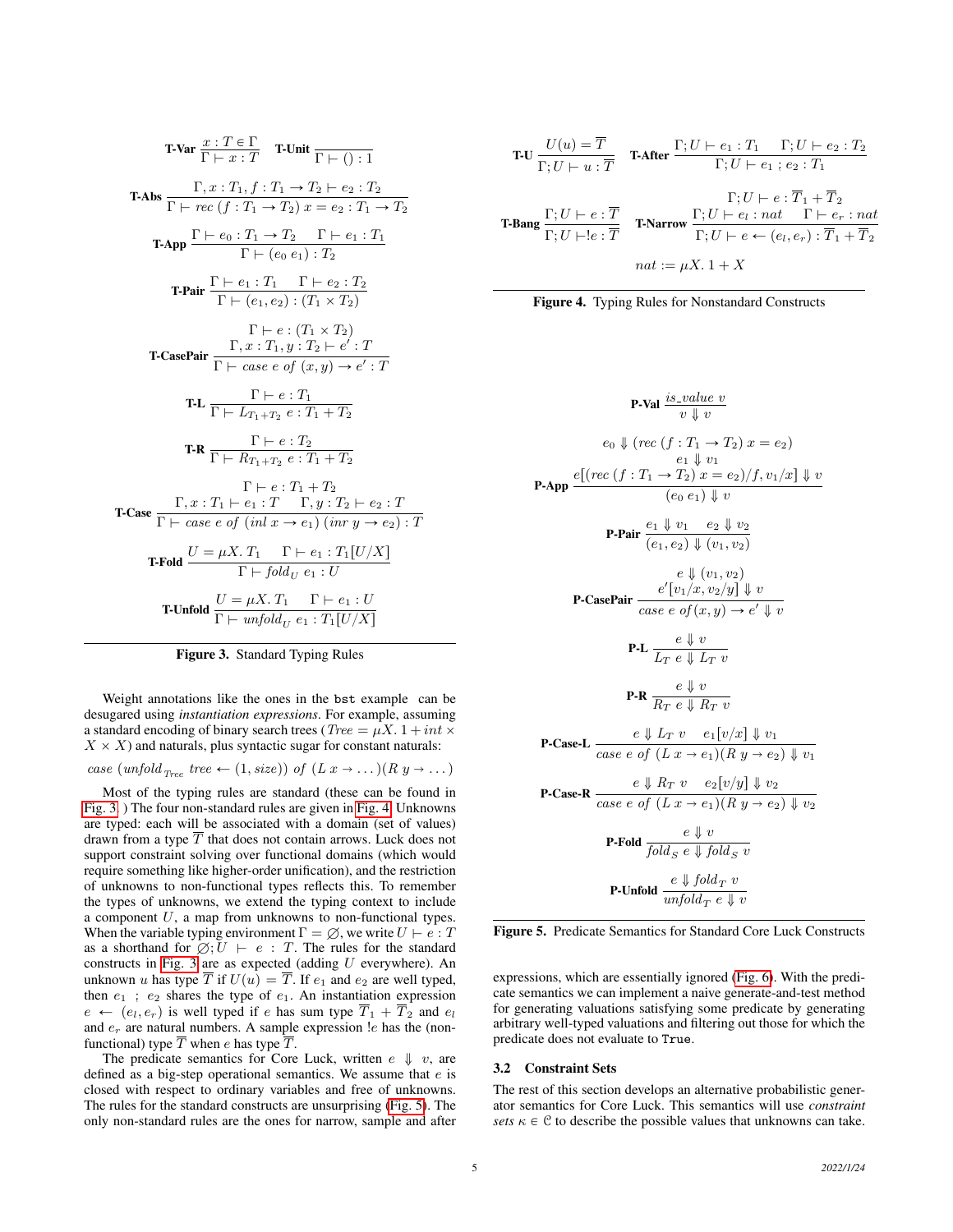$$\textbf{T-Var}\ \frac{x : T \in \Gamma}{\Gamma \vdash x : T} \qquad \textbf{T-Unit}\ \frac{}{\Gamma \vdash () : 1}$$

$$\textbf{T-Abs}\ \frac{\Gamma, x : T_1, f : T_1 \to T_2 \vdash e_2 : T_2}{\Gamma \vdash \mathit{rec}\ (f : T_1 \to T_2)\ x = e_2 : T_1 \to T_2}$$

$$\textbf{T-App}\ \frac{\Gamma \vdash e_0 : T_1 \to T_2 \quad \Gamma \vdash e_1 : T_1}{\Gamma \vdash (e_0\ e_1) : T_2}$$

$$\textbf{T-Pair}\ \frac{\Gamma \vdash e_1 : T_1 \quad \Gamma \vdash e_2 : T_2}{\Gamma \vdash (e_1, e_2) : (T_1 \times T_2)}$$

$$\textbf{T-CasePair}\ \frac{\Gamma \vdash e : (T_1 \times T_2) \quad \Gamma, x : T_1, y : T_2 \vdash e' : T}{\Gamma \vdash \mathit{case}\ e\ \mathit{of}\ (x, y) \to e' : T}$$

$$\textbf{T-L}\ \frac{\Gamma \vdash e : T_1}{\Gamma \vdash L_{T_1+T_2}\ e : T_1 + T_2}$$

$$\textbf{T-R}\ \frac{\Gamma \vdash e : T_2}{\Gamma \vdash R_{T_1+T_2}\ e : T_1 + T_2}$$

$$\textbf{T-Case}\ \frac{\Gamma \vdash e : T_1 + T_2 \quad \Gamma, x : T_1 \vdash e_1 : T \quad \Gamma, y : T_2 \vdash e_2 : T}{\Gamma \vdash \mathit{case}\ e\ \mathit{of}\ (\mathit{inl}\ x \to e_1)\ (\mathit{inr}\ y \to e_2) : T}$$

$$\textbf{T-Fold}\ \frac{U = \mu X.\ T_1 \quad \Gamma \vdash e_1 : T_1[U/X]}{\Gamma \vdash \mathit{fold}_U\ e_1 : U}$$

$$\textbf{T-Unfold}\ \frac{U = \mu X.\ T_1 \quad \Gamma \vdash e_1 : U}{\Gamma \vdash \mathit{unfold}_U\ e_1 : T_1[U/X]}$$

**Figure 3.** Standard Typing Rules

Weight annotations like the ones in the bst example can be desugared using *instantiation expressions*. For example, assuming a standard encoding of binary search trees ($\mathit{Tree} = \mu X.\ 1 + \mathit{int} \times X \times X$) and naturals, plus syntactic sugar for constant naturals:

$$\mathit{case}\ (\mathit{unfold}_{\mathit{Tree}}\ \mathit{tree} \leftarrow (1, \mathit{size}))\ \mathit{of}\ (L\ x \to \dots)(R\ y \to \dots)$$

Most of the typing rules are standard (these can be found in Fig. 3.) The four non-standard rules are given in Fig. 4. Unknowns are typed: each will be associated with a domain (set of values) drawn from a type $\overline{T}$ that does not contain arrows. Luck does not support constraint solving over functional domains (which would require something like higher-order unification), and the restriction of unknowns to non-functional types reflects this. To remember the types of unknowns, we extend the typing context to include a component $U$, a map from unknowns to non-functional types. When the variable typing environment $\Gamma = \varnothing$, we write $U \vdash e : T$ as a shorthand for $\varnothing; U \vdash e : T$. The rules for the standard constructs in Fig. 3 are as expected (adding $U$ everywhere). An unknown $u$ has type $\overline{T}$ if $U(u) = \overline{T}$. If $e_1$ and $e_2$ are well typed, then $e_1\ ;\ e_2$ shares the type of $e_1$. An instantiation expression $e \leftarrow (e_l, e_r)$ is well typed if $e$ has sum type $\overline{T}_1 + \overline{T}_2$ and $e_l$ and $e_r$ are natural numbers. A sample expression $!e$ has the (non-functional) type $\overline{T}$ when $e$ has type $\overline{T}$.

The predicate semantics for Core Luck, written $e \Downarrow v$, are defined as a big-step operational semantics. We assume that $e$ is closed with respect to ordinary variables and free of unknowns. The rules for the standard constructs are unsurprising (Fig. 5). The only non-standard rules are the ones for narrow, sample and after

$$\textbf{T-U}\ \frac{U(u) = \overline{T}}{\Gamma; U \vdash u : \overline{T}} \qquad \textbf{T-After}\ \frac{\Gamma; U \vdash e_1 : T_1 \quad \Gamma; U \vdash e_2 : T_2}{\Gamma; U \vdash e_1\ ;\ e_2 : T_1}$$

$$\textbf{T-Bang}\ \frac{\Gamma; U \vdash e : \overline{T}}{\Gamma; U \vdash !e : \overline{T}} \qquad \textbf{T-Narrow}\ \frac{\Gamma; U \vdash e : \overline{T}_1 + \overline{T}_2 \quad \Gamma; U \vdash e_l : \mathit{nat} \quad \Gamma \vdash e_r : \mathit{nat}}{\Gamma; U \vdash e \leftarrow (e_l, e_r) : \overline{T}_1 + \overline{T}_2}$$

$$\mathit{nat} := \mu X.\ 1 + X$$

**Figure 4.** Typing Rules for Nonstandard Constructs

$$\textbf{P-Val}\ \frac{\mathit{is\_value}\ v}{v \Downarrow v}$$

$$\textbf{P-App}\ \frac{e_0 \Downarrow (\mathit{rec}\ (f : T_1 \to T_2)\ x = e_2) \quad e_1 \Downarrow v_1 \quad e_2[(\mathit{rec}\ (f : T_1 \to T_2)\ x = e_2)/f, v_1/x] \Downarrow v}{(e_0\ e_1) \Downarrow v}$$

$$\textbf{P-Pair}\ \frac{e_1 \Downarrow v_1 \quad e_2 \Downarrow v_2}{(e_1, e_2) \Downarrow (v_1, v_2)}$$

$$\textbf{P-CasePair}\ \frac{e \Downarrow (v_1, v_2) \quad e'[v_1/x, v_2/y] \Downarrow v}{\mathit{case}\ e\ \mathit{of}\ (x, y) \to e' \Downarrow v}$$

$$\textbf{P-L}\ \frac{e \Downarrow v}{L_T\ e \Downarrow L_T\ v}$$

$$\textbf{P-R}\ \frac{e \Downarrow v}{R_T\ e \Downarrow R_T\ v}$$

$$\textbf{P-Case-L}\ \frac{e \Downarrow L_T\ v \quad e_1[v/x] \Downarrow v_1}{\mathit{case}\ e\ \mathit{of}\ (L\ x \to e_1)(R\ y \to e_2) \Downarrow v_1}$$

$$\textbf{P-Case-R}\ \frac{e \Downarrow R_T\ v \quad e_2[v/y] \Downarrow v_2}{\mathit{case}\ e\ \mathit{of}\ (L\ x \to e_1)(R\ y \to e_2) \Downarrow v_2}$$

$$\textbf{P-Fold}\ \frac{e \Downarrow v}{\mathit{fold}_S\ e \Downarrow \mathit{fold}_S\ v}$$

$$\textbf{P-Unfold}\ \frac{e \Downarrow \mathit{fold}_T\ v}{\mathit{unfold}_T\ e \Downarrow v}$$

**Figure 5.** Predicate Semantics for Standard Core Luck Constructs

expressions, which are essentially ignored (Fig. 6). With the predicate semantics we can implement a naive generate-and-test method for generating valuations satisfying some predicate by generating arbitrary well-typed valuations and filtering out those for which the predicate does not evaluate to `True`.

### 3.2 Constraint Sets

The rest of this section develops an alternative probabilistic generator semantics for Core Luck. This semantics will use *constraint sets* $\kappa \in \mathcal{C}$ to describe the possible values that unknowns can take.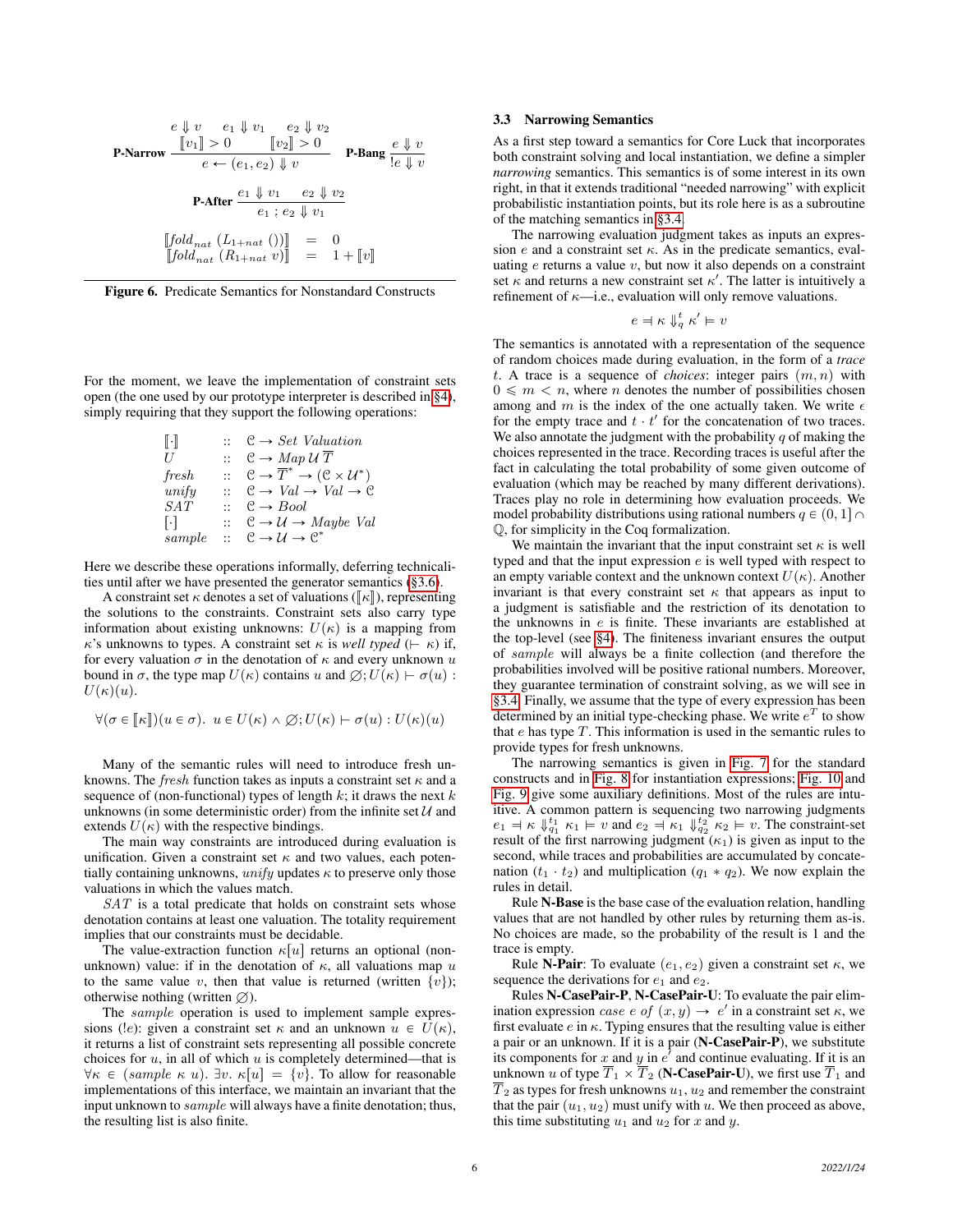$$\textbf{P-Narrow}\ \frac{\begin{array}{ccc} e \Downarrow v & e_1 \Downarrow v_1 & e_2 \Downarrow v_2 \\ & [\![v_1]\!] > 0 & [\![v_2]\!] > 0 \end{array}}{e \leftarrow (e_1, e_2) \Downarrow v} \qquad \textbf{P-Bang}\ \frac{e \Downarrow v}{!e \Downarrow v}$$

$$\textbf{P-After}\ \frac{e_1 \Downarrow v_1 \quad e_2 \Downarrow v_2}{e_1 \mathbin{;} e_2 \Downarrow v_1}$$

$$\begin{array}{lcl} [\![fold_{nat}\ (L_{1+nat}\ ())]\!] & = & 0 \\ [\![fold_{nat}\ (R_{1+nat}\ v)]\!] & = & 1 + [\![v]\!] \end{array}$$

**Figure 6.** Predicate Semantics for Nonstandard Constructs

For the moment, we leave the implementation of constraint sets open (the one used by our prototype interpreter is described in §4), simply requiring that they support the following operations:

$$\begin{array}{lcl} [\![\cdot]\!] & :: & \mathcal{C} \rightarrow \mathit{Set\ Valuation} \\ U & :: & \mathcal{C} \rightarrow \mathit{Map}\ \mathcal{U}\ \overline{T} \\ \mathit{fresh} & :: & \mathcal{C} \rightarrow \overline{T}^* \rightarrow (\mathcal{C} \times \mathcal{U}^*) \\ \mathit{unify} & :: & \mathcal{C} \rightarrow \mathit{Val} \rightarrow \mathit{Val} \rightarrow \mathcal{C} \\ \mathit{SAT} & :: & \mathcal{C} \rightarrow \mathit{Bool} \\ [\cdot] & :: & \mathcal{C} \rightarrow \mathcal{U} \rightarrow \mathit{Maybe\ Val} \\ \mathit{sample} & :: & \mathcal{C} \rightarrow \mathcal{U} \rightarrow \mathcal{C}^* \end{array}$$

Here we describe these operations informally, deferring technicalities until after we have presented the generator semantics (§3.6).

A constraint set $\kappa$ denotes a set of valuations ($[\![\kappa]\!]$), representing the solutions to the constraints. Constraint sets also carry type information about existing unknowns: $U(\kappa)$ is a mapping from $\kappa$'s unknowns to types. A constraint set $\kappa$ is *well typed* ($\vdash \kappa$) if, for every valuation $\sigma$ in the denotation of $\kappa$ and every unknown $u$ bound in $\sigma$, the type map $U(\kappa)$ contains $u$ and $\varnothing; U(\kappa) \vdash \sigma(u) : U(\kappa)(u)$.

$$\forall (\sigma \in [\![\kappa]\!])(u \in \sigma).\ \ u \in U(\kappa) \wedge \varnothing; U(\kappa) \vdash \sigma(u) : U(\kappa)(u)$$

Many of the semantic rules will need to introduce fresh unknowns. The *fresh* function takes as inputs a constraint set $\kappa$ and a sequence of (non-functional) types of length $k$; it draws the next $k$ unknowns (in some deterministic order) from the infinite set $\mathcal{U}$ and extends $U(\kappa)$ with the respective bindings.

The main way constraints are introduced during evaluation is unification. Given a constraint set $\kappa$ and two values, each potentially containing unknowns, *unify* updates $\kappa$ to preserve only those valuations in which the values match.

*SAT* is a total predicate that holds on constraint sets whose denotation contains at least one valuation. The totality requirement implies that our constraints must be decidable.

The value-extraction function $\kappa[u]$ returns an optional (non-unknown) value: if in the denotation of $\kappa$, all valuations map $u$ to the same value $v$, then that value is returned (written $\{v\}$); otherwise nothing (written $\varnothing$).

The *sample* operation is used to implement sample expressions ($!e$): given a constraint set $\kappa$ and an unknown $u \in U(\kappa)$, it returns a list of constraint sets representing all possible concrete choices for $u$, in all of which $u$ is completely determined—that is $\forall \kappa \in (\mathit{sample}\ \kappa\ u).\ \exists v.\ \kappa[u] = \{v\}$. To allow for reasonable implementations of this interface, we maintain an invariant that the input unknown to *sample* will always have a finite denotation; thus, the resulting list is also finite.

### 3.3 Narrowing Semantics

As a first step toward a semantics for Core Luck that incorporates both constraint solving and local instantiation, we define a simpler *narrowing* semantics. This semantics is of some interest in its own right, in that it extends traditional "needed narrowing" with explicit probabilistic instantiation points, but its role here is as a subroutine of the matching semantics in §3.4.

The narrowing evaluation judgment takes as inputs an expression $e$ and a constraint set $\kappa$. As in the predicate semantics, evaluating $e$ returns a value $v$, but now it also depends on a constraint set $\kappa$ and returns a new constraint set $\kappa'$. The latter is intuitively a refinement of $\kappa$—i.e., evaluation will only remove valuations.

$$e \mathrel{=\!\!|} \kappa \Downarrow_q^t \kappa' \models v$$

The semantics is annotated with a representation of the sequence of random choices made during evaluation, in the form of a *trace* $t$. A trace is a sequence of *choices*: integer pairs $(m, n)$ with $0 \leqslant m < n$, where $n$ denotes the number of possibilities chosen among and $m$ is the index of the one actually taken. We write $\epsilon$ for the empty trace and $t \cdot t'$ for the concatenation of two traces. We also annotate the judgment with the probability $q$ of making the choices represented in the trace. Recording traces is useful after the fact in calculating the total probability of some given outcome of evaluation (which may be reached by many different derivations). Traces play no role in determining how evaluation proceeds. We model probability distributions using rational numbers $q \in (0, 1] \cap \mathbb{Q}$, for simplicity in the Coq formalization.

We maintain the invariant that the input constraint set $\kappa$ is well typed and that the input expression $e$ is well typed with respect to an empty variable context and the unknown context $U(\kappa)$. Another invariant is that every constraint set $\kappa$ that appears as input to a judgment is satisfiable and the restriction of its denotation to the unknowns in $e$ is finite. These invariants are established at the top-level (see §4). The fineteness invariant ensures the output of *sample* will always be a finite collection (and therefore the probabilities involved will be positive rational numbers. Moreover, they guarantee termination of constraint solving, as we will see in §3.4. Finally, we assume that the type of every expression has been determined by an initial type-checking phase. We write $e^T$ to show that $e$ has type $T$. This information is used in the semantic rules to provide types for fresh unknowns.

The narrowing semantics is given in Fig. 7 for the standard constructs and in Fig. 8 for instantiation expressions; Fig. 10 and Fig. 9 give some auxiliary definitions. Most of the rules are intuitive. A common pattern is sequencing two narrowing judgments $e_1 \mathrel{=\!\!|} \kappa \Downarrow_{q_1}^{t_1} \kappa_1 \models v$ and $e_2 \mathrel{=\!\!|} \kappa_1 \Downarrow_{q_2}^{t_2} \kappa_2 \models v$. The constraint-set result of the first narrowing judgment ($\kappa_1$) is given as input to the second, while traces and probabilities are accumulated by concatenation ($t_1 \cdot t_2$) and multiplication ($q_1 * q_2$). We now explain the rules in detail.

Rule **N-Base** is the base case of the evaluation relation, handling values that are not handled by other rules by returning them as-is. No choices are made, so the probability of the result is 1 and the trace is empty.

Rule **N-Pair**: To evaluate $(e_1, e_2)$ given a constraint set $\kappa$, we sequence the derivations for $e_1$ and $e_2$.

Rules **N-CasePair-P**, **N-CasePair-U**: To evaluate the pair elimination expression $\mathit{case}\ e\ \mathit{of}\ (x, y) \rightarrow e'$ in a constraint set $\kappa$, we first evaluate $e$ in $\kappa$. Typing ensures that the resulting value is either a pair or an unknown. If it is a pair (**N-CasePair-P**), we substitute its components for $x$ and $y$ in $e'$ and continue evaluating. If it is an unknown $u$ of type $\overline{T}_1 \times \overline{T}_2$ (**N-CasePair-U**), we first use $\overline{T}_1$ and $\overline{T}_2$ as types for fresh unknowns $u_1, u_2$ and remember the constraint that the pair $(u_1, u_2)$ must unify with $u$. We then proceed as above, this time substituting $u_1$ and $u_2$ for $x$ and $y$.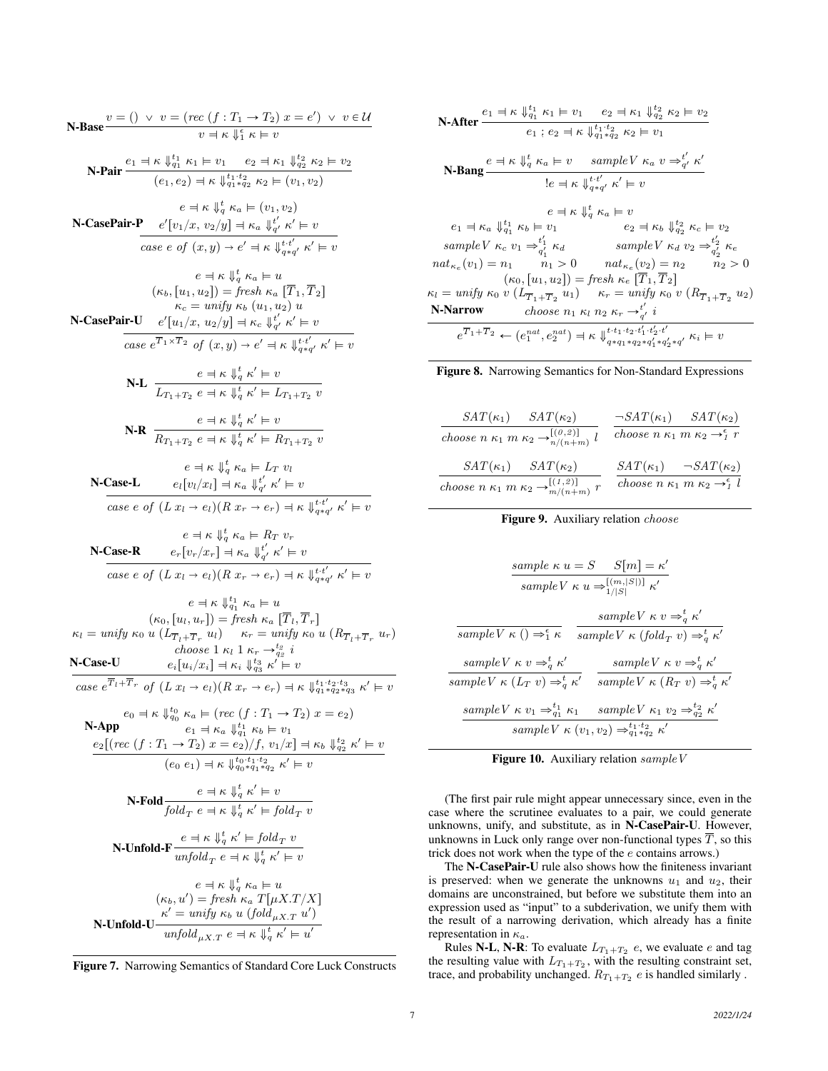$$\textbf{N-Base}\;\frac{v = () \;\vee\; v = (rec\ (f : T_1 \to T_2)\ x = e') \;\vee\; v \in \mathcal{U}}{v \dashv \kappa \Downarrow_1^{\epsilon} \kappa \models v}$$

$$\textbf{N-Pair}\;\frac{e_1 \dashv \kappa \Downarrow_{q_1}^{t_1} \kappa_1 \models v_1 \qquad e_2 \dashv \kappa_1 \Downarrow_{q_2}^{t_2} \kappa_2 \models v_2}{(e_1, e_2) \dashv \kappa \Downarrow_{q_1 * q_2}^{t_1 \cdot t_2} \kappa_2 \models (v_1, v_2)}$$

$$\textbf{N-CasePair-P}\;\frac{e \dashv \kappa \Downarrow_q^t \kappa_a \models (v_1, v_2) \qquad e'[v_1/x,\, v_2/y] \dashv \kappa_a \Downarrow_{q'}^{t'} \kappa' \models v}{case\ e\ of\ (x, y) \to e' \dashv \kappa \Downarrow_{q * q'}^{t \cdot t'} \kappa' \models v}$$

$$\textbf{N-CasePair-U}\;\frac{\begin{array}{c} e \dashv \kappa \Downarrow_q^t \kappa_a \models u \\ (\kappa_b, [u_1, u_2]) = fresh\ \kappa_a\ [\overline{T}_1, \overline{T}_2] \\ \kappa_c = unify\ \kappa_b\ (u_1, u_2)\ u \\ e'[u_1/x,\, u_2/y] \dashv \kappa_c \Downarrow_{q'}^{t'} \kappa' \models v \end{array}}{case\ e^{\overline{T}_1 \times \overline{T}_2}\ of\ (x, y) \to e' \dashv \kappa \Downarrow_{q * q'}^{t \cdot t'} \kappa' \models v}$$

$$\textbf{N-L}\;\frac{e \dashv \kappa \Downarrow_q^t \kappa' \models v}{L_{T_1+T_2}\ e \dashv \kappa \Downarrow_q^t \kappa' \models L_{T_1+T_2}\ v}$$

$$\textbf{N-R}\;\frac{e \dashv \kappa \Downarrow_q^t \kappa' \models v}{R_{T_1+T_2}\ e \dashv \kappa \Downarrow_q^t \kappa' \models R_{T_1+T_2}\ v}$$

$$\textbf{N-Case-L}\;\frac{e \dashv \kappa \Downarrow_q^t \kappa_a \models L_T\ v_l \qquad e_l[v_l/x_l] \dashv \kappa_a \Downarrow_{q'}^{t'} \kappa' \models v}{case\ e\ of\ (L\ x_l \to e_l)(R\ x_r \to e_r) \dashv \kappa \Downarrow_{q * q'}^{t \cdot t'} \kappa' \models v}$$

$$\textbf{N-Case-R}\;\frac{e \dashv \kappa \Downarrow_q^t \kappa_a \models R_T\ v_r \qquad e_r[v_r/x_r] \dashv \kappa_a \Downarrow_{q'}^{t'} \kappa' \models v}{case\ e\ of\ (L\ x_l \to e_l)(R\ x_r \to e_r) \dashv \kappa \Downarrow_{q * q'}^{t \cdot t'} \kappa' \models v}$$

$$\textbf{N-Case-U}\;\frac{\begin{array}{c} e \dashv \kappa \Downarrow_{q_1}^{t_1} \kappa_a \models u \\ (\kappa_0, [u_l, u_r]) = fresh\ \kappa_a\ [\overline{T}_l, \overline{T}_r] \\ \kappa_l = unify\ \kappa_0\ u\ (L_{\overline{T}_l + \overline{T}_r}\ u_l) \qquad \kappa_r = unify\ \kappa_0\ u\ (R_{\overline{T}_l + \overline{T}_r}\ u_r) \\ choose\ 1\ \kappa_l\ 1\ \kappa_r \to_{q_2}^{t_2} i \\ e_i[u_i/x_i] \dashv \kappa_i \Downarrow_{q_3}^{t_3} \kappa' \models v \end{array}}{case\ e^{\overline{T}_l + \overline{T}_r}\ of\ (L\ x_l \to e_l)(R\ x_r \to e_r) \dashv \kappa \Downarrow_{q_1 * q_2 * q_3}^{t_1 \cdot t_2 \cdot t_3} \kappa' \models v}$$

$$\textbf{N-App}\;\frac{\begin{array}{c} e_0 \dashv \kappa \Downarrow_{q_0}^{t_0} \kappa_a \models (rec\ (f : T_1 \to T_2)\ x = e_2) \\ e_1 \dashv \kappa_a \Downarrow_{q_1}^{t_1} \kappa_b \models v_1 \\ e_2[(rec\ (f : T_1 \to T_2)\ x = e_2)/f,\ v_1/x] \dashv \kappa_b \Downarrow_{q_2}^{t_2} \kappa' \models v \end{array}}{(e_0\ e_1) \dashv \kappa \Downarrow_{q_0 * q_1 * q_2}^{t_0 \cdot t_1 \cdot t_2} \kappa' \models v}$$

$$\textbf{N-Fold}\;\frac{e \dashv \kappa \Downarrow_q^t \kappa' \models v}{fold_T\ e \dashv \kappa \Downarrow_q^t \kappa' \models fold_T\ v}$$

$$\textbf{N-Unfold-F}\;\frac{e \dashv \kappa \Downarrow_q^t \kappa' \models fold_T\ v}{unfold_T\ e \dashv \kappa \Downarrow_q^t \kappa' \models v}$$

$$\textbf{N-Unfold-U}\;\frac{\begin{array}{c} e \dashv \kappa \Downarrow_q^t \kappa_a \models u \\ (\kappa_b, u') = fresh\ \kappa_a\ T[\mu X.T/X] \\ \kappa' = unify\ \kappa_b\ u\ (fold_{\mu X.T}\ u') \end{array}}{unfold_{\mu X.T}\ e \dashv \kappa \Downarrow_q^t \kappa' \models u'}$$

**Figure 7.** Narrowing Semantics of Standard Core Luck Constructs

$$\textbf{N-After}\;\frac{e_1 \dashv \kappa \Downarrow_{q_1}^{t_1} \kappa_1 \models v_1 \qquad e_2 \dashv \kappa_1 \Downarrow_{q_2}^{t_2} \kappa_2 \models v_2}{e_1\ ;\ e_2 \dashv \kappa \Downarrow_{q_1 * q_2}^{t_1 \cdot t_2} \kappa_2 \models v_1}$$

$$\textbf{N-Bang}\;\frac{e \dashv \kappa \Downarrow_q^t \kappa_a \models v \qquad sampleV\ \kappa_a\ v \Rightarrow_{q'}^{t'} \kappa'}{!e \dashv \kappa \Downarrow_{q * q'}^{t \cdot t'} \kappa' \models v}$$

$$\textbf{N-Narrow}\;\frac{\begin{array}{c} e \dashv \kappa \Downarrow_q^t \kappa_a \models v \\ e_1 \dashv \kappa_a \Downarrow_{q_1}^{t_1} \kappa_b \models v_1 \qquad e_2 \dashv \kappa_b \Downarrow_{q_2}^{t_2} \kappa_c \models v_2 \\ sampleV\ \kappa_c\ v_1 \Rightarrow_{q_1'}^{t_1'} \kappa_d \qquad sampleV\ \kappa_d\ v_2 \Rightarrow_{q_2'}^{t_2'} \kappa_e \\ nat_{\kappa_e}(v_1) = n_1 \qquad n_1 > 0 \qquad nat_{\kappa_e}(v_2) = n_2 \qquad n_2 > 0 \\ (\kappa_0, [u_1, u_2]) = fresh\ \kappa_e\ [\overline{T}_1, \overline{T}_2] \\ \kappa_l = unify\ \kappa_0\ v\ (L_{\overline{T}_1 + \overline{T}_2}\ u_1) \qquad \kappa_r = unify\ \kappa_0\ v\ (R_{\overline{T}_1 + \overline{T}_2}\ u_2) \\ choose\ n_1\ \kappa_l\ n_2\ \kappa_r \to_{q'}^{t'} i \end{array}}{e^{\overline{T}_1 + \overline{T}_2} \leftarrow (e_1^{nat}, e_2^{nat}) \dashv \kappa \Downarrow_{q * q_1 * q_2 * q_1' * q_2' * q'}^{t \cdot t_1 \cdot t_2 \cdot t_1' \cdot t_2' \cdot t'} \kappa_i \models v}$$

**Figure 8.** Narrowing Semantics for Non-Standard Expressions

$$\frac{SAT(\kappa_1) \qquad SAT(\kappa_2)}{choose\ n\ \kappa_1\ m\ \kappa_2 \to_{n/(n+m)}^{[(0,2)]} l} \qquad \frac{\neg SAT(\kappa_1) \qquad SAT(\kappa_2)}{choose\ n\ \kappa_1\ m\ \kappa_2 \to_1^{\epsilon} r}$$

$$\frac{SAT(\kappa_1) \qquad SAT(\kappa_2)}{choose\ n\ \kappa_1\ m\ \kappa_2 \to_{m/(n+m)}^{[(1,2)]} r} \qquad \frac{SAT(\kappa_1) \qquad \neg SAT(\kappa_2)}{choose\ n\ \kappa_1\ m\ \kappa_2 \to_1^{\epsilon} l}$$

**Figure 9.** Auxiliary relation $choose$

$$\frac{sample\ \kappa\ u = S \qquad S[m] = \kappa'}{sampleV\ \kappa\ u \Rightarrow_{1/|S|}^{[(m,|S|)]} \kappa'}$$

$$\frac{}{sampleV\ \kappa\ () \Rightarrow_1^{\epsilon} \kappa} \qquad \frac{sampleV\ \kappa\ v \Rightarrow_q^t \kappa'}{sampleV\ \kappa\ (fold_T\ v) \Rightarrow_q^t \kappa'}$$

$$\frac{sampleV\ \kappa\ v \Rightarrow_q^t \kappa'}{sampleV\ \kappa\ (L_T\ v) \Rightarrow_q^t \kappa'} \qquad \frac{sampleV\ \kappa\ v \Rightarrow_q^t \kappa'}{sampleV\ \kappa\ (R_T\ v) \Rightarrow_q^t \kappa'}$$

$$\frac{sampleV\ \kappa\ v_1 \Rightarrow_{q_1}^{t_1} \kappa_1 \qquad sampleV\ \kappa_1\ v_2 \Rightarrow_{q_2}^{t_2} \kappa'}{sampleV\ \kappa\ (v_1, v_2) \Rightarrow_{q_1 * q_2}^{t_1 \cdot t_2} \kappa'}$$

**Figure 10.** Auxiliary relation $sampleV$

(The first pair rule might appear unnecessary since, even in the case where the scrutinee evaluates to a pair, we could generate unknowns, unify, and substitute, as in **N-CasePair-U**. However, unknowns in Luck only range over non-functional types $\overline{T}$, so this trick does not work when the type of the $e$ contains arrows.)

The **N-CasePair-U** rule also shows how the finiteness invariant is preserved: when we generate the unknowns $u_1$ and $u_2$, their domains are unconstrained, but before we substitute them into an expression used as "input" to a subderivation, we unify them with the result of a narrowing derivation, which already has a finite representation in $\kappa_a$.

Rules **N-L**, **N-R**: To evaluate $L_{T_1+T_2}\ e$, we evaluate $e$ and tag the resulting value with $L_{T_1+T_2}$, with the resulting constraint set, trace, and probability unchanged. $R_{T_1+T_2}\ e$ is handled similarly .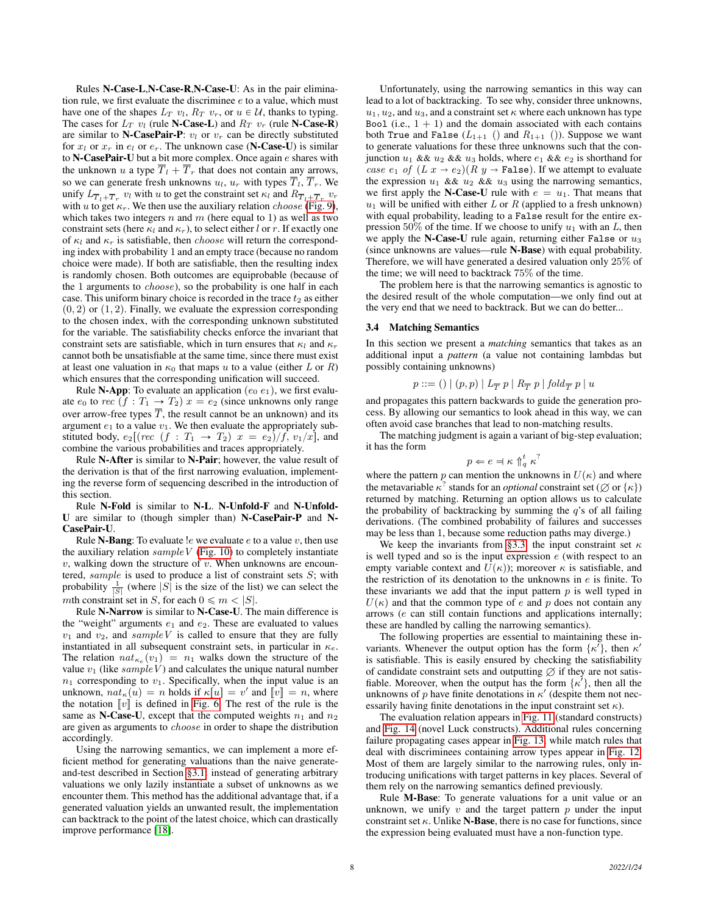Rules **N-Case-L**,**N-Case-R**,**N-Case-U**: As in the pair elimination rule, we first evaluate the discriminee $e$ to a value, which must have one of the shapes $L_T\ v_l$, $R_T\ v_r$, or $u \in \mathcal{U}$, thanks to typing. The cases for $L_T\ v_l$ (rule **N-Case-L**) and $R_T\ v_r$ (rule **N-Case-R**) are similar to **N-CasePair-P**: $v_l$ or $v_r$ can be directly substituted for $x_l$ or $x_r$ in $e_l$ or $e_r$. The unknown case (**N-Case-U**) is similar to **N-CasePair-U** but a bit more complex. Once again $e$ shares with the unknown $u$ a type $\overline{T}_l + \overline{T}_r$ that does not contain any arrows, so we can generate fresh unknowns $u_l$, $u_r$ with types $\overline{T}_l$, $\overline{T}_r$. We unify $L_{\overline{T}_l + \overline{T}_r}\ v_l$ with $u$ to get the constraint set $\kappa_l$ and $R_{\overline{T}_l + \overline{T}_r}\ v_r$ with $u$ to get $\kappa_r$. We then use the auxiliary relation *choose* (Fig. 9), which takes two integers $n$ and $m$ (here equal to 1) as well as two constraint sets (here $\kappa_l$ and $\kappa_r$), to select either $l$ or $r$. If exactly one of $\kappa_l$ and $\kappa_r$ is satisfiable, then *choose* will return the corresponding index with probability 1 and an empty trace (because no random choice were made). If both are satisfiable, then the resulting index is randomly chosen. Both outcomes are equiprobable (because of the 1 arguments to *choose*), so the probability is one half in each case. This uniform binary choice is recorded in the trace $t_2$ as either $(0, 2)$ or $(1, 2)$. Finally, we evaluate the expression corresponding to the chosen index, with the corresponding unknown substituted for the variable. The satisfiability checks enforce the invariant that constraint sets are satisfiable, which in turn ensures that $\kappa_l$ and $\kappa_r$ cannot both be unsatisfiable at the same time, since there must exist at least one valuation in $\kappa_0$ that maps $u$ to a value (either $L$ or $R$) which ensures that the corresponding unification will succeed.

Rule **N-App**: To evaluate an application $(e_0\ e_1)$, we first evaluate $e_0$ to $rec\ (f : T_1 \to T_2)\ x = e_2$ (since unknowns only range over arrow-free types $\overline{T}$, the result cannot be an unknown) and its argument $e_1$ to a value $v_1$. We then evaluate the appropriately substituted body, $e_2[(rec\ (f : T_1 \to T_2)\ x = e_2)/f, v_1/x]$, and combine the various probabilities and traces appropriately.

Rule **N-After** is similar to **N-Pair**; however, the value result of the derivation is that of the first narrowing evaluation, implementing the reverse form of sequencing described in the introduction of this section.

Rule **N-Fold** is similar to **N-L**. **N-Unfold-F** and **N-Unfold-U** are similar to (though simpler than) **N-CasePair-P** and **N-CasePair-U**.

Rule **N-Bang**: To evaluate $!e$ we evaluate $e$ to a value $v$, then use the auxiliary relation $sampleV$ (Fig. 10) to completely instantiate $v$, walking down the structure of $v$. When unknowns are encountered, $sample$ is used to produce a list of constraint sets $S$; with probability $\frac{1}{|S|}$ (where $|S|$ is the size of the list) we can select the $m$th constraint set in $S$, for each $0 \leqslant m < |S|$.

Rule **N-Narrow** is similar to **N-Case-U**. The main difference is the "weight" arguments $e_1$ and $e_2$. These are evaluated to values $v_1$ and $v_2$, and $sampleV$ is called to ensure that they are fully instantiated in all subsequent constraint sets, in particular in $\kappa_e$. The relation $nat_{\kappa_e}(v_1) = n_1$ walks down the structure of the value $v_1$ (like $sampleV$) and calculates the unique natural number $n_1$ corresponding to $v_1$. Specifically, when the input value is an unknown, $nat_\kappa(u) = n$ holds if $\kappa[u] = v'$ and $[\![v]\!] = n$, where the notation $[\![v]\!]$ is defined in Fig. 6. The rest of the rule is the same as **N-Case-U**, except that the computed weights $n_1$ and $n_2$ are given as arguments to *choose* in order to shape the distribution accordingly.

Using the narrowing semantics, we can implement a more efficient method for generating valuations than the naive generate-and-test described in Section §3.1: instead of generating arbitrary valuations we only lazily instantiate a subset of unknowns as we encounter them. This method has the additional advantage that, if a generated valuation yields an unwanted result, the implementation can backtrack to the point of the latest choice, which can drastically improve performance [18].

Unfortunately, using the narrowing semantics in this way can lead to a lot of backtracking. To see why, consider three unknowns, $u_1, u_2$, and $u_3$, and a constraint set $\kappa$ where each unknown has type `Bool` (i.e., $1 + 1$) and the domain associated with each contains both `True` and `False` ($L_{1+1}$ () and $R_{1+1}$ ()). Suppose we want to generate valuations for these three unknowns such that the conjunction $u_1$ && $u_2$ && $u_3$ holds, where $e_1$ && $e_2$ is shorthand for $case\ e_1\ of\ (L\ x \to e_2)(R\ y \to$ `False`). If we attempt to evaluate the expression $u_1$ && $u_2$ && $u_3$ using the narrowing semantics, we first apply the **N-Case-U** rule with $e = u_1$. That means that $u_1$ will be unified with either $L$ or $R$ (applied to a fresh unknown) with equal probability, leading to a `False` result for the entire expression 50% of the time. If we choose to unify $u_1$ with an $L$, then we apply the **N-Case-U** rule again, returning either `False` or $u_3$ (since unknowns are values—rule **N-Base**) with equal probability. Therefore, we will have generated a desired valuation only 25% of the time; we will need to backtrack 75% of the time.

The problem here is that the narrowing semantics is agnostic to the desired result of the whole computation—we only find out at the very end that we need to backtrack. But we can do better...

### 3.4 Matching Semantics

In this section we present a *matching* semantics that takes as an additional input a *pattern* (a value not containing lambdas but possibly containing unknowns)

$$p ::= () \mid (p, p) \mid L_{\overline{T}}\ p \mid R_{\overline{T}}\ p \mid fold_{\overline{T}}\ p \mid u$$

and propagates this pattern backwards to guide the generation process. By allowing our semantics to look ahead in this way, we can often avoid case branches that lead to non-matching results.

The matching judgment is again a variant of big-step evaluation; it has the form

$$p \Leftarrow e \dashv \kappa \Uparrow_q^t \kappa^?$$

where the pattern $p$ can mention the unknowns in $U(\kappa)$ and where the metavariable $\kappa^?$ stands for an *optional* constraint set ($\varnothing$ or $\{\kappa\}$) returned by matching. Returning an option allows us to calculate the probability of backtracking by summing the $q$'s of all failing derivations. (The combined probability of failures and successes may be less than 1, because some reduction paths may diverge.)

We keep the invariants from §3.3: the input constraint set $\kappa$ is well typed and so is the input expression $e$ (with respect to an empty variable context and $U(\kappa)$); moreover $\kappa$ is satisfiable, and the restriction of its denotation to the unknowns in $e$ is finite. To these invariants we add that the input pattern $p$ is well typed in $U(\kappa)$ and that the common type of $e$ and $p$ does not contain any arrows ($e$ can still contain functions and applications internally; these are handled by calling the narrowing semantics).

The following properties are essential to maintaining these invariants. Whenever the output option has the form $\{\kappa'\}$, then $\kappa'$ is satisfiable. This is easily ensured by checking the satisfiability of candidate constraint sets and outputting $\varnothing$ if they are not satisfiable. Moreover, when the output has the form $\{\kappa'\}$, then all the unknowns of $p$ have finite denotations in $\kappa'$ (despite them not necessarily having finite denotations in the input constraint set $\kappa$).

The evaluation relation appears in Fig. 11 (standard constructs) and Fig. 14 (novel Luck constructs). Additional rules concerning failure propagating cases appear in Fig. 13, while match rules that deal with discriminees containing arrow types appear in Fig. 12. Most of them are largely similar to the narrowing rules, only introducing unifications with target patterns in key places. Several of them rely on the narrowing semantics defined previously.

Rule **M-Base**: To generate valuations for a unit value or an unknown, we unify $v$ and the target pattern $p$ under the input constraint set $\kappa$. Unlike **N-Base**, there is no case for functions, since the expression being evaluated must have a non-function type.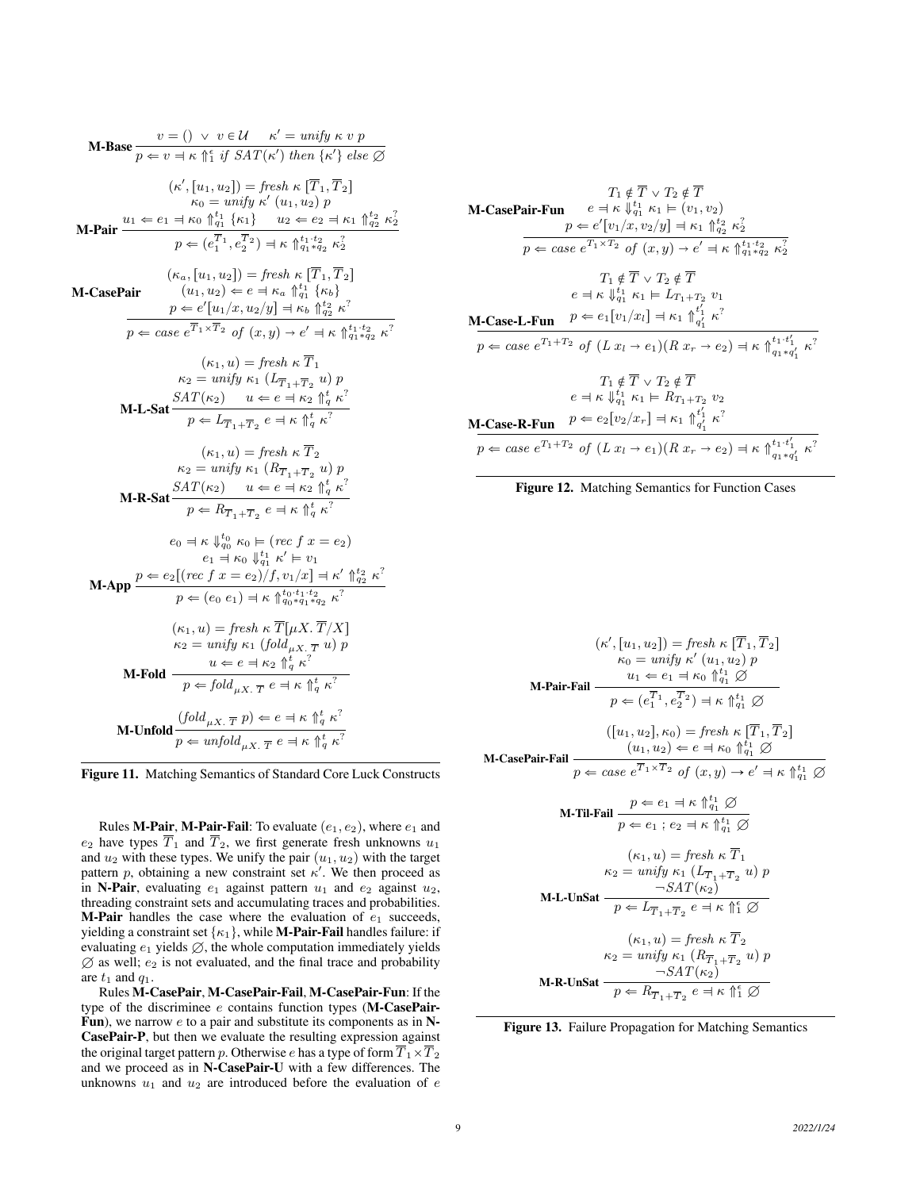$$\textbf{M-Base}\ \frac{v = ()\ \vee\ v \in \mathcal{U} \qquad \kappa' = \mathit{unify}\ \kappa\ v\ p}{p \Leftarrow v \Rightarrow \kappa \Uparrow_1^{\epsilon}\ \mathit{if}\ \mathit{SAT}(\kappa')\ \mathit{then}\ \{\kappa'\}\ \mathit{else}\ \varnothing}$$

$$\textbf{M-Pair}\ \frac{\begin{array}{c}(\kappa', [u_1, u_2]) = \mathit{fresh}\ \kappa\ [\overline{T}_1, \overline{T}_2] \\ \kappa_0 = \mathit{unify}\ \kappa'\ (u_1, u_2)\ p \\ u_1 \Leftarrow e_1 \Rightarrow \kappa_0 \Uparrow_{q_1}^{t_1} \{\kappa_1\} \qquad u_2 \Leftarrow e_2 \Rightarrow \kappa_1 \Uparrow_{q_2}^{t_2} \kappa_2^{?}\end{array}}{p \Leftarrow (e_1^{\overline{T}_1}, e_2^{\overline{T}_2}) \Rightarrow \kappa \Uparrow_{q_1 * q_2}^{t_1 \cdot t_2} \kappa_2^{?}}$$

$$\textbf{M-CasePair}\ \frac{\begin{array}{c}(\kappa_a, [u_1, u_2]) = \mathit{fresh}\ \kappa\ [\overline{T}_1, \overline{T}_2] \\ (u_1, u_2) \Leftarrow e \Rightarrow \kappa_a \Uparrow_{q_1}^{t_1} \{\kappa_b\} \\ p \Leftarrow e'[u_1/x, u_2/y] \Rightarrow \kappa_b \Uparrow_{q_2}^{t_2} \kappa^{?}\end{array}}{p \Leftarrow \mathit{case}\ e^{\overline{T}_1 \times \overline{T}_2}\ \mathit{of}\ (x, y) \to e' \Rightarrow \kappa \Uparrow_{q_1 * q_2}^{t_1 \cdot t_2} \kappa^{?}}$$

$$\textbf{M-L-Sat}\ \frac{\begin{array}{c}(\kappa_1, u) = \mathit{fresh}\ \kappa\ \overline{T}_1 \\ \kappa_2 = \mathit{unify}\ \kappa_1\ (L_{\overline{T}_1 + \overline{T}_2}\ u)\ p \\ \mathit{SAT}(\kappa_2) \qquad u \Leftarrow e \Rightarrow \kappa_2 \Uparrow_q^t \kappa^{?}\end{array}}{p \Leftarrow L_{\overline{T}_1 + \overline{T}_2}\ e \Rightarrow \kappa \Uparrow_q^t \kappa^{?}}$$

$$\textbf{M-R-Sat}\ \frac{\begin{array}{c}(\kappa_1, u) = \mathit{fresh}\ \kappa\ \overline{T}_2 \\ \kappa_2 = \mathit{unify}\ \kappa_1\ (R_{\overline{T}_1 + \overline{T}_2}\ u)\ p \\ \mathit{SAT}(\kappa_2) \qquad u \Leftarrow e \Rightarrow \kappa_2 \Uparrow_q^t \kappa^{?}\end{array}}{p \Leftarrow R_{\overline{T}_1 + \overline{T}_2}\ e \Rightarrow \kappa \Uparrow_q^t \kappa^{?}}$$

$$\textbf{M-App}\ \frac{\begin{array}{c}e_0 \Rightarrow \kappa \Downarrow_{q_0}^{t_0} \kappa_0 \vDash (\mathit{rec}\ f\ x = e_2) \\ e_1 \Rightarrow \kappa_0 \Downarrow_{q_1}^{t_1} \kappa' \vDash v_1 \\ p \Leftarrow e_2[(\mathit{rec}\ f\ x = e_2)/f, v_1/x] \Rightarrow \kappa' \Uparrow_{q_2}^{t_2} \kappa^{?}\end{array}}{p \Leftarrow (e_0\ e_1) \Rightarrow \kappa \Uparrow_{q_0 * q_1 * q_2}^{t_0 \cdot t_1 \cdot t_2} \kappa^{?}}$$

$$\textbf{M-Fold}\ \frac{\begin{array}{c}(\kappa_1, u) = \mathit{fresh}\ \kappa\ \overline{T}[\mu X.\ \overline{T}/X] \\ \kappa_2 = \mathit{unify}\ \kappa_1\ (\mathit{fold}_{\mu X.\ \overline{T}}\ u)\ p \\ u \Leftarrow e \Rightarrow \kappa_2 \Uparrow_q^t \kappa^{?}\end{array}}{p \Leftarrow \mathit{fold}_{\mu X.\ \overline{T}}\ e \Rightarrow \kappa \Uparrow_q^t \kappa^{?}}$$

$$\textbf{M-Unfold}\ \frac{(\mathit{fold}_{\mu X.\ \overline{T}}\ p) \Leftarrow e \Rightarrow \kappa \Uparrow_q^t \kappa^{?}}{p \Leftarrow \mathit{unfold}_{\mu X.\ \overline{T}}\ e \Rightarrow \kappa \Uparrow_q^t \kappa^{?}}$$

**Figure 11.** Matching Semantics of Standard Core Luck Constructs

$$\textbf{M-CasePair-Fun}\ \frac{\begin{array}{c}T_1 \notin \overline{T} \vee T_2 \notin \overline{T} \\ e \Rightarrow \kappa \Downarrow_{q_1}^{t_1} \kappa_1 \vDash (v_1, v_2) \\ p \Leftarrow e'[v_1/x, v_2/y] \Rightarrow \kappa_1 \Uparrow_{q_2}^{t_2} \kappa_2^{?}\end{array}}{p \Leftarrow \mathit{case}\ e^{T_1 \times T_2}\ \mathit{of}\ (x, y) \to e' \Rightarrow \kappa \Uparrow_{q_1 * q_2}^{t_1 \cdot t_2} \kappa_2^{?}}$$

$$\textbf{M-Case-L-Fun}\ \frac{\begin{array}{c}T_1 \notin \overline{T} \vee T_2 \notin \overline{T} \\ e \Rightarrow \kappa \Downarrow_{q_1}^{t_1} \kappa_1 \vDash L_{T_1 + T_2}\ v_1 \\ p \Leftarrow e_1[v_1/x_l] \Rightarrow \kappa_1 \Uparrow_{q_1'}^{t_1'} \kappa^{?}\end{array}}{p \Leftarrow \mathit{case}\ e^{T_1 + T_2}\ \mathit{of}\ (L\ x_l \to e_1)(R\ x_r \to e_2) \Rightarrow \kappa \Uparrow_{q_1 * q_1'}^{t_1 \cdot t_1'} \kappa^{?}}$$

$$\textbf{M-Case-R-Fun}\ \frac{\begin{array}{c}T_1 \notin \overline{T} \vee T_2 \notin \overline{T} \\ e \Rightarrow \kappa \Downarrow_{q_1}^{t_1} \kappa_1 \vDash R_{T_1 + T_2}\ v_2 \\ p \Leftarrow e_2[v_2/x_r] \Rightarrow \kappa_1 \Uparrow_{q_1'}^{t_1'} \kappa^{?}\end{array}}{p \Leftarrow \mathit{case}\ e^{T_1 + T_2}\ \mathit{of}\ (L\ x_l \to e_1)(R\ x_r \to e_2) \Rightarrow \kappa \Uparrow_{q_1 * q_1'}^{t_1 \cdot t_1'} \kappa^{?}}$$

**Figure 12.** Matching Semantics for Function Cases

$$\textbf{M-Pair-Fail}\ \frac{\begin{array}{c}(\kappa', [u_1, u_2]) = \mathit{fresh}\ \kappa\ [\overline{T}_1, \overline{T}_2] \\ \kappa_0 = \mathit{unify}\ \kappa'\ (u_1, u_2)\ p \\ u_1 \Leftarrow e_1 \Rightarrow \kappa_0 \Uparrow_{q_1}^{t_1} \varnothing\end{array}}{p \Leftarrow (e_1^{\overline{T}_1}, e_2^{\overline{T}_2}) \Rightarrow \kappa \Uparrow_{q_1}^{t_1} \varnothing}$$

$$\textbf{M-CasePair-Fail}\ \frac{\begin{array}{c}([u_1, u_2], \kappa_0) = \mathit{fresh}\ \kappa\ [\overline{T}_1, \overline{T}_2] \\ (u_1, u_2) \Leftarrow e \Rightarrow \kappa_0 \Uparrow_{q_1}^{t_1} \varnothing\end{array}}{p \Leftarrow \mathit{case}\ e^{\overline{T}_1 \times \overline{T}_2}\ \mathit{of}\ (x, y) \to e' \Rightarrow \kappa \Uparrow_{q_1}^{t_1} \varnothing}$$

$$\textbf{M-Til-Fail}\ \frac{p \Leftarrow e_1 \Rightarrow \kappa \Uparrow_{q_1}^{t_1} \varnothing}{p \Leftarrow e_1\ ;\ e_2 \Rightarrow \kappa \Uparrow_{q_1}^{t_1} \varnothing}$$

$$\textbf{M-L-UnSat}\ \frac{\begin{array}{c}(\kappa_1, u) = \mathit{fresh}\ \kappa\ \overline{T}_1 \\ \kappa_2 = \mathit{unify}\ \kappa_1\ (L_{\overline{T}_1 + \overline{T}_2}\ u)\ p \\ \neg \mathit{SAT}(\kappa_2)\end{array}}{p \Leftarrow L_{\overline{T}_1 + \overline{T}_2}\ e \Rightarrow \kappa \Uparrow_1^{\epsilon} \varnothing}$$

$$\textbf{M-R-UnSat}\ \frac{\begin{array}{c}(\kappa_1, u) = \mathit{fresh}\ \kappa\ \overline{T}_2 \\ \kappa_2 = \mathit{unify}\ \kappa_1\ (R_{\overline{T}_1 + \overline{T}_2}\ u)\ p \\ \neg \mathit{SAT}(\kappa_2)\end{array}}{p \Leftarrow R_{\overline{T}_1 + \overline{T}_2}\ e \Rightarrow \kappa \Uparrow_1^{\epsilon} \varnothing}$$

**Figure 13.** Failure Propagation for Matching Semantics

Rules **M-Pair**, **M-Pair-Fail**: To evaluate $(e_1, e_2)$, where $e_1$ and $e_2$ have types $\overline{T}_1$ and $\overline{T}_2$, we first generate fresh unknowns $u_1$ and $u_2$ with these types. We unify the pair $(u_1, u_2)$ with the target pattern $p$, obtaining a new constraint set $\kappa'$. We then proceed as in **N-Pair**, evaluating $e_1$ against pattern $u_1$ and $e_2$ against $u_2$, threading constraint sets and accumulating traces and probabilities. **M-Pair** handles the case where the evaluation of $e_1$ succeeds, yielding a constraint set $\{\kappa_1\}$, while **M-Pair-Fail** handles failure: if evaluating $e_1$ yields $\varnothing$, the whole computation immediately yields $\varnothing$ as well; $e_2$ is not evaluated, and the final trace and probability are $t_1$ and $q_1$.

Rules **M-CasePair**, **M-CasePair-Fail**, **M-CasePair-Fun**: If the type of the discriminee $e$ contains function types (**M-CasePair-Fun**), we narrow $e$ to a pair and substitute its components as in **N-CasePair-P**, but then we evaluate the resulting expression against the original target pattern $p$. Otherwise $e$ has a type of form $\overline{T}_1 \times \overline{T}_2$ and we proceed as in **N-CasePair-U** with a few differences. The unknowns $u_1$ and $u_2$ are introduced before the evaluation of $e$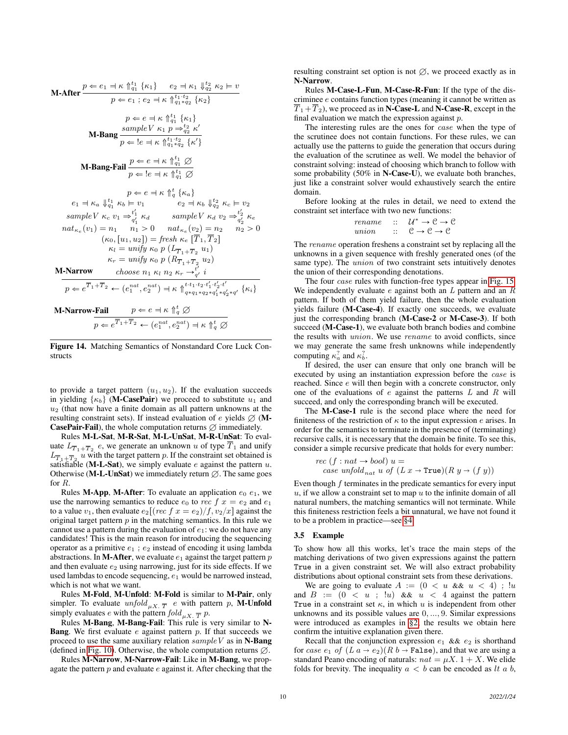$$\textbf{M-After}\ \frac{p \Leftarrow e_1 \dashv \kappa \Uparrow_{q_1}^{t_1} \{\kappa_1\} \qquad e_2 \dashv \kappa_1 \Downarrow_{q_2}^{t_2} \kappa_2 \models v}{p \Leftarrow e_1 \,;\, e_2 \dashv \kappa \Uparrow_{q_1 * q_2}^{t_1 \cdot t_2} \{\kappa_2\}}$$

$$\textbf{M-Bang}\ \frac{\begin{array}{c} p \Leftarrow e \dashv \kappa \Uparrow_{q_1}^{t_1} \{\kappa_1\} \\ sampleV\ \kappa_1\ p \Rightarrow_{q_2}^{t_2} \kappa' \end{array}}{p \Leftarrow !e \dashv \kappa \Uparrow_{q_1 * q_2}^{t_1 \cdot t_2} \{\kappa'\}}$$

$$\textbf{M-Bang-Fail}\ \frac{p \Leftarrow e \dashv \kappa \Uparrow_{q_1}^{t_1} \varnothing}{p \Leftarrow !e \dashv \kappa \Uparrow_{q_1}^{t_1} \varnothing}$$

$$\textbf{M-Narrow}\ \frac{\begin{array}{c} p \Leftarrow e \dashv \kappa \Uparrow_q^t \{\kappa_a\} \\ e_1 \dashv \kappa_a \Downarrow_{q_1}^{t_1} \kappa_b \models v_1 \qquad e_2 \dashv \kappa_b \Downarrow_{q_2}^{t_2} \kappa_c \models v_2 \\ sampleV\ \kappa_c\ v_1 \Rightarrow_{q_1'}^{t_1'} \kappa_d \qquad sampleV\ \kappa_d\ v_2 \Rightarrow_{q_2'}^{t_2'} \kappa_e \\ nat_{\kappa_e}(v_1) = n_1 \quad n_1 > 0 \quad nat_{\kappa_e}(v_2) = n_2 \quad n_2 > 0 \\ (\kappa_0, [u_1, u_2]) = fresh\ \kappa_e\ [\overline{T}_1, \overline{T}_2] \\ \kappa_l = unify\ \kappa_0\ p\ (L_{\overline{T}_1 + \overline{T}_2}\ u_1) \\ \kappa_r = unify\ \kappa_0\ p\ (R_{\overline{T}_1 + \overline{T}_2}\ u_2) \\ choose\ n_1\ \kappa_l\ n_2\ \kappa_r \rightarrow_{q'}^{t'} i \end{array}}{p \Leftarrow e^{\overline{T}_1 + \overline{T}_2} \leftarrow (e_1^{nat}, e_2^{nat}) \dashv \kappa \Uparrow_{q * q_1 * q_2 * q_1' * q_2' * q'}^{t \cdot t_1 \cdot t_2 \cdot t_1' \cdot t_2' \cdot t'} \{\kappa_i\}}$$

$$\textbf{M-Narrow-Fail}\ \frac{p \Leftarrow e \dashv \kappa \Uparrow_q^t \varnothing}{p \Leftarrow e^{\overline{T}_1 + \overline{T}_2} \leftarrow (e_1^{nat}, e_2^{nat}) \dashv \kappa \Uparrow_q^t \varnothing}$$

**Figure 14.** Matching Semantics of Nonstandard Core Luck Constructs

to provide a target pattern $(u_1, u_2)$. If the evaluation succeeds in yielding $\{\kappa_b\}$ (**M-CasePair**) we proceed to substitute $u_1$ and $u_2$ (that now have a finite domain as all pattern unknowns at the resulting constraint sets). If instead evaluation of $e$ yields $\varnothing$ (**M-CasePair-Fail**), the whole computation returns $\varnothing$ immediately.

Rules **M-L-Sat**, **M-R-Sat**, **M-L-UnSat**, **M-R-UnSat**: To evaluate $L_{\overline{T}_1 + \overline{T}_2}\ e$, we generate an unknown $u$ of type $\overline{T}_1$ and unify $L_{\overline{T}_1 + \overline{T}_2}\ u$ with the target pattern $p$. If the constraint set obtained is satisfiable (**M-L-Sat**), we simply evaluate $e$ against the pattern $u$. Otherwise (**M-L-UnSat**) we immediately return $\varnothing$. The same goes for $R$.

Rules **M-App**, **M-After**: To evaluate an application $e_0\ e_1$, we use the narrowing semantics to reduce $e_0$ to $rec\ f\ x = e_2$ and $e_1$ to a value $v_1$, then evaluate $e_2[(rec\ f\ x = e_2)/f, v_2/x]$ against the original target pattern $p$ in the matching semantics. In this rule we cannot use a pattern during the evaluation of $e_1$: we do not have any candidates! This is the main reason for introducing the sequencing operator as a primitive $e_1\ ;\ e_2$ instead of encoding it using lambda abstractions. In **M-After**, we evaluate $e_1$ against the target pattern $p$ and then evaluate $e_2$ using narrowing, just for its side effects. If we used lambdas to encode sequencing, $e_1$ would be narrowed instead, which is not what we want.

Rules **M-Fold**, **M-Unfold**: **M-Fold** is similar to **M-Pair**, only simpler. To evaluate $unfold_{\mu X.\ \overline{T}}\ e$ with pattern $p$, **M-Unfold** simply evaluates $e$ with the pattern $fold_{\mu X.\ \overline{T}}\ p$.

Rules **M-Bang**, **M-Bang-Fail**: This rule is very similar to **N-Bang**. We first evaluate $e$ against pattern $p$. If that succeeds we proceed to use the same auxiliary relation $sampleV$ as in **N-Bang** (defined in Fig. 10). Otherwise, the whole computation returns $\varnothing$.

Rules **M-Narrow**, **M-Narrow-Fail**: Like in **M-Bang**, we propagate the pattern $p$ and evaluate $e$ against it. After checking that the resulting constraint set option is not $\varnothing$, we proceed exactly as in **N-Narrow**.

Rules **M-Case-L-Fun**, **M-Case-R-Fun**: If the type of the discriminee $e$ contains function types (meaning it cannot be written as $\overline{T}_1 + \overline{T}_2$), we proceed as in **N-Case-L** and **N-Case-R**, except in the final evaluation we match the expression against $p$.

The interesting rules are the ones for *case* when the type of the scrutinee does not contain functions. For these rules, we can actually use the patterns to guide the generation that occurs during the evaluation of the scrutinee as well. We model the behavior of constraint solving: instead of choosing which branch to follow with some probability (50% in **N-Case-U**), we evaluate both branches, just like a constraint solver would exhaustively search the entire domain.

Before looking at the rules in detail, we need to extend the constraint set interface with two new functions:

$$\begin{array}{lcl} rename & :: & \mathcal{U}^* \rightarrow \mathcal{C} \rightarrow \mathcal{C} \\ union & :: & \mathcal{C} \rightarrow \mathcal{C} \rightarrow \mathcal{C} \end{array}$$

The *rename* operation freshens a constraint set by replacing all the unknowns in a given sequence with freshly generated ones (of the same type). The *union* of two constraint sets intuitively denotes the union of their corresponding denotations.

The four *case* rules with function-free types appear in Fig. 15. We independently evaluate $e$ against both an $L$ pattern and an $R$ pattern. If both of them yield failure, then the whole evaluation yields failure (**M-Case-4**). If exactly one succeeds, we evaluate just the corresponding branch (**M-Case-2** or **M-Case-3**). If both succeed (**M-Case-1**), we evaluate both branch bodies and combine the results with *union*. We use *rename* to avoid conflicts, since we may generate the same fresh unknowns while independently computing $\kappa_a^?$ and $\kappa_b^?$.

If desired, the user can ensure that only one branch will be executed by using an instantiation expression before the *case* is reached. Since $e$ will then begin with a concrete constructor, only one of the evaluations of $e$ against the patterns $L$ and $R$ will succeed, and only the corresponding branch will be executed.

The **M-Case-1** rule is the second place where the need for finiteness of the restriction of $\kappa$ to the input expression $e$ arises. In order for the semantics to terminate in the presence of (terminating) recursive calls, it is necessary that the domain be finite. To see this, consider a simple recursive predicate that holds for every number:

$$\begin{array}{l} rec\ (f : nat \rightarrow bool)\ u = \\ \quad case\ unfold_{nat}\ u\ of\ (L\ x \rightarrow \texttt{True})(R\ y \rightarrow (f\ y)) \end{array}$$

Even though $f$ terminates in the predicate semantics for every input $u$, if we allow a constraint set to map $u$ to the infinite domain of all natural numbers, the matching semantics will not terminate. While this finiteness restriction feels a bit unnatural, we have not found it to be a problem in practice—see §4.

### 3.5 Example

To show how all this works, let's trace the main steps of the matching derivations of two given expressions against the pattern $\texttt{True}$ in a given constraint set. We will also extract probability distributions about optional constraint sets from these derivations.

We are going to evaluate $A := (0 < u\ \&\&\ u < 4)\ ;\ !u$ and $B := (0 < u\ ;\ !u)\ \&\&\ u < 4$ against the pattern $\texttt{True}$ in a constraint set $\kappa$, in which $u$ is independent from other unknowns and its possible values are $0, ..., 9$. Similar expressions were introduced as examples in §2; the results we obtain here confirm the intuitive explanation given there.

Recall that the conjunction expression $e_1\ \&\&\ e_2$ is shorthand for $case\ e_1\ of\ (L\ a \rightarrow e_2)(R\ b \rightarrow \texttt{False})$, and that we are using a standard Peano encoding of naturals: $nat = \mu X.\ 1 + X$. We elide folds for brevity. The inequality $a < b$ can be encoded as $lt\ a\ b$,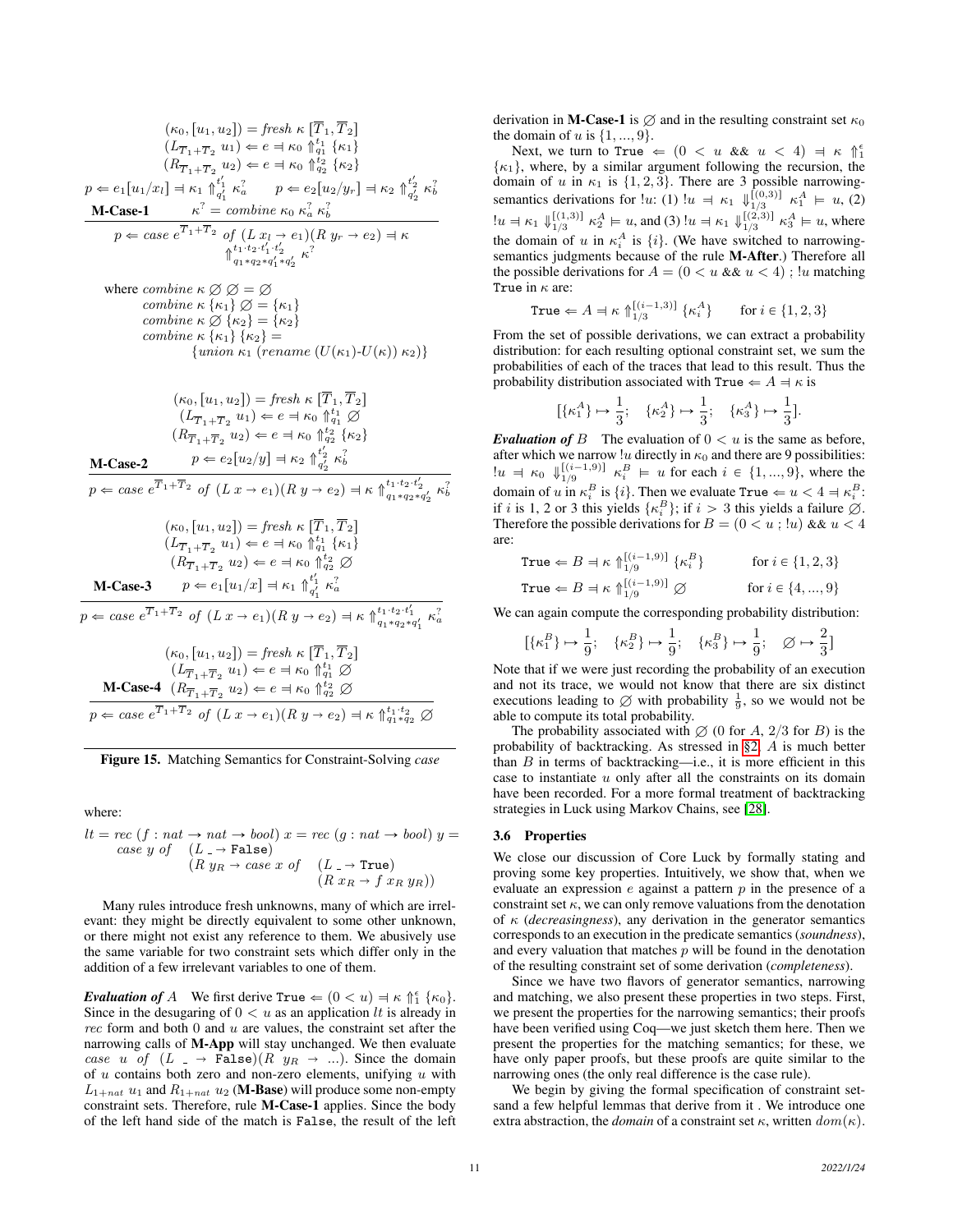$$
\frac{
\begin{array}{c}
(\kappa_0, [u_1, u_2]) = \mathit{fresh}\ \kappa\ [\overline{T}_1, \overline{T}_2] \\
(L_{\overline{T}_1 + \overline{T}_2}\ u_1) \Leftarrow e \dashv \kappa_0 \Uparrow^{t_1}_{q_1} \{\kappa_1\} \\
(R_{\overline{T}_1 + \overline{T}_2}\ u_2) \Leftarrow e \dashv \kappa_0 \Uparrow^{t_2}_{q_2} \{\kappa_2\} \\
p \Leftarrow e_1[u_1/x_l] \dashv \kappa_1 \Uparrow^{t'_1}_{q'_1} \kappa^?_a \qquad p \Leftarrow e_2[u_2/y_r] \dashv \kappa_2 \Uparrow^{t'_2}_{q'_2} \kappa^?_b \\
\kappa^? = \mathit{combine}\ \kappa_0\ \kappa^?_a\ \kappa^?_b
\end{array}
}{
p \Leftarrow \mathit{case}\ e^{\overline{T}_1 + \overline{T}_2}\ \mathit{of}\ (L\ x_l \to e_1)(R\ y_r \to e_2) \dashv \kappa \Uparrow^{t_1 \cdot t_2 \cdot t'_1 \cdot t'_2}_{q_1 * q_2 * q'_1 * q'_2} \kappa^?
}\ \textbf{M-Case-1}
$$

where $\mathit{combine}\ \kappa\ \varnothing\ \varnothing = \varnothing$
$\mathit{combine}\ \kappa\ \{\kappa_1\}\ \varnothing = \{\kappa_1\}$
$\mathit{combine}\ \kappa\ \varnothing\ \{\kappa_2\} = \{\kappa_2\}$
$\mathit{combine}\ \kappa\ \{\kappa_1\}\ \{\kappa_2\} =$
$\{\mathit{union}\ \kappa_1\ (\mathit{rename}\ (U(\kappa_1)\text{-}U(\kappa))\ \kappa_2)\}$

$$
\frac{
\begin{array}{c}
(\kappa_0, [u_1, u_2]) = \mathit{fresh}\ \kappa\ [\overline{T}_1, \overline{T}_2] \\
(L_{\overline{T}_1 + \overline{T}_2}\ u_1) \Leftarrow e \dashv \kappa_0 \Uparrow^{t_1}_{q_1} \varnothing \\
(R_{\overline{T}_1 + \overline{T}_2}\ u_2) \Leftarrow e \dashv \kappa_0 \Uparrow^{t_2}_{q_2} \{\kappa_2\} \\
p \Leftarrow e_2[u_2/y] \dashv \kappa_2 \Uparrow^{t'_2}_{q'_2} \kappa^?_b
\end{array}
}{
p \Leftarrow \mathit{case}\ e^{\overline{T}_1 + \overline{T}_2}\ \mathit{of}\ (L\ x \to e_1)(R\ y \to e_2) \dashv \kappa \Uparrow^{t_1 \cdot t_2 \cdot t'_2}_{q_1 * q_2 * q'_2} \kappa^?_b
}\ \textbf{M-Case-2}
$$

$$
\frac{
\begin{array}{c}
(\kappa_0, [u_1, u_2]) = \mathit{fresh}\ \kappa\ [\overline{T}_1, \overline{T}_2] \\
(L_{\overline{T}_1 + \overline{T}_2}\ u_1) \Leftarrow e \dashv \kappa_0 \Uparrow^{t_1}_{q_1} \{\kappa_1\} \\
(R_{\overline{T}_1 + \overline{T}_2}\ u_2) \Leftarrow e \dashv \kappa_0 \Uparrow^{t_2}_{q_2} \varnothing \\
p \Leftarrow e_1[u_1/x] \dashv \kappa_1 \Uparrow^{t'_1}_{q'_1} \kappa^?_a
\end{array}
}{
p \Leftarrow \mathit{case}\ e^{\overline{T}_1 + \overline{T}_2}\ \mathit{of}\ (L\ x \to e_1)(R\ y \to e_2) \dashv \kappa \Uparrow^{t_1 \cdot t_2 \cdot t'_1}_{q_1 * q_2 * q'_1} \kappa^?_a
}\ \textbf{M-Case-3}
$$

$$
\frac{
\begin{array}{c}
(\kappa_0, [u_1, u_2]) = \mathit{fresh}\ \kappa\ [\overline{T}_1, \overline{T}_2] \\
(L_{\overline{T}_1 + \overline{T}_2}\ u_1) \Leftarrow e \dashv \kappa_0 \Uparrow^{t_1}_{q_1} \varnothing \\
(R_{\overline{T}_1 + \overline{T}_2}\ u_2) \Leftarrow e \dashv \kappa_0 \Uparrow^{t_2}_{q_2} \varnothing
\end{array}
}{
p \Leftarrow \mathit{case}\ e^{\overline{T}_1 + \overline{T}_2}\ \mathit{of}\ (L\ x \to e_1)(R\ y \to e_2) \dashv \kappa \Uparrow^{t_1 \cdot t_2}_{q_1 * q_2} \varnothing
}\ \textbf{M-Case-4}
$$

**Figure 15.** Matching Semantics for Constraint-Solving *case*

where:

$$
\begin{array}{l}
lt = \mathit{rec}\ (f : nat \to nat \to bool)\ x = \mathit{rec}\ (g : nat \to bool)\ y = \\
\quad \mathit{case}\ y\ \mathit{of}\quad (L\ \_ \to \texttt{False}) \\
\qquad\qquad\qquad (R\ y_R \to \mathit{case}\ x\ \mathit{of}\quad (L\ \_ \to \texttt{True}) \\
\qquad\qquad\qquad\qquad\qquad\qquad\qquad (R\ x_R \to f\ x_R\ y_R))
\end{array}
$$

Many rules introduce fresh unknowns, many of which are irrelevant: they might be directly equivalent to some other unknown, or there might not exist any reference to them. We abusively use the same variable for two constraint sets which differ only in the addition of a few irrelevant variables to one of them.

***Evaluation of*** $A$ We first derive $\texttt{True} \Leftarrow (0 < u) \dashv \kappa \Uparrow^{\epsilon}_{1} \{\kappa_0\}$. Since in the desugaring of $0 < u$ as an application $lt$ is already in $\mathit{rec}$ form and both $0$ and $u$ are values, the constraint set after the narrowing calls of **M-App** will stay unchanged. We then evaluate $\mathit{case}\ u\ \mathit{of}\ (L\ \_ \to \texttt{False})(R\ y_R \to ...)$. Since the domain of $u$ contains both zero and non-zero elements, unifying $u$ with $L_{1+nat}\ u_1$ and $R_{1+nat}\ u_2$ (**M-Base**) will produce some non-empty constraint sets. Therefore, rule **M-Case-1** applies. Since the body of the left hand side of the match is $\texttt{False}$, the result of the left derivation in **M-Case-1** is $\varnothing$ and in the resulting constraint set $\kappa_0$ the domain of $u$ is $\{1, ..., 9\}$.

Next, we turn to $\texttt{True} \Leftarrow (0 < u\ \texttt{\&\&}\ u < 4) \dashv \kappa \Uparrow^{\epsilon}_{1} \{\kappa_1\}$, where, by a similar argument following the recursion, the domain of $u$ in $\kappa_1$ is $\{1, 2, 3\}$. There are 3 possible narrowing-semantics derivations for $!u$: (1) $!u \dashv \kappa_1 \Downarrow^{[(0,3)]}_{1/3} \kappa^A_1 \vDash u$, (2) $!u \dashv \kappa_1 \Downarrow^{[(1,3)]}_{1/3} \kappa^A_2 \vDash u$, and (3) $!u \dashv \kappa_1 \Downarrow^{[(2,3)]}_{1/3} \kappa^A_3 \vDash u$, where the domain of $u$ in $\kappa^A_i$ is $\{i\}$. (We have switched to narrowing-semantics judgments because of the rule **M-After**.) Therefore all the possible derivations for $A = (0 < u\ \texttt{\&\&}\ u < 4)\ ;\ !u$ matching $\texttt{True}$ in $\kappa$ are:

$$
\texttt{True} \Leftarrow A \dashv \kappa \Uparrow^{[(i-1,3)]}_{1/3} \{\kappa^A_i\} \qquad \text{for } i \in \{1, 2, 3\}
$$

From the set of possible derivations, we can extract a probability distribution: for each resulting optional constraint set, we sum the probabilities of each of the traces that lead to this result. Thus the probability distribution associated with $\texttt{True} \Leftarrow A \dashv \kappa$ is

$$
[\{\kappa^A_1\} \mapsto \frac{1}{3};\quad \{\kappa^A_2\} \mapsto \frac{1}{3};\quad \{\kappa^A_3\} \mapsto \frac{1}{3}].
$$

***Evaluation of*** $B$ The evaluation of $0 < u$ is the same as before, after which we narrow $!u$ directly in $\kappa_0$ and there are 9 possibilities: $!u \dashv \kappa_0 \Downarrow^{[(i-1,9)]}_{1/9} \kappa^B_i \vDash u$ for each $i \in \{1, ..., 9\}$, where the domain of $u$ in $\kappa^B_i$ is $\{i\}$. Then we evaluate $\texttt{True} \Leftarrow u < 4 \dashv \kappa^B_i$: if $i$ is 1, 2 or 3 this yields $\{\kappa^B_i\}$; if $i > 3$ this yields a failure $\varnothing$. Therefore the possible derivations for $B = (0 < u\ ;\ !u)\ \texttt{\&\&}\ u < 4$ are:

$$
\begin{array}{ll}
\texttt{True} \Leftarrow B \dashv \kappa \Uparrow^{[(i-1,9)]}_{1/9} \{\kappa^B_i\} & \text{for } i \in \{1, 2, 3\} \\
\texttt{True} \Leftarrow B \dashv \kappa \Uparrow^{[(i-1,9)]}_{1/9} \varnothing & \text{for } i \in \{4, ..., 9\}
\end{array}
$$

We can again compute the corresponding probability distribution:

$$
[\{\kappa^B_1\} \mapsto \frac{1}{9};\quad \{\kappa^B_2\} \mapsto \frac{1}{9};\quad \{\kappa^B_3\} \mapsto \frac{1}{9};\quad \varnothing \mapsto \frac{2}{3}]
$$

Note that if we were just recording the probability of an execution and not its trace, we would not know that there are six distinct executions leading to $\varnothing$ with probability $\frac{1}{9}$, so we would not be able to compute its total probability.

The probability associated with $\varnothing$ (0 for $A$, 2/3 for $B$) is the probability of backtracking. As stressed in §2, $A$ is much better than $B$ in terms of backtracking—i.e., it is more efficient in this case to instantiate $u$ only after all the constraints on its domain have been recorded. For a more formal treatment of backtracking strategies in Luck using Markov Chains, see [28].

### 3.6 Properties

We close our discussion of Core Luck by formally stating and proving some key properties. Intuitively, we show that, when we evaluate an expression $e$ against a pattern $p$ in the presence of a constraint set $\kappa$, we can only remove valuations from the denotation of $\kappa$ (*decreasingness*), any derivation in the generator semantics corresponds to an execution in the predicate semantics (*soundness*), and every valuation that matches $p$ will be found in the denotation of the resulting constraint set of some derivation (*completeness*).

Since we have two flavors of generator semantics, narrowing and matching, we also present these properties in two steps. First, we present the properties for the narrowing semantics; their proofs have been verified using Coq—we just sketch them here. Then we present the properties for the matching semantics; for these, we have only paper proofs, but these proofs are quite similar to the narrowing ones (the only real difference is the case rule).

We begin by giving the formal specification of constraint setsand a few helpful lemmas that derive from it . We introduce one extra abstraction, the *domain* of a constraint set $\kappa$, written $dom(\kappa)$.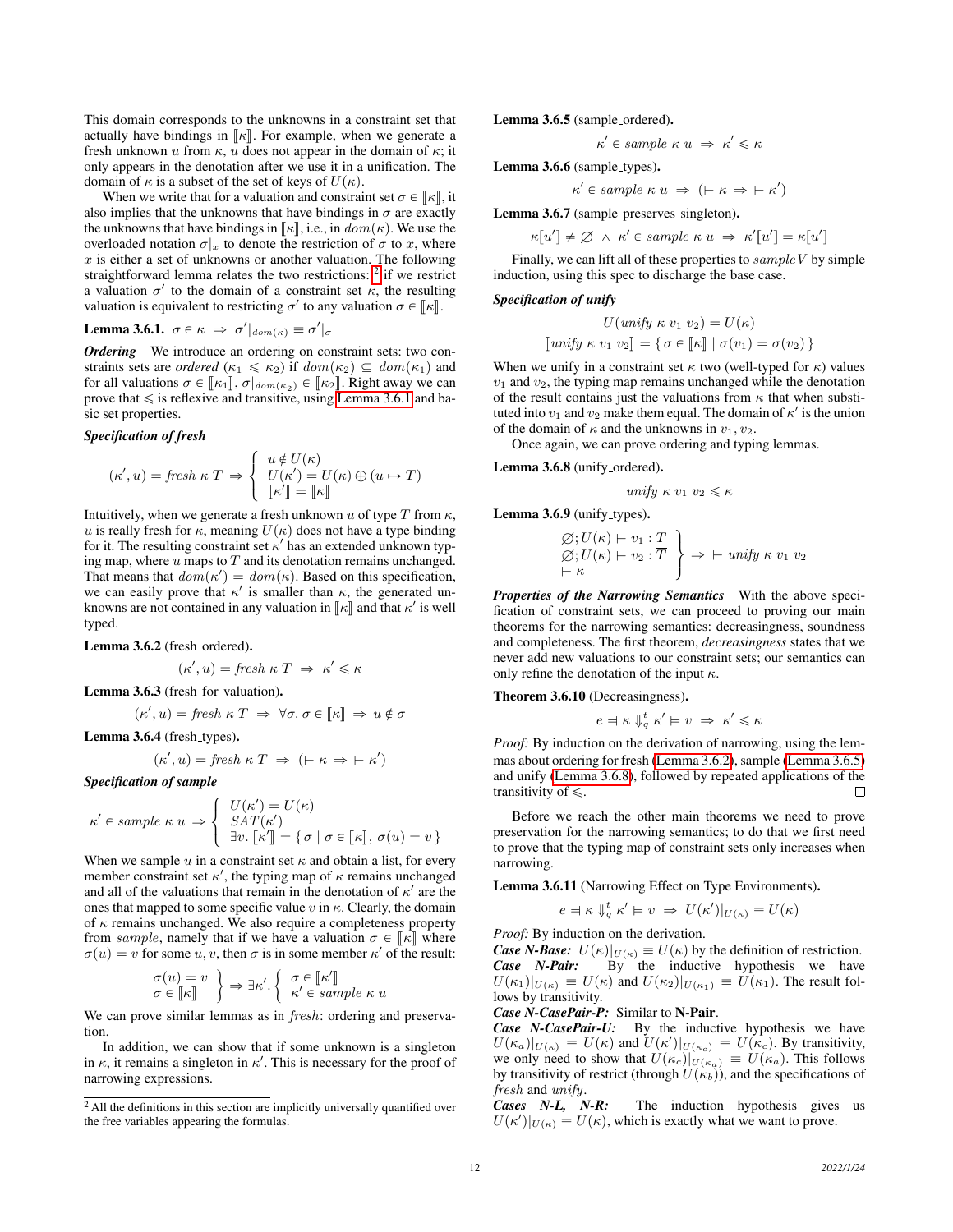This domain corresponds to the unknowns in a constraint set that actually have bindings in $[\![\kappa]\!]$. For example, when we generate a fresh unknown $u$ from $\kappa$, $u$ does not appear in the domain of $\kappa$; it only appears in the denotation after we use it in a unification. The domain of $\kappa$ is a subset of the set of keys of $U(\kappa)$.

When we write that for a valuation and constraint set $\sigma \in [\![\kappa]\!]$, it also implies that the unknowns that have bindings in $\sigma$ are exactly the unknowns that have bindings in $[\![\kappa]\!]$, i.e., in $dom(\kappa)$. We use the overloaded notation $\sigma|_x$ to denote the restriction of $\sigma$ to $x$, where $x$ is either a set of unknowns or another valuation. The following straightforward lemma relates the two restrictions: [2] if we restrict a valuation $\sigma'$ to the domain of a constraint set $\kappa$, the resulting valuation is equivalent to restricting $\sigma'$ to any valuation $\sigma \in [\![\kappa]\!]$.

**Lemma 3.6.1.** $\sigma \in \kappa \;\Rightarrow\; \sigma'|_{dom(\kappa)} \equiv \sigma'|_\sigma$

***Ordering*** We introduce an ordering on constraint sets: two constraints sets are *ordered* ($\kappa_1 \leqslant \kappa_2$) if $dom(\kappa_2) \subseteq dom(\kappa_1)$ and for all valuations $\sigma \in [\![\kappa_1]\!]$, $\sigma|_{dom(\kappa_2)} \in [\![\kappa_2]\!]$. Right away we can prove that $\leqslant$ is reflexive and transitive, using Lemma 3.6.1 and basic set properties.

***Specification of fresh***

$$(\kappa', u) = \mathit{fresh}\ \kappa\ T \;\Rightarrow\; \left\{ \begin{array}{l} u \notin U(\kappa) \\ U(\kappa') = U(\kappa) \oplus (u \mapsto T) \\ [\![\kappa']\!] = [\![\kappa]\!] \end{array} \right.$$

Intuitively, when we generate a fresh unknown $u$ of type $T$ from $\kappa$, $u$ is really fresh for $\kappa$, meaning $U(\kappa)$ does not have a type binding for it. The resulting constraint set $\kappa'$ has an extended unknown typing map, where $u$ maps to $T$ and its denotation remains unchanged. That means that $dom(\kappa') = dom(\kappa)$. Based on this specification, we can easily prove that $\kappa'$ is smaller than $\kappa$, the generated unknowns are not contained in any valuation in $[\![\kappa]\!]$ and that $\kappa'$ is well typed.

**Lemma 3.6.2** (fresh_ordered)**.**

$$(\kappa', u) = \mathit{fresh}\ \kappa\ T \;\Rightarrow\; \kappa' \leqslant \kappa$$

**Lemma 3.6.3** (fresh_for_valuation)**.**

$$(\kappa', u) = \mathit{fresh}\ \kappa\ T \;\Rightarrow\; \forall \sigma.\ \sigma \in [\![\kappa]\!] \;\Rightarrow\; u \notin \sigma$$

**Lemma 3.6.4** (fresh_types)**.**

$$(\kappa', u) = \mathit{fresh}\ \kappa\ T \;\Rightarrow\; (\vdash \kappa \Rightarrow \vdash \kappa')$$

***Specification of sample***

$$\kappa' \in \mathit{sample}\ \kappa\ u \;\Rightarrow\; \left\{ \begin{array}{l} U(\kappa') = U(\kappa) \\ \mathit{SAT}(\kappa') \\ \exists v.\ [\![\kappa']\!] = \{\, \sigma \mid \sigma \in [\![\kappa]\!],\ \sigma(u) = v \,\} \end{array} \right.$$

When we sample $u$ in a constraint set $\kappa$ and obtain a list, for every member constraint set $\kappa'$, the typing map of $\kappa$ remains unchanged and all of the valuations that remain in the denotation of $\kappa'$ are the ones that mapped to some specific value $v$ in $\kappa$. Clearly, the domain of $\kappa$ remains unchanged. We also require a completeness property from *sample*, namely that if we have a valuation $\sigma \in [\![\kappa]\!]$ where $\sigma(u) = v$ for some $u, v$, then $\sigma$ is in some member $\kappa'$ of the result:

$$\left. \begin{array}{l} \sigma(u) = v \\ \sigma \in [\![\kappa]\!] \end{array} \right\} \Rightarrow \exists \kappa'.\ \left\{ \begin{array}{l} \sigma \in [\![\kappa']\!] \\ \kappa' \in \mathit{sample}\ \kappa\ u \end{array} \right.$$

We can prove similar lemmas as in *fresh*: ordering and preservation.

In addition, we can show that if some unknown is a singleton in $\kappa$, it remains a singleton in $\kappa'$. This is necessary for the proof of narrowing expressions.

[2] All the definitions in this section are implicitly universally quantified over the free variables appearing the formulas.

**Lemma 3.6.5** (sample_ordered)**.**

$$\kappa' \in \mathit{sample}\ \kappa\ u \;\Rightarrow\; \kappa' \leqslant \kappa$$

**Lemma 3.6.6** (sample_types)**.**

$$\kappa' \in \mathit{sample}\ \kappa\ u \;\Rightarrow\; (\vdash \kappa \Rightarrow \vdash \kappa')$$

**Lemma 3.6.7** (sample_preserves_singleton)**.**

$$\kappa[u'] \neq \varnothing \;\wedge\; \kappa' \in \mathit{sample}\ \kappa\ u \;\Rightarrow\; \kappa'[u'] = \kappa[u']$$

Finally, we can lift all of these properties to $\mathit{sampleV}$ by simple induction, using this spec to discharge the base case.

***Specification of unify***

$$U(\mathit{unify}\ \kappa\ v_1\ v_2) = U(\kappa)$$

$$[\![\mathit{unify}\ \kappa\ v_1\ v_2]\!] = \{\, \sigma \in [\![\kappa]\!] \mid \sigma(v_1) = \sigma(v_2) \,\}$$

When we unify in a constraint set $\kappa$ two (well-typed for $\kappa$) values $v_1$ and $v_2$, the typing map remains unchanged while the denotation of the result contains just the valuations from $\kappa$ that when substituted into $v_1$ and $v_2$ make them equal. The domain of $\kappa'$ is the union of the domain of $\kappa$ and the unknowns in $v_1, v_2$.

Once again, we can prove ordering and typing lemmas.

**Lemma 3.6.8** (unify_ordered)**.**

$$\mathit{unify}\ \kappa\ v_1\ v_2 \leqslant \kappa$$

**Lemma 3.6.9** (unify_types)**.**

$$\left. \begin{array}{l} \varnothing; U(\kappa) \vdash v_1 : \overline{T} \\ \varnothing; U(\kappa) \vdash v_2 : \overline{T} \\ \vdash \kappa \end{array} \right\} \Rightarrow\; \vdash \mathit{unify}\ \kappa\ v_1\ v_2$$

***Properties of the Narrowing Semantics*** With the above specification of constraint sets, we can proceed to proving our main theorems for the narrowing semantics: decreasingness, soundness and completeness. The first theorem, *decreasingness* states that we never add new valuations to our constraint sets; our semantics can only refine the denotation of the input $\kappa$.

**Theorem 3.6.10** (Decreasingness)**.**

$$e \dashv \kappa \Downarrow_q^t \kappa' \vDash v \;\Rightarrow\; \kappa' \leqslant \kappa$$

*Proof:* By induction on the derivation of narrowing, using the lemmas about ordering for fresh (Lemma 3.6.2), sample (Lemma 3.6.5) and unify (Lemma 3.6.8), followed by repeated applications of the transitivity of $\leqslant$. □

Before we reach the other main theorems we need to prove preservation for the narrowing semantics; to do that we first need to prove that the typing map of constraint sets only increases when narrowing.

**Lemma 3.6.11** (Narrowing Effect on Type Environments)**.**

$$e \dashv \kappa \Downarrow_q^t \kappa' \vDash v \;\Rightarrow\; U(\kappa')|_{U(\kappa)} \equiv U(\kappa)$$

*Proof:* By induction on the derivation.

***Case N-Base:*** $U(\kappa)|_{U(\kappa)} \equiv U(\kappa)$ by the definition of restriction.

***Case N-Pair:*** By the inductive hypothesis we have $U(\kappa_1)|_{U(\kappa)} \equiv U(\kappa)$ and $U(\kappa_2)|_{U(\kappa_1)} \equiv U(\kappa_1)$. The result follows by transitivity.

***Case N-CasePair-P:*** Similar to **N-Pair**.

***Case N-CasePair-U:*** By the inductive hypothesis we have $U(\kappa_a)|_{U(\kappa)} \equiv U(\kappa)$ and $U(\kappa')|_{U(\kappa_c)} \equiv U(\kappa_c)$. By transitivity, we only need to show that $U(\kappa_c)|_{U(\kappa_a)} \equiv U(\kappa_a)$. This follows by transitivity of restrict (through $U(\kappa_b)$), and the specifications of *fresh* and *unify*.

***Cases N-L, N-R:*** The induction hypothesis gives us $U(\kappa')|_{U(\kappa)} \equiv U(\kappa)$, which is exactly what we want to prove.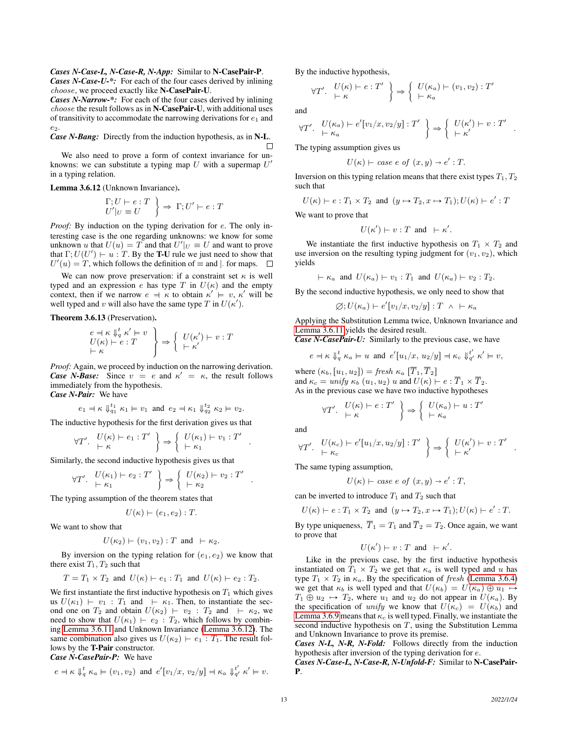***Cases N-Case-L, N-Case-R, N-App:*** Similar to **N-CasePair-P**.
***Cases N-Case-U-\*:*** For each of the four cases derived by inlining $choose$, we proceed exactly like **N-CasePair-U**.
***Cases N-Narrow-\*:*** For each of the four cases derived by inlining $choose$ the result follows as in **N-CasePair-U**, with additional uses of transitivity to accommodate the narrowing derivations for $e_1$ and $e_2$.
***Case N-Bang:*** Directly from the induction hypothesis, as in **N-L**. □

We also need to prove a form of context invariance for unknowns: we can substitute a typing map $U$ with a supermap $U'$ in a typing relation.

**Lemma 3.6.12** (Unknown Invariance)**.**

$$\left.\begin{array}{l}\Gamma; U \vdash e : T \\ U'|_U \equiv U\end{array}\right\} \Rightarrow \Gamma; U' \vdash e : T$$

*Proof:* By induction on the typing derivation for $e$. The only interesting case is the one regarding unknowns: we know for some unknown $u$ that $U(u) = T$ and that $U'|_U \equiv U$ and want to prove that $\Gamma; U(U') \vdash u : T$. By the **T-U** rule we just need to show that $U'(u) = T$, which follows the definition of $\equiv$ and $|$. for maps. □

We can now prove preservation: if a constraint set $\kappa$ is well typed and an expression $e$ has type $T$ in $U(\kappa)$ and the empty context, then if we narrow $e \Leftarrow \kappa$ to obtain $\kappa' \vDash v$, $\kappa'$ will be well typed and $v$ will also have the same type $T$ in $U(\kappa')$.

**Theorem 3.6.13** (Preservation)**.**

$$\left.\begin{array}{l}e \Leftarrow \kappa \Downarrow_q^t \kappa' \vDash v \\ U(\kappa) \vdash e : T \\ \vdash \kappa\end{array}\right\} \Rightarrow \left\{\begin{array}{l}U(\kappa') \vdash v : T \\ \vdash \kappa'\end{array}\right.$$

*Proof:* Again, we proceed by induction on the narrowing derivation.
***Case N-Base:*** Since $v = e$ and $\kappa' = \kappa$, the result follows immediately from the hypothesis.
***Case N-Pair:*** We have

$$e_1 \Leftarrow \kappa \Downarrow_{q_1}^{t_1} \kappa_1 \vDash v_1 \text{ and } e_2 \Leftarrow \kappa_1 \Downarrow_{q_2}^{t_2} \kappa_2 \vDash v_2.$$

The inductive hypothesis for the first derivation gives us that

$$\forall T'.\ \left.\begin{array}{l}U(\kappa) \vdash e_1 : T' \\ \vdash \kappa\end{array}\right\} \Rightarrow \left\{\begin{array}{l}U(\kappa_1) \vdash v_1 : T' \\ \vdash \kappa_1\end{array}\right. .$$

Similarly, the second inductive hypothesis gives us that

$$\forall T'.\ \left.\begin{array}{l}U(\kappa_1) \vdash e_2 : T' \\ \vdash \kappa_1\end{array}\right\} \Rightarrow \left\{\begin{array}{l}U(\kappa_2) \vdash v_2 : T' \\ \vdash \kappa_2\end{array}\right. .$$

The typing assumption of the theorem states that

$$U(\kappa) \vdash (e_1, e_2) : T.$$

We want to show that

$$U(\kappa_2) \vdash (v_1, v_2) : T \text{ and } \vdash \kappa_2.$$

By inversion on the typing relation for $(e_1, e_2)$ we know that there exist $T_1, T_2$ such that

$$T = T_1 \times T_2 \text{ and } U(\kappa) \vdash e_1 : T_1 \text{ and } U(\kappa) \vdash e_2 : T_2.$$

We first instantiate the first inductive hypothesis on $T_1$ which gives us $U(\kappa_1) \vdash v_1 : T_1$ and $\vdash \kappa_1$. Then, to instantiate the second one on $T_2$ and obtain $U(\kappa_2) \vdash v_2 : T_2$ and $\vdash \kappa_2$, we need to show that $U(\kappa_1) \vdash e_2 : T_2$, which follows by combining Lemma 3.6.11 and Unknown Invariance (Lemma 3.6.12). The same combination also gives us $U(\kappa_2) \vdash e_1 : T_1$. The result follows by the **T-Pair** constructor.
***Case N-CasePair-P:*** We have

$$e \Leftarrow \kappa \Downarrow_q^t \kappa_a \vDash (v_1, v_2) \text{ and } e'[v_1/x,\, v_2/y] \Leftarrow \kappa_a \Downarrow_{q'}^{t'} \kappa' \vDash v.$$

By the inductive hypothesis,

$$\forall T'.\ \left.\begin{array}{l}U(\kappa) \vdash e : T' \\ \vdash \kappa\end{array}\right\} \Rightarrow \left\{\begin{array}{l}U(\kappa_a) \vdash (v_1, v_2) : T' \\ \vdash \kappa_a\end{array}\right.$$

and

$$\forall T'.\ \left.\begin{array}{l}U(\kappa_a) \vdash e'[v_1/x, v_2/y] : T' \\ \vdash \kappa_a\end{array}\right\} \Rightarrow \left\{\begin{array}{l}U(\kappa') \vdash v : T' \\ \vdash \kappa'\end{array}\right. .$$

The typing assumption gives us

$$U(\kappa) \vdash \mathit{case}\ e\ \mathit{of}\ (x, y) \rightarrow e' : T.$$

Inversion on this typing relation means that there exist types $T_1, T_2$ such that

$$U(\kappa) \vdash e : T_1 \times T_2 \text{ and } (y \mapsto T_2, x \mapsto T_1); U(\kappa) \vdash e' : T$$

We want to prove that

$$U(\kappa') \vdash v : T \text{ and } \vdash \kappa'.$$

We instantiate the first inductive hypothesis on $T_1 \times T_2$ and use inversion on the resulting typing judgment for $(v_1, v_2)$, which yields

$$\vdash \kappa_a \text{ and } U(\kappa_a) \vdash v_1 : T_1 \text{ and } U(\kappa_a) \vdash v_2 : T_2.$$

By the second inductive hypothesis, we only need to show that

$$\varnothing; U(\kappa_a) \vdash e'[v_1/x, v_2/y] : T \ \wedge\ \vdash \kappa_a$$

Applying the Substitution Lemma twice, Unknown Invariance and Lemma 3.6.11 yields the desired result.
***Case N-CasePair-U:*** Similarly to the previous case, we have

$$e \Leftarrow \kappa \Downarrow_q^t \kappa_a \vDash u \text{ and } e'[u_1/x,\, u_2/y] \Leftarrow \kappa_c \Downarrow_{q'}^{t'} \kappa' \vDash v,$$

where $(\kappa_b, [u_1, u_2]) = \mathit{fresh}\ \kappa_a\ [\overline{T}_1, \overline{T}_2]$
and $\kappa_c = \mathit{unify}\ \kappa_b\ (u_1, u_2)\ u$ and $U(\kappa) \vdash e : \overline{T}_1 \times \overline{T}_2$.
As in the previous case we have two inductive hypotheses

$$\forall T'.\ \left.\begin{array}{l}U(\kappa) \vdash e : T' \\ \vdash \kappa\end{array}\right\} \Rightarrow \left\{\begin{array}{l}U(\kappa_a) \vdash u : T' \\ \vdash \kappa_a\end{array}\right.$$

and

$$\forall T'.\ \left.\begin{array}{l}U(\kappa_c) \vdash e'[u_1/x, u_2/y] : T' \\ \vdash \kappa_c\end{array}\right\} \Rightarrow \left\{\begin{array}{l}U(\kappa') \vdash v : T' \\ \vdash \kappa'\end{array}\right. .$$

The same typing assumption,

$$U(\kappa) \vdash \mathit{case}\ e\ \mathit{of}\ (x, y) \rightarrow e' : T,$$

can be inverted to introduce $T_1$ and $T_2$ such that

$$U(\kappa) \vdash e : T_1 \times T_2 \text{ and } (y \mapsto T_2, x \mapsto T_1); U(\kappa) \vdash e' : T.$$

By type uniqueness, $\overline{T}_1 = T_1$ and $\overline{T}_2 = T_2$. Once again, we want to prove that

$$U(\kappa') \vdash v : T \text{ and } \vdash \kappa'.$$

Like in the previous case, by the first inductive hypothesis instantiated on $T_1 \times T_2$ we get that $\kappa_a$ is well typed and $u$ has type $T_1 \times T_2$ in $\kappa_a$. By the specification of *fresh* (Lemma 3.6.4) we get that $\kappa_b$ is well typed and that $U(\kappa_b) = U(\kappa_a) \oplus u_1 \mapsto T_1 \oplus u_2 \mapsto T_2$, where $u_1$ and $u_2$ do not appear in $U(\kappa_a)$. By the specification of *unify* we know that $U(\kappa_c) = U(\kappa_b)$ and Lemma 3.6.9 means that $\kappa_c$ is well typed. Finally, we instantiate the second inductive hypothesis on $T$, using the Substitution Lemma and Unknown Invariance to prove its premise.
***Cases N-L, N-R, N-Fold:*** Follows directly from the induction hypothesis after inversion of the typing derivation for $e$.
***Cases N-Case-L, N-Case-R, N-Unfold-F:*** Similar to **N-CasePair-P**.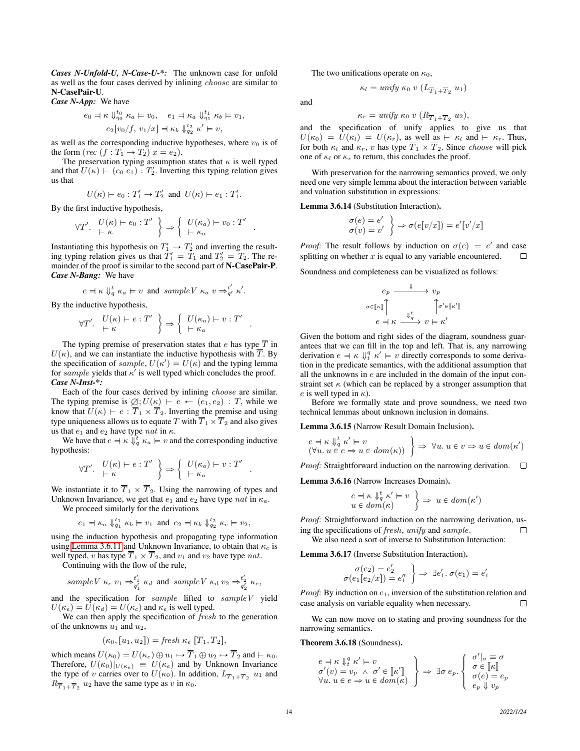***Cases N-Unfold-U, N-Case-U-\*:*** The unknown case for unfold as well as the four cases derived by inlining *choose* are similar to **N-CasePair-U**.

***Case N-App:*** We have

$$e_0 \dashv \kappa \Downarrow_{q_0}^{t_0} \kappa_a \vDash v_0, \quad e_1 \dashv \kappa_a \Downarrow_{q_1}^{t_1} \kappa_b \vDash v_1,$$
$$e_2[v_0/f,\, v_1/x] \dashv \kappa_b \Downarrow_{q_2}^{t_2} \kappa' \vDash v,$$

as well as the corresponding inductive hypotheses, where $v_0$ is of the form $(rec\ (f : T_1 \to T_2)\ x = e_2)$.

The preservation typing assumption states that $\kappa$ is well typed and that $U(\kappa) \vdash (e_0\ e_1) : T_2'$. Inverting this typing relation gives us that

$$U(\kappa) \vdash e_0 : T_1' \to T_2' \text{ and } U(\kappa) \vdash e_1 : T_1'.$$

By the first inductive hypothesis,

$$\forall T'.\ \left.\begin{array}{l} U(\kappa) \vdash e_0 : T' \\ \vdash \kappa \end{array}\right\} \Rightarrow \left\{\begin{array}{l} U(\kappa_a) \vdash v_0 : T' \\ \vdash \kappa_a \end{array}\right. .$$

Instantiating this hypothesis on $T_1' \to T_2'$ and inverting the resulting typing relation gives us that $T_1' = T_1$ and $T_2' = T_2$. The remainder of the proof is similar to the second part of **N-CasePair-P**.

***Case N-Bang:*** We have

$$e \dashv \kappa \Downarrow_q^t \kappa_a \vDash v \text{ and } sampleV\ \kappa_a\ v \Rightarrow_{q'}^{t'} \kappa'.$$

By the inductive hypothesis,

$$\forall T'.\ \left.\begin{array}{l} U(\kappa) \vdash e : T' \\ \vdash \kappa \end{array}\right\} \Rightarrow \left\{\begin{array}{l} U(\kappa_a) \vdash v : T' \\ \vdash \kappa_a \end{array}\right. .$$

The typing premise of preservation states that $e$ has type $\overline{T}$ in $U(\kappa)$, and we can instantiate the inductive hypothesis with $\overline{T}$. By the specification of *sample*, $U(\kappa') = U(\kappa)$ and the typing lemma for *sample* yields that $\kappa'$ is well typed which concludes the proof.

***Case N-Inst-\*:***

Each of the four cases derived by inlining *choose* are similar. The typing premise is $\varnothing; U(\kappa) \vdash e \leftarrow (e_1, e_2) : T$, while we know that $U(\kappa) \vdash e : \overline{T}_1 \times \overline{T}_2$. Inverting the premise and using type uniqueness allows us to equate $T$ with $\overline{T}_1 \times \overline{T}_2$ and also gives us that $e_1$ and $e_2$ have type $nat$ in $\kappa$.

We have that $e \dashv \kappa \Downarrow_q^t \kappa_a \vDash v$ and the corresponding inductive hypothesis:

$$\forall T'.\ \left.\begin{array}{l} U(\kappa) \vdash e : T' \\ \vdash \kappa \end{array}\right\} \Rightarrow \left\{\begin{array}{l} U(\kappa_a) \vdash v : T' \\ \vdash \kappa_a \end{array}\right. .$$

We instantiate it to $\overline{T}_1 \times \overline{T}_2$. Using the narrowing of types and Unknown Invariance, we get that $e_1$ and $e_2$ have type $nat$ in $\kappa_a$.

We proceed similarly for the derivations

$$e_1 \dashv \kappa_a \Downarrow_{q_1}^{t_1} \kappa_b \vDash v_1 \text{ and } e_2 \dashv \kappa_b \Downarrow_{q_2}^{t_2} \kappa_c \vDash v_2,$$

using the induction hypothesis and propagating type information using Lemma 3.6.11 and Unknown Invariance, to obtain that $\kappa_c$ is well typed, $v$ has type $\overline{T}_1 \times \overline{T}_2$, and $v_1$ and $v_2$ have type $nat$.

Continuing with the flow of the rule,

$$sampleV\ \kappa_c\ v_1 \Rightarrow_{q_1'}^{t_1'} \kappa_d \text{ and } sampleV\ \kappa_d\ v_2 \Rightarrow_{q_2'}^{t_2'} \kappa_e,$$

and the specification for *sample* lifted to *sampleV* yield $U(\kappa_e) = U(\kappa_d) = U(\kappa_c)$ and $\kappa_e$ is well typed.

We can then apply the specification of *fresh* to the generation of the unknowns $u_1$ and $u_2$,

$$(\kappa_0, [u_1, u_2]) = fresh\ \kappa_e\ [\overline{T}_1, \overline{T}_2],$$

which means $U(\kappa_0) = U(\kappa_e) \oplus u_1 \mapsto \overline{T}_1 \oplus u_2 \mapsto \overline{T}_2$ and $\vdash \kappa_0$. Therefore, $U(\kappa_0)|_{U(\kappa_e)} \equiv U(\kappa_e)$ and by Unknown Invariance the type of $v$ carries over to $U(\kappa_0)$. In addition, $L_{\overline{T}_1 + \overline{T}_2}\ u_1$ and $R_{\overline{T}_1 + \overline{T}_2}\ u_2$ have the same type as $v$ in $\kappa_0$.

The two unifications operate on $\kappa_0$,

$$\kappa_l = unify\ \kappa_0\ v\ (L_{\overline{T}_1 + \overline{T}_2}\ u_1)$$

and

$$\kappa_r = unify\ \kappa_0\ v\ (R_{\overline{T}_1 + \overline{T}_2}\ u_2),$$

and the specification of unify applies to give us that $U(\kappa_0) = U(\kappa_l) = U(\kappa_r)$, as well as $\vdash \kappa_l$ and $\vdash \kappa_r$. Thus, for both $\kappa_l$ and $\kappa_r$, $v$ has type $\overline{T}_1 \times \overline{T}_2$. Since *choose* will pick one of $\kappa_l$ or $\kappa_r$ to return, this concludes the proof.

With preservation for the narrowing semantics proved, we only need one very simple lemma about the interaction between variable and valuation substitution in expressions:

**Lemma 3.6.14** (Substitution Interaction)**.**

$$\left.\begin{array}{l} \sigma(e) = e' \\ \sigma(v) = v' \end{array}\right\} \Rightarrow \sigma(e[v/x]) = e'[v'/x]$$

*Proof:* The result follows by induction on $\sigma(e) = e'$ and case splitting on whether $x$ is equal to any variable encountered. □

Soundness and completeness can be visualized as follows:

$$\begin{array}{ccc} e_p & \xrightarrow{\ \Downarrow\ } & v_p \\ {\scriptstyle \sigma \in [\![\kappa]\!]}\uparrow & & \uparrow{\scriptstyle \sigma' \in [\![\kappa']\!]} \\ e \dashv \kappa & \xrightarrow{\ \Downarrow_q^t\ } & v \vDash \kappa' \end{array}$$

Given the bottom and right sides of the diagram, soundness guarantees that we can fill in the top and left. That is, any narrowing derivation $e \dashv \kappa \Downarrow_t^q \kappa' \vDash v$ directly corresponds to some derivation in the predicate semantics, with the additional assumption that all the unknowns in $e$ are included in the domain of the input constraint set $\kappa$ (which can be replaced by a stronger assumption that $e$ is well typed in $\kappa$).

Before we formally state and prove soundness, we need two technical lemmas about unknown inclusion in domains.

**Lemma 3.6.15** (Narrow Result Domain Inclusion)**.**

$$\left.\begin{array}{l} e \dashv \kappa \Downarrow_q^t \kappa' \vDash v \\ (\forall u.\ u \in e \Rightarrow u \in dom(\kappa)) \end{array}\right\} \Rightarrow\ \forall u.\ u \in v \Rightarrow u \in dom(\kappa')$$

*Proof:* Straightforward induction on the narrowing derivation. □

**Lemma 3.6.16** (Narrow Increases Domain)**.**

$$\left.\begin{array}{l} e \dashv \kappa \Downarrow_q^t \kappa' \vDash v \\ u \in dom(\kappa) \end{array}\right\} \Rightarrow\ u \in dom(\kappa')$$

*Proof:* Straightforward induction on the narrowing derivation, using the specifications of *fresh*, *unify* and *sample*. □

We also need a sort of inverse to Substitution Interaction:

**Lemma 3.6.17** (Inverse Substitution Interaction)**.**

$$\left.\begin{array}{l} \sigma(e_2) = e_2' \\ \sigma(e_1[e_2/x]) = e_1'' \end{array}\right\} \Rightarrow\ \exists e_1'.\ \sigma(e_1) = e_1'$$

*Proof:* By induction on $e_1$, inversion of the substitution relation and case analysis on variable equality when necessary. □

We can now move on to stating and proving soundness for the narrowing semantics.

**Theorem 3.6.18** (Soundness)**.**

$$\left.\begin{array}{l} e \dashv \kappa \Downarrow_t^q \kappa' \vDash v \\ \sigma'(v) = v_p\ \wedge\ \sigma' \in [\![\kappa']\!] \\ \forall u.\ u \in e \Rightarrow u \in dom(\kappa) \end{array}\right\} \Rightarrow\ \exists \sigma\ e_p.\left\{\begin{array}{l} \sigma'|_\sigma \equiv \sigma \\ \sigma \in [\![\kappa]\!] \\ \sigma(e) = e_p \\ e_p \Downarrow v_p \end{array}\right.$$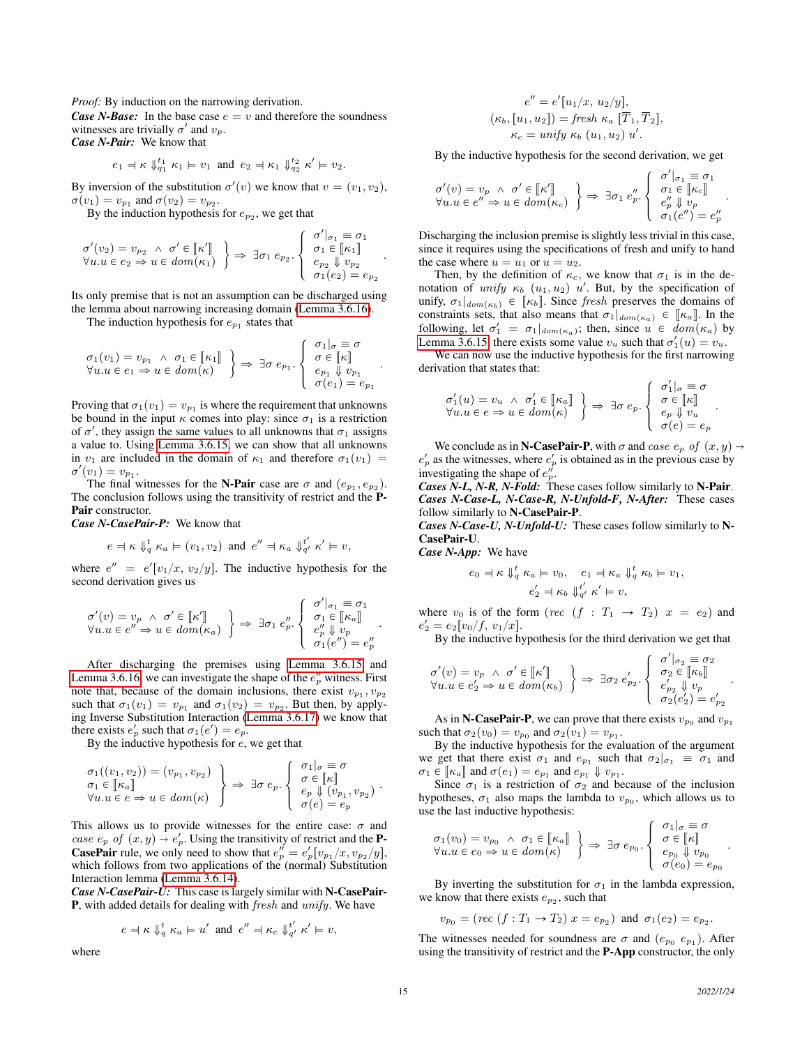*Proof:* By induction on the narrowing derivation.

***Case N-Base:*** In the base case $e = v$ and therefore the soundness witnesses are trivially $\sigma'$ and $v_p$.

***Case N-Pair:*** We know that

$$e_1 \dashv \kappa \Downarrow_{q1}^{t_1} \kappa_1 \models v_1 \text{ and } e_2 \dashv \kappa_1 \Downarrow_{q2}^{t_2} \kappa' \models v_2.$$

By inversion of the substitution $\sigma'(v)$ we know that $v = (v_1, v_2)$, $\sigma(v_1) = v_{p_1}$ and $\sigma(v_2) = v_{p_2}$.

By the induction hypothesis for $e_{p_2}$, we get that

$$\left.\begin{array}{l} \sigma'(v_2) = v_{p_2} \;\wedge\; \sigma' \in [\![\kappa']\!] \\ \forall u. u \in e_2 \Rightarrow u \in dom(\kappa_1) \end{array}\right\} \Rightarrow \exists \sigma_1\ e_{p_2}. \left\{\begin{array}{l} \sigma'|_{\sigma_1} \equiv \sigma_1 \\ \sigma_1 \in [\![\kappa_1]\!] \\ e_{p_2} \Downarrow v_{p_2} \\ \sigma_1(e_2) = e_{p_2} \end{array}\right. .$$

Its only premise that is not an assumption can be discharged using the lemma about narrowing increasing domain (Lemma 3.6.16).

The induction hypothesis for $e_{p_1}$ states that

$$\left.\begin{array}{l} \sigma_1(v_1) = v_{p_1} \;\wedge\; \sigma_1 \in [\![\kappa_1]\!] \\ \forall u. u \in e_1 \Rightarrow u \in dom(\kappa) \end{array}\right\} \Rightarrow \exists \sigma\ e_{p_1}. \left\{\begin{array}{l} \sigma_1|_{\sigma} \equiv \sigma \\ \sigma \in [\![\kappa]\!] \\ e_{p_1} \Downarrow v_{p_1} \\ \sigma(e_1) = e_{p_1} \end{array}\right. .$$

Proving that $\sigma_1(v_1) = v_{p_1}$ is where the requirement that unknowns be bound in the input $\kappa$ comes into play: since $\sigma_1$ is a restriction of $\sigma'$, they assign the same values to all unknowns that $\sigma_1$ assigns a value to. Using Lemma 3.6.15, we can show that all unknowns in $v_1$ are included in the domain of $\kappa_1$ and therefore $\sigma_1(v_1) = \sigma'(v_1) = v_{p_1}$.

The final witnesses for the **N-Pair** case are $\sigma$ and $(e_{p_1}, e_{p_2})$. The conclusion follows using the transitivity of restrict and the **P-Pair** constructor.

***Case N-CasePair-P:*** We know that

$$e \dashv \kappa \Downarrow_q^t \kappa_a \models (v_1, v_2) \text{ and } e'' \dashv \kappa_a \Downarrow_{q'}^{t'} \kappa' \models v,$$

where $e'' = e'[v_1/x,\ v_2/y]$. The inductive hypothesis for the second derivation gives us

$$\left.\begin{array}{l} \sigma'(v) = v_p \;\wedge\; \sigma' \in [\![\kappa']\!] \\ \forall u. u \in e'' \Rightarrow u \in dom(\kappa_a) \end{array}\right\} \Rightarrow \exists \sigma_1\ e''_p. \left\{\begin{array}{l} \sigma'|_{\sigma_1} \equiv \sigma_1 \\ \sigma_1 \in [\![\kappa_a]\!] \\ e''_p \Downarrow v_p \\ \sigma_1(e'') = e''_p \end{array}\right. .$$

After discharging the premises using Lemma 3.6.15 and Lemma 3.6.16 we can investigate the shape of the $e''_p$ witness. First note that, because of the domain inclusions, there exist $v_{p_1}, v_{p_2}$ such that $\sigma_1(v_1) = v_{p_1}$ and $\sigma_1(v_2) = v_{p_2}$. But then, by applying Inverse Substitution Interaction (Lemma 3.6.17) we know that there exists $e'_p$ such that $\sigma_1(e') = e_p$.

By the inductive hypothesis for $e$, we get that

$$\left.\begin{array}{l} \sigma_1((v_1, v_2)) = (v_{p_1}, v_{p_2}) \\ \sigma_1 \in [\![\kappa_a]\!] \\ \forall u. u \in e \Rightarrow u \in dom(\kappa) \end{array}\right\} \Rightarrow \exists \sigma\ e_p. \left\{\begin{array}{l} \sigma_1|_{\sigma} \equiv \sigma \\ \sigma \in [\![\kappa]\!] \\ e_p \Downarrow (v_{p_1}, v_{p_2}) \\ \sigma(e) = e_p \end{array}\right. .$$

This allows us to provide witnesses for the entire case: $\sigma$ and $case\ e_p\ of\ (x, y) \rightarrow e'_p$. Using the transitivity of restrict and the **P-CasePair** rule, we only need to show that $e''_p = e'_p[v_{p_1}/x, v_{p_2}/y]$, which follows from two applications of the (normal) Substitution Interaction lemma (Lemma 3.6.14).

***Case N-CasePair-U:*** This case is largely similar with **N-CasePair-P**, with added details for dealing with *fresh* and *unify*. We have

$$e \dashv \kappa \Downarrow_q^t \kappa_a \models u' \text{ and } e'' \dashv \kappa_c \Downarrow_{q'}^{t'} \kappa' \models v,$$

where

$$\begin{array}{c} e'' = e'[u_1/x,\ u_2/y], \\ (\kappa_b, [u_1, u_2]) = fresh\ \kappa_a\ [\overline{T}_1, \overline{T}_2], \\ \kappa_c = unify\ \kappa_b\ (u_1, u_2)\ u'. \end{array}$$

By the inductive hypothesis for the second derivation, we get

$$\left.\begin{array}{l} \sigma'(v) = v_p \;\wedge\; \sigma' \in [\![\kappa']\!] \\ \forall u. u \in e'' \Rightarrow u \in dom(\kappa_c) \end{array}\right\} \Rightarrow \exists \sigma_1\ e''_p. \left\{\begin{array}{l} \sigma'|_{\sigma_1} \equiv \sigma_1 \\ \sigma_1 \in [\![\kappa_c]\!] \\ e''_p \Downarrow v_p \\ \sigma_1(e'') = e''_p \end{array}\right. .$$

Discharging the inclusion premise is slightly less trivial in this case, since it requires using the specifications of fresh and unify to hand the case where $u = u_1$ or $u = u_2$.

Then, by the definition of $\kappa_c$, we know that $\sigma_1$ is in the denotation of *unify* $\kappa_b\ (u_1, u_2)\ u'$. But, by the specification of unify, $\sigma_1|_{dom(\kappa_b)} \in [\![\kappa_b]\!]$. Since *fresh* preserves the domains of constraints sets, that also means that $\sigma_1|_{dom(\kappa_a)} \in [\![\kappa_a]\!]$. In the following, let $\sigma'_1 = \sigma_1|_{dom(\kappa_a)}$; then, since $u \in dom(\kappa_a)$ by Lemma 3.6.15 there exists some value $v_u$ such that $\sigma'_1(u) = v_u$.

We can now use the inductive hypothesis for the first narrowing derivation that states that:

$$\left.\begin{array}{l} \sigma'_1(u) = v_u \;\wedge\; \sigma'_1 \in [\![\kappa_a]\!] \\ \forall u. u \in e \Rightarrow u \in dom(\kappa) \end{array}\right\} \Rightarrow \exists \sigma\ e_p. \left\{\begin{array}{l} \sigma'_1|_{\sigma} \equiv \sigma \\ \sigma \in [\![\kappa]\!] \\ e_p \Downarrow v_u \\ \sigma(e) = e_p \end{array}\right. .$$

We conclude as in **N-CasePair-P**, with $\sigma$ and $case\ e_p\ of\ (x, y) \rightarrow e'_p$ as the witnesses, where $e'_p$ is obtained as in the previous case by investigating the shape of $e''_p$.

***Cases N-L, N-R, N-Fold:*** These cases follow similarly to **N-Pair**.

***Cases N-Case-L, N-Case-R, N-Unfold-F, N-After:*** These cases follow similarly to **N-CasePair-P**.

***Cases N-Case-U, N-Unfold-U:*** These cases follow similarly to **N-CasePair-U**.

***Case N-App:*** We have

$$\begin{array}{c} e_0 \dashv \kappa \Downarrow_q^t \kappa_a \models v_0, \quad e_1 \dashv \kappa_a \Downarrow_q^t \kappa_b \models v_1, \\ e'_2 \dashv \kappa_b \Downarrow_{q'}^{t'} \kappa' \models v, \end{array}$$

where $v_0$ is of the form $(rec\ (f : T_1 \rightarrow T_2)\ x = e_2)$ and $e'_2 = e_2[v_0/f,\ v_1/x]$.

By the inductive hypothesis for the third derivation we get that

$$\left.\begin{array}{l} \sigma'(v) = v_p \;\wedge\; \sigma' \in [\![\kappa']\!] \\ \forall u. u \in e'_2 \Rightarrow u \in dom(\kappa_b) \end{array}\right\} \Rightarrow \exists \sigma_2\ e'_{p_2}. \left\{\begin{array}{l} \sigma'|_{\sigma_2} \equiv \sigma_2 \\ \sigma_2 \in [\![\kappa_b]\!] \\ e'_{p_2} \Downarrow v_p \\ \sigma_2(e'_2) = e'_{p_2} \end{array}\right. .$$

As in **N-CasePair-P**, we can prove that there exists $v_{p_0}$ and $v_{p_1}$ such that $\sigma_2(v_0) = v_{p_0}$ and $\sigma_2(v_1) = v_{p_1}$.

By the inductive hypothesis for the evaluation of the argument we get that there exist $\sigma_1$ and $e_{p_1}$ such that $\sigma_2|_{\sigma_1} \equiv \sigma_1$ and $\sigma_1 \in [\![\kappa_a]\!]$ and $\sigma(e_1) = e_{p_1}$ and $e_{p_1} \Downarrow v_{p_1}$.

Since $\sigma_1$ is a restriction of $\sigma_2$ and because of the inclusion hypotheses, $\sigma_1$ also maps the lambda to $v_{p_0}$, which allows us to use the last inductive hypothesis:

$$\left.\begin{array}{l} \sigma_1(v_0) = v_{p_0} \;\wedge\; \sigma_1 \in [\![\kappa_a]\!] \\ \forall u. u \in e_0 \Rightarrow u \in dom(\kappa) \end{array}\right\} \Rightarrow \exists \sigma\ e_{p_0}. \left\{\begin{array}{l} \sigma_1|_{\sigma} \equiv \sigma \\ \sigma \in [\![\kappa]\!] \\ e_{p_0} \Downarrow v_{p_0} \\ \sigma(e_0) = e_{p_0} \end{array}\right. .$$

By inverting the substitution for $\sigma_1$ in the lambda expression, we know that there exists $e_{p_2}$, such that

$$v_{p_0} = (rec\ (f : T_1 \rightarrow T_2)\ x = e_{p_2}) \text{ and } \sigma_1(e_2) = e_{p_2}.$$

The witnesses needed for soundness are $\sigma$ and $(e_{p_0}\ e_{p_1})$. After using the transitivity of restrict and the **P-App** constructor, the only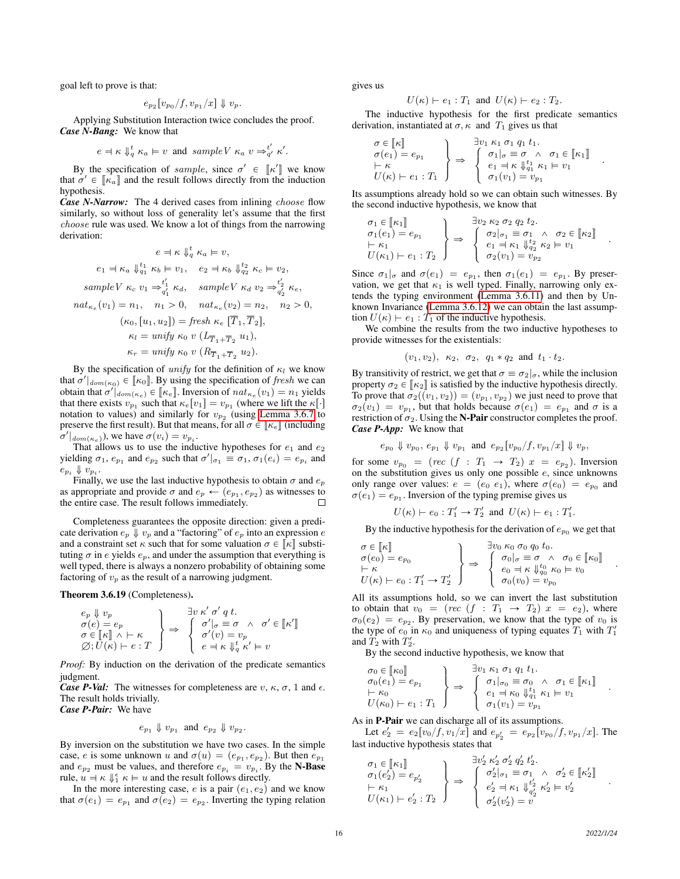goal left to prove is that:

$$e_{p_2}[v_{p_0}/f, v_{p_1}/x] \Downarrow v_p.$$

Applying Substitution Interaction twice concludes the proof.

***Case N-Bang:*** We know that

$$e \dashv \kappa \Downarrow^t_q \kappa_a \vDash v \text{ and } sampleV\ \kappa_a\ v \Rightarrow^{t'}_{q'} \kappa'.$$

By the specification of $sample$, since $\sigma' \in [\![\kappa']\!]$ we know that $\sigma' \in [\![\kappa_a]\!]$ and the result follows directly from the induction hypothesis.

***Case N-Narrow:*** The 4 derived cases from inlining $choose$ flow similarly, so without loss of generality let's assume that the first $choose$ rule was used. We know a lot of things from the narrowing derivation:

$$e \dashv \kappa \Downarrow^t_q \kappa_a \vDash v,$$

$$e_1 \dashv \kappa_a \Downarrow^{t_1}_{q_1} \kappa_b \vDash v_1, \quad e_2 \dashv \kappa_b \Downarrow^{t_2}_{q_2} \kappa_c \vDash v_2,$$

$$sampleV\ \kappa_c\ v_1 \Rightarrow^{t'_1}_{q'_1} \kappa_d, \quad sampleV\ \kappa_d\ v_2 \Rightarrow^{t'_2}_{q'_2} \kappa_e,$$

$$nat_{\kappa_e}(v_1) = n_1, \quad n_1 > 0, \quad nat_{\kappa_e}(v_2) = n_2, \quad n_2 > 0,$$

$$(\kappa_0, [u_1, u_2]) = fresh\ \kappa_e\ [\overline{T}_1, \overline{T}_2],$$

$$\kappa_l = unify\ \kappa_0\ v\ (L_{\overline{T}_1 + \overline{T}_2}\ u_1),$$

$$\kappa_r = unify\ \kappa_0\ v\ (R_{\overline{T}_1 + \overline{T}_2}\ u_2).$$

By the specification of $unify$ for the definition of $\kappa_l$ we know that $\sigma'|_{dom(\kappa_0)} \in [\![\kappa_0]\!]$. By using the specification of $fresh$ we can obtain that $\sigma'|_{dom(\kappa_e)} \in [\![\kappa_e]\!]$. Inversion of $nat_{\kappa_e}(v_1) = n_1$ yields that there exists $v_{p_1}$ such that $\kappa_e[v_1] = v_{p_1}$ (where we lift the $\kappa[\cdot]$ notation to values) and similarly for $v_{p_2}$ (using Lemma 3.6.7 to preserve the first result). But that means, for all $\sigma \in [\![\kappa_e]\!]$ (including $\sigma'|_{dom(\kappa_e)}$), we have $\sigma(v_i) = v_{p_i}$.

That allows us to use the inductive hypotheses for $e_1$ and $e_2$ yielding $\sigma_1$, $e_{p_1}$ and $e_{p_2}$ such that $\sigma'|_{\sigma_1} \equiv \sigma_1$, $\sigma_1(e_i) = e_{p_i}$ and $e_{p_i} \Downarrow v_{p_i}$.

Finally, we use the last inductive hypothesis to obtain $\sigma$ and $e_p$ as appropriate and provide $\sigma$ and $e_p \leftarrow (e_{p_1}, e_{p_2})$ as witnesses to the entire case. The result follows immediately. □

Completeness guarantees the opposite direction: given a predicate derivation $e_p \Downarrow v_p$ and a "factoring" of $e_p$ into an expression $e$ and a constraint set $\kappa$ such that for some valuation $\sigma \in [\![\kappa]\!]$ substituting $\sigma$ in $e$ yields $e_p$, and under the assumption that everything is well typed, there is always a nonzero probability of obtaining some factoring of $v_p$ as the result of a narrowing judgment.

**Theorem 3.6.19** (Completeness)**.**

$$\left.\begin{array}{l} e_p \Downarrow v_p \\ \sigma(e) = e_p \\ \sigma \in [\![\kappa]\!] \wedge \vdash \kappa \\ \varnothing; U(\kappa) \vdash e : T \end{array}\right\} \Rightarrow \left\{\begin{array}{l} \exists v\ \kappa'\ \sigma'\ q\ t. \\ \sigma'|_\sigma \equiv \sigma \ \wedge\ \sigma' \in [\![\kappa']\!] \\ \sigma'(v) = v_p \\ e \dashv \kappa \Downarrow^t_q \kappa' \vDash v \end{array}\right.$$

*Proof:* By induction on the derivation of the predicate semantics judgment.

***Case P-Val:*** The witnesses for completeness are $v$, $\kappa$, $\sigma$, 1 and $\epsilon$. The result holds trivially.

***Case P-Pair:*** We have

$$e_{p_1} \Downarrow v_{p_1} \text{ and } e_{p_2} \Downarrow v_{p_2}.$$

By inversion on the substitution we have two cases. In the simple case, $e$ is some unknown $u$ and $\sigma(u) = (e_{p_1}, e_{p_2})$. But then $e_{p_1}$ and $e_{p_2}$ must be values, and therefore $e_{p_i} = v_{p_i}$. By the **N-Base** rule, $u \dashv \kappa \Downarrow^\epsilon_1 \kappa \vDash u$ and the result follows directly.

In the more interesting case, $e$ is a pair $(e_1, e_2)$ and we know that $\sigma(e_1) = e_{p_1}$ and $\sigma(e_2) = e_{p_2}$. Inverting the typing relation gives us

$$U(\kappa) \vdash e_1 : T_1 \text{ and } U(\kappa) \vdash e_2 : T_2.$$

The inductive hypothesis for the first predicate semantics derivation, instantiated at $\sigma, \kappa$ and $T_1$ gives us that

$$\left.\begin{array}{l} \sigma \in [\![\kappa]\!] \\ \sigma(e_1) = e_{p_1} \\ \vdash \kappa \\ U(\kappa) \vdash e_1 : T_1 \end{array}\right\} \Rightarrow \left\{\begin{array}{l} \exists v_1\ \kappa_1\ \sigma_1\ q_1\ t_1. \\ \sigma_1|_\sigma \equiv \sigma \ \wedge\ \sigma_1 \in [\![\kappa_1]\!] \\ e_1 \dashv \kappa \Downarrow^{t_1}_{q_1} \kappa_1 \vDash v_1 \\ \sigma_1(v_1) = v_{p_1} \end{array}\right. .$$

Its assumptions already hold so we can obtain such witnesses. By the second inductive hypothesis, we know that

$$\left.\begin{array}{l} \sigma_1 \in [\![\kappa_1]\!] \\ \sigma_1(e_1) = e_{p_1} \\ \vdash \kappa_1 \\ U(\kappa_1) \vdash e_1 : T_2 \end{array}\right\} \Rightarrow \left\{\begin{array}{l} \exists v_2\ \kappa_2\ \sigma_2\ q_2\ t_2. \\ \sigma_2|_{\sigma_1} \equiv \sigma_1 \ \wedge\ \sigma_2 \in [\![\kappa_2]\!] \\ e_1 \dashv \kappa_1 \Downarrow^{t_2}_{q_2} \kappa_2 \vDash v_1 \\ \sigma_2(v_1) = v_{p_2} \end{array}\right. .$$

Since $\sigma_1|_\sigma$ and $\sigma(e_1) = e_{p_1}$, then $\sigma_1(e_1) = e_{p_1}$. By preservation, we get that $\kappa_1$ is well typed. Finally, narrowing only extends the typing environment (Lemma 3.6.11) and then by Unknown Invariance (Lemma 3.6.12) we can obtain the last assumption $U(\kappa) \vdash e_1 : T_1$ of the inductive hypothesis.

We combine the results from the two inductive hypotheses to provide witnesses for the existentials:

$$(v_1, v_2),\ \ \kappa_2,\ \ \sigma_2,\ \ q_1 * q_2 \text{ and } t_1 \cdot t_2.$$

By transitivity of restrict, we get that $\sigma \equiv \sigma_2|_\sigma$, while the inclusion property $\sigma_2 \in [\![\kappa_2]\!]$ is satisfied by the inductive hypothesis directly. To prove that $\sigma_2((v_1, v_2)) = (v_{p_1}, v_{p_2})$ we just need to prove that $\sigma_2(v_1) = v_{p_1}$, but that holds because $\sigma(e_1) = e_{p_1}$ and $\sigma$ is a restriction of $\sigma_2$. Using the **N-Pair** constructor completes the proof.

***Case P-App:*** We know that

$$e_{p_0} \Downarrow v_{p_0},\ e_{p_1} \Downarrow v_{p_1} \text{ and } e_{p_2}[v_{p_0}/f, v_{p_1}/x] \Downarrow v_p,$$

for some $v_{p_0} = (rec\ (f : T_1 \rightarrow T_2)\ x = e_{p_2})$. Inversion on the substitution gives us only one possible $e$, since unknowns only range over values: $e = (e_0\ e_1)$, where $\sigma(e_0) = e_{p_0}$ and $\sigma(e_1) = e_{p_1}$. Inversion of the typing premise gives us

$$U(\kappa) \vdash e_0 : T'_1 \rightarrow T'_2 \text{ and } U(\kappa) \vdash e_1 : T'_1.$$

By the inductive hypothesis for the derivation of $e_{p_0}$ we get that

$$\left.\begin{array}{l} \sigma \in [\![\kappa]\!] \\ \sigma(e_0) = e_{p_0} \\ \vdash \kappa \\ U(\kappa) \vdash e_0 : T'_1 \rightarrow T'_2 \end{array}\right\} \Rightarrow \left\{\begin{array}{l} \exists v_0\ \kappa_0\ \sigma_0\ q_0\ t_0. \\ \sigma_0|_\sigma \equiv \sigma \ \wedge\ \sigma_0 \in [\![\kappa_0]\!] \\ e_0 \dashv \kappa \Downarrow^{t_0}_{q_0} \kappa_0 \vDash v_0 \\ \sigma_0(v_0) = v_{p_0} \end{array}\right. .$$

All its assumptions hold, so we can invert the last substitution to obtain that $v_0 = (rec\ (f : T_1 \rightarrow T_2)\ x = e_2)$, where $\sigma_0(e_2) = e_{p_2}$. By preservation, we know that the type of $v_0$ is the type of $e_0$ in $\kappa_0$ and uniqueness of typing equates $T_1$ with $T'_1$ and $T_2$ with $T'_2$.

By the second inductive hypothesis, we know that

$$\left.\begin{array}{l} \sigma_0 \in [\![\kappa_0]\!] \\ \sigma_0(e_1) = e_{p_1} \\ \vdash \kappa_0 \\ U(\kappa_0) \vdash e_1 : T_1 \end{array}\right\} \Rightarrow \left\{\begin{array}{l} \exists v_1\ \kappa_1\ \sigma_1\ q_1\ t_1. \\ \sigma_1|_{\sigma_0} \equiv \sigma_0 \ \wedge\ \sigma_1 \in [\![\kappa_1]\!] \\ e_1 \dashv \kappa_0 \Downarrow^{t_1}_{q_0} \kappa_1 \vDash v_1 \\ \sigma_1(v_1) = v_{p_1} \end{array}\right. .$$

As in **P-Pair** we can discharge all of its assumptions.

Let $e'_2 = e_2[v_0/f, v_1/x]$ and $e_{p'_2} = e_{p_2}[v_{p_0}/f, v_{p_1}/x]$. The last inductive hypothesis states that

$$\left.\begin{array}{l} \sigma_1 \in [\![\kappa_1]\!] \\ \sigma_1(e'_2) = e_{p'_2} \\ \vdash \kappa_1 \\ U(\kappa_1) \vdash e'_2 : T_2 \end{array}\right\} \Rightarrow \left\{\begin{array}{l} \exists v'_2\ \kappa'_2\ \sigma'_2\ q'_2\ t'_2. \\ \sigma'_2|_{\sigma_1} \equiv \sigma_1 \ \wedge\ \sigma'_2 \in [\![\kappa'_2]\!] \\ e'_2 \dashv \kappa_1 \Downarrow^{t'_2}_{q'_2} \kappa'_2 \vDash v'_2 \\ \sigma'_2(v'_2) = v \end{array}\right. .$$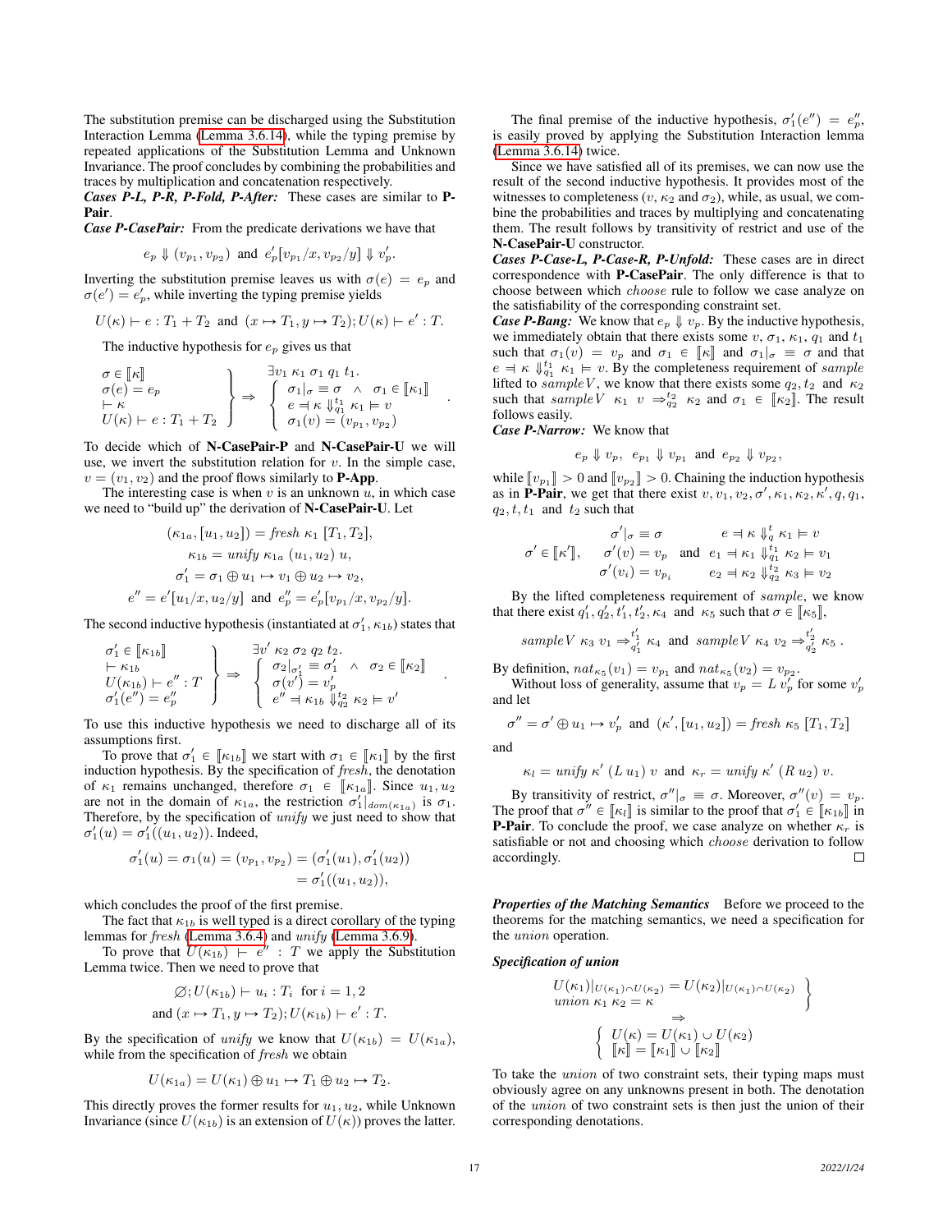The substitution premise can be discharged using the Substitution Interaction Lemma (Lemma 3.6.14), while the typing premise by repeated applications of the Substitution Lemma and Unknown Invariance. The proof concludes by combining the probabilities and traces by multiplication and concatenation respectively.

***Cases P-L, P-R, P-Fold, P-After:*** These cases are similar to **P-Pair**.

***Case P-CasePair:*** From the predicate derivations we have that

$$e_p \Downarrow (v_{p_1}, v_{p_2}) \text{ and } e'_p[v_{p_1}/x, v_{p_2}/y] \Downarrow v'_p.$$

Inverting the substitution premise leaves us with $\sigma(e) = e_p$ and $\sigma(e') = e'_p$, while inverting the typing premise yields

$$U(\kappa) \vdash e : T_1 + T_2 \text{ and } (x \mapsto T_1, y \mapsto T_2); U(\kappa) \vdash e' : T.$$

The inductive hypothesis for $e_p$ gives us that

$$\left.\begin{array}{l} \sigma \in [\![\kappa]\!] \\ \sigma(e) = e_p \\ \vdash \kappa \\ U(\kappa) \vdash e : T_1 + T_2 \end{array}\right\} \Rightarrow \left\{\begin{array}{l} \exists v_1\ \kappa_1\ \sigma_1\ q_1\ t_1. \\ \sigma_1|_\sigma \equiv \sigma \ \wedge\ \sigma_1 \in [\![\kappa_1]\!] \\ e \dashv \kappa \Downarrow_{q_1}^{t_1} \kappa_1 \vDash v \\ \sigma_1(v) = (v_{p_1}, v_{p_2}) \end{array}\right. .$$

To decide which of **N-CasePair-P** and **N-CasePair-U** we will use, we invert the substitution relation for $v$. In the simple case, $v = (v_1, v_2)$ and the proof flows similarly to **P-App**.

The interesting case is when $v$ is an unknown $u$, in which case we need to "build up" the derivation of **N-CasePair-U**. Let

$$\begin{aligned} (\kappa_{1a}, [u_1, u_2]) &= \textit{fresh}\ \kappa_1\ [T_1, T_2], \\ \kappa_{1b} &= \textit{unify}\ \kappa_{1a}\ (u_1, u_2)\ u, \\ \sigma'_1 &= \sigma_1 \oplus u_1 \mapsto v_1 \oplus u_2 \mapsto v_2, \\ e'' = e'[u_1/x, u_2/y] &\text{ and } e''_p = e'_p[v_{p_1}/x, v_{p_2}/y]. \end{aligned}$$

The second inductive hypothesis (instantiated at $\sigma'_1, \kappa_{1b}$) states that

$$\left.\begin{array}{l} \sigma'_1 \in [\![\kappa_{1b}]\!] \\ \vdash \kappa_{1b} \\ U(\kappa_{1b}) \vdash e'' : T \\ \sigma'_1(e'') = e''_p \end{array}\right\} \Rightarrow \left\{\begin{array}{l} \exists v'\ \kappa_2\ \sigma_2\ q_2\ t_2. \\ \sigma_2|_{\sigma'_1} \equiv \sigma'_1 \ \wedge\ \sigma_2 \in [\![\kappa_2]\!] \\ \sigma(v') = v'_p \\ e'' \dashv \kappa_{1b} \Downarrow_{q_2}^{t_2} \kappa_2 \vDash v' \end{array}\right. .$$

To use this inductive hypothesis we need to discharge all of its assumptions first.

To prove that $\sigma'_1 \in [\![\kappa_{1b}]\!]$ we start with $\sigma_1 \in [\![\kappa_1]\!]$ by the first induction hypothesis. By the specification of *fresh*, the denotation of $\kappa_1$ remains unchanged, therefore $\sigma_1 \in [\![\kappa_{1a}]\!]$. Since $u_1, u_2$ are not in the domain of $\kappa_{1a}$, the restriction $\sigma'_1|_{dom(\kappa_{1a})}$ is $\sigma_1$. Therefore, by the specification of *unify* we just need to show that $\sigma'_1(u) = \sigma'_1((u_1, u_2))$. Indeed,

$$\begin{aligned} \sigma'_1(u) = \sigma_1(u) = (v_{p_1}, v_{p_2}) &= (\sigma'_1(u_1), \sigma'_1(u_2)) \\ &= \sigma'_1((u_1, u_2)), \end{aligned}$$

which concludes the proof of the first premise.

The fact that $\kappa_{1b}$ is well typed is a direct corollary of the typing lemmas for *fresh* (Lemma 3.6.4) and *unify* (Lemma 3.6.9).

To prove that $U(\kappa_{1b}) \vdash e'' : T$ we apply the Substitution Lemma twice. Then we need to prove that

$$\begin{aligned} \varnothing; U(\kappa_{1b}) \vdash u_i : T_i &\text{ for } i = 1, 2 \\ \text{and } (x \mapsto T_1, y \mapsto T_2); U(\kappa_{1b}) &\vdash e' : T. \end{aligned}$$

By the specification of *unify* we know that $U(\kappa_{1b}) = U(\kappa_{1a})$, while from the specification of *fresh* we obtain

$$U(\kappa_{1a}) = U(\kappa_1) \oplus u_1 \mapsto T_1 \oplus u_2 \mapsto T_2.$$

This directly proves the former results for $u_1, u_2$, while Unknown Invariance (since $U(\kappa_{1b})$ is an extension of $U(\kappa)$) proves the latter.

The final premise of the inductive hypothesis, $\sigma'_1(e'') = e''_p$, is easily proved by applying the Substitution Interaction lemma (Lemma 3.6.14) twice.

Since we have satisfied all of its premises, we can now use the result of the second inductive hypothesis. It provides most of the witnesses to completeness ($v$, $\kappa_2$ and $\sigma_2$), while, as usual, we combine the probabilities and traces by multiplying and concatenating them. The result follows by transitivity of restrict and use of the **N-CasePair-U** constructor.

***Cases P-Case-L, P-Case-R, P-Unfold:*** These cases are in direct correspondence with **P-CasePair**. The only difference is that to choose between which *choose* rule to follow we case analyze on the satisfiability of the corresponding constraint set.

***Case P-Bang:*** We know that $e_p \Downarrow v_p$. By the inductive hypothesis, we immediately obtain that there exists some $v$, $\sigma_1$, $\kappa_1$, $q_1$ and $t_1$ such that $\sigma_1(v) = v_p$ and $\sigma_1 \in [\![\kappa]\!]$ and $\sigma_1|_\sigma \equiv \sigma$ and that $e \dashv \kappa \Downarrow_{q_1}^{t_1} \kappa_1 \vDash v$. By the completeness requirement of *sample* lifted to *sampleV*, we know that there exists some $q_2, t_2$ and $\kappa_2$ such that $\textit{sampleV}\ \kappa_1\ v \Rightarrow_{q_2}^{t_2} \kappa_2$ and $\sigma_1 \in [\![\kappa_2]\!]$. The result follows easily.

***Case P-Narrow:*** We know that

$$e_p \Downarrow v_p, \ \ e_{p_1} \Downarrow v_{p_1} \text{ and } e_{p_2} \Downarrow v_{p_2},$$

while $[\![v_{p_1}]\!] > 0$ and $[\![v_{p_2}]\!] > 0$. Chaining the induction hypothesis as in **P-Pair**, we get that there exist $v, v_1, v_2, \sigma', \kappa_1, \kappa_2, \kappa', q, q_1, q_2, t, t_1$ and $t_2$ such that

$$\sigma' \in [\![\kappa']\!], \quad \begin{array}{l} \sigma'|_\sigma \equiv \sigma \\ \sigma'(v) = v_p \\ \sigma'(v_i) = v_{p_i} \end{array} \ \text{ and } \ \begin{array}{l} e \dashv \kappa \Downarrow_q^t \kappa_1 \vDash v \\ e_1 \dashv \kappa_1 \Downarrow_{q_1}^{t_1} \kappa_2 \vDash v_1 \\ e_2 \dashv \kappa_2 \Downarrow_{q_2}^{t_2} \kappa_3 \vDash v_2 \end{array}$$

By the lifted completeness requirement of *sample*, we know that there exist $q'_1, q'_2, t'_1, t'_2, \kappa_4$ and $\kappa_5$ such that $\sigma \in [\![\kappa_5]\!]$,

$$\textit{sampleV}\ \kappa_3\ v_1 \Rightarrow_{q'_1}^{t'_1} \kappa_4 \text{ and } \textit{sampleV}\ \kappa_4\ v_2 \Rightarrow_{q'_2}^{t'_2} \kappa_5\ .$$

By definition, $nat_{\kappa_5}(v_1) = v_{p_1}$ and $nat_{\kappa_5}(v_2) = v_{p_2}$.

Without loss of generality, assume that $v_p = L\ v'_p$ for some $v'_p$ and let

$$\sigma'' = \sigma' \oplus u_1 \mapsto v'_p \text{ and } (\kappa', [u_1, u_2]) = \textit{fresh}\ \kappa_5\ [T_1, T_2]$$

and

$$\kappa_l = \textit{unify}\ \kappa'\ (L\ u_1)\ v \text{ and } \kappa_r = \textit{unify}\ \kappa'\ (R\ u_2)\ v.$$

By transitivity of restrict, $\sigma''|_\sigma \equiv \sigma$. Moreover, $\sigma''(v) = v_p$. The proof that $\sigma'' \in [\![\kappa_l]\!]$ is similar to the proof that $\sigma'_1 \in [\![\kappa_{1b}]\!]$ in **P-Pair**. To conclude the proof, we case analyze on whether $\kappa_r$ is satisfiable or not and choosing which *choose* derivation to follow accordingly. □

***Properties of the Matching Semantics*** Before we proceed to the theorems for the matching semantics, we need a specification for the *union* operation.

***Specification of union***

$$\left.\begin{array}{l} U(\kappa_1)|_{U(\kappa_1) \cap U(\kappa_2)} = U(\kappa_2)|_{U(\kappa_1) \cap U(\kappa_2)} \\ \textit{union}\ \kappa_1\ \kappa_2 = \kappa \end{array}\right\}$$
$$\Rightarrow$$
$$\left\{\begin{array}{l} U(\kappa) = U(\kappa_1) \cup U(\kappa_2) \\ [\![\kappa]\!] = [\![\kappa_1]\!] \cup [\![\kappa_2]\!] \end{array}\right.$$

To take the *union* of two constraint sets, their typing maps must obviously agree on any unknowns present in both. The denotation of the *union* of two constraint sets is then just the union of their corresponding denotations.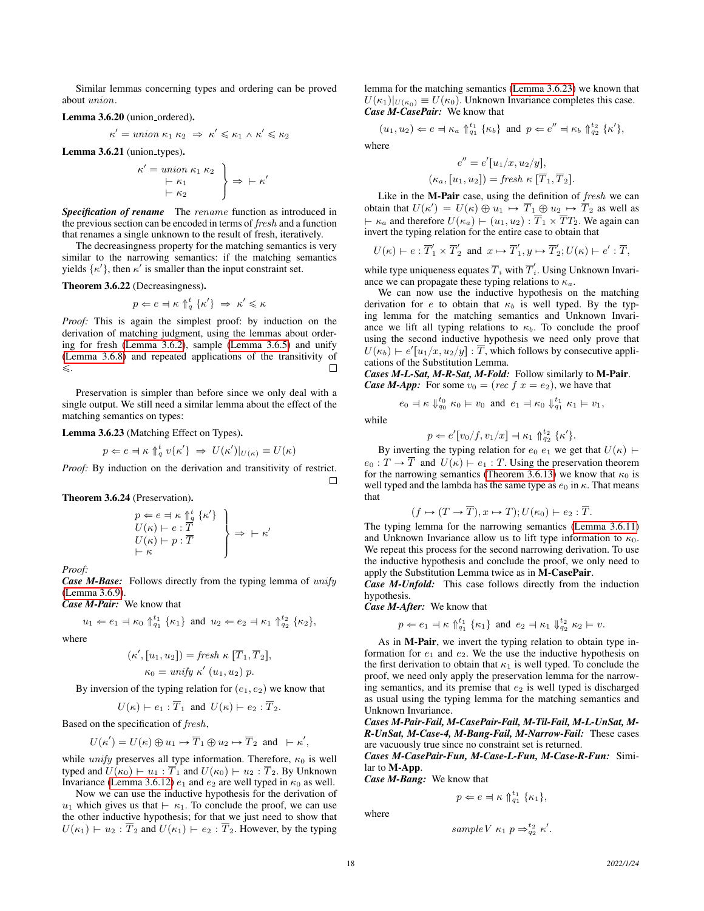Similar lemmas concerning types and ordering can be proved about *union*.

**Lemma 3.6.20** (union_ordered)**.**

$$\kappa' = union\ \kappa_1\ \kappa_2 \ \Rightarrow\ \kappa' \leqslant \kappa_1 \wedge \kappa' \leqslant \kappa_2$$

**Lemma 3.6.21** (union_types)**.**

$$\left.\begin{array}{l} \kappa' = union\ \kappa_1\ \kappa_2 \\ \vdash \kappa_1 \\ \vdash \kappa_2 \end{array}\right\} \Rightarrow\ \vdash \kappa'$$

***Specification of rename*** The *rename* function as introduced in the previous section can be encoded in terms of *fresh* and a function that renames a single unknown to the result of fresh, iteratively.

The decreasingness property for the matching semantics is very similar to the narrowing semantics: if the matching semantics yields $\{\kappa'\}$, then $\kappa'$ is smaller than the input constraint set.

**Theorem 3.6.22** (Decreasingness)**.**

$$p \Leftarrow e \dashv \kappa \Uparrow_q^t \{\kappa'\} \ \Rightarrow\ \kappa' \leqslant \kappa$$

*Proof:* This is again the simplest proof: by induction on the derivation of matching judgment, using the lemmas about ordering for fresh (Lemma 3.6.2), sample (Lemma 3.6.5) and unify (Lemma 3.6.8) and repeated applications of the transitivity of $\leqslant$. □

Preservation is simpler than before since we only deal with a single output. We still need a similar lemma about the effect of the matching semantics on types:

**Lemma 3.6.23** (Matching Effect on Types)**.**

$$p \Leftarrow e \dashv \kappa \Uparrow_q^t v\{\kappa'\} \ \Rightarrow\ U(\kappa')|_{U(\kappa)} \equiv U(\kappa)$$

*Proof:* By induction on the derivation and transitivity of restrict. □

**Theorem 3.6.24** (Preservation)**.**

$$\left.\begin{array}{l} p \Leftarrow e \dashv \kappa \Uparrow_q^t \{\kappa'\} \\ U(\kappa) \vdash e : \overline{T} \\ U(\kappa) \vdash p : \overline{T} \\ \vdash \kappa \end{array}\right\} \Rightarrow\ \vdash \kappa'$$

*Proof:*

***Case M-Base:*** Follows directly from the typing lemma of *unify* (Lemma 3.6.9).

***Case M-Pair:*** We know that

$$u_1 \Leftarrow e_1 \dashv \kappa_0 \Uparrow_{q_1}^{t_1} \{\kappa_1\} \text{ and } u_2 \Leftarrow e_2 \dashv \kappa_1 \Uparrow_{q_2}^{t_2} \{\kappa_2\},$$

where

$$(\kappa', [u_1, u_2]) = fresh\ \kappa\ [\overline{T}_1, \overline{T}_2],$$
$$\kappa_0 = unify\ \kappa'\ (u_1, u_2)\ p.$$

By inversion of the typing relation for $(e_1, e_2)$ we know that

$$U(\kappa) \vdash e_1 : \overline{T}_1 \text{ and } U(\kappa) \vdash e_2 : \overline{T}_2.$$

Based on the specification of *fresh*,

$$U(\kappa') = U(\kappa) \oplus u_1 \mapsto \overline{T}_1 \oplus u_2 \mapsto \overline{T}_2 \text{ and } \vdash \kappa',$$

while *unify* preserves all type information. Therefore, $\kappa_0$ is well typed and $U(\kappa_0) \vdash u_1 : \overline{T}_1$ and $U(\kappa_0) \vdash u_2 : \overline{T}_2$. By Unknown Invariance (Lemma 3.6.12) $e_1$ and $e_2$ are well typed in $\kappa_0$ as well.

Now we can use the inductive hypothesis for the derivation of $u_1$ which gives us that $\vdash \kappa_1$. To conclude the proof, we can use the other inductive hypothesis; for that we just need to show that $U(\kappa_1) \vdash u_2 : \overline{T}_2$ and $U(\kappa_1) \vdash e_2 : \overline{T}_2$. However, by the typing lemma for the matching semantics (Lemma 3.6.23) we known that $U(\kappa_1)|_{U(\kappa_0)} \equiv U(\kappa_0)$. Unknown Invariance completes this case.

***Case M-CasePair:*** We know that

$$(u_1, u_2) \Leftarrow e \dashv \kappa_a \Uparrow_{q_1}^{t_1} \{\kappa_b\} \text{ and } p \Leftarrow e'' \dashv \kappa_b \Uparrow_{q_2}^{t_2} \{\kappa'\},$$

where

$$e'' = e'[u_1/x, u_2/y],$$
$$(\kappa_a, [u_1, u_2]) = fresh\ \kappa\ [\overline{T}_1, \overline{T}_2].$$

Like in the **M-Pair** case, using the definition of *fresh* we can obtain that $U(\kappa') = U(\kappa) \oplus u_1 \mapsto \overline{T}_1 \oplus u_2 \mapsto \overline{T}_2$ as well as $\vdash \kappa_a$ and therefore $U(\kappa_a) \vdash (u_1, u_2) : \overline{T}_1 \times \overline{T}T_2$. We again can invert the typing relation for the entire case to obtain that

$$U(\kappa) \vdash e : \overline{T}'_1 \times \overline{T}'_2 \text{ and } x \mapsto \overline{T}'_1, y \mapsto \overline{T}'_2; U(\kappa) \vdash e' : \overline{T},$$

while type uniqueness equates $\overline{T}_i$ with $\overline{T}'_i$. Using Unknown Invariance we can propagate these typing relations to $\kappa_a$.

We can now use the inductive hypothesis on the matching derivation for $e$ to obtain that $\kappa_b$ is well typed. By the typing lemma for the matching semantics and Unknown Invariance we lift all typing relations to $\kappa_b$. To conclude the proof using the second inductive hypothesis we need only prove that $U(\kappa_b) \vdash e'[u_1/x, u_2/y] : \overline{T}$, which follows by consecutive applications of the Substitution Lemma.

***Cases M-L-Sat, M-R-Sat, M-Fold:*** Follow similarly to **M-Pair**.

***Case M-App:*** For some $v_0 = (rec\ f\ x = e_2)$, we have that

$$e_0 \dashv \kappa \Downarrow_{q_0}^{t_0} \kappa_0 \vDash v_0 \text{ and } e_1 \dashv \kappa_0 \Downarrow_{q_1}^{t_1} \kappa_1 \vDash v_1,$$

while

$$p \Leftarrow e'[v_0/f, v_1/x] \dashv \kappa_1 \Uparrow_{q_2}^{t_2} \{\kappa'\}.$$

By inverting the typing relation for $e_0\ e_1$ we get that $U(\kappa) \vdash e_0 : T \rightarrow \overline{T}$ and $U(\kappa) \vdash e_1 : T$. Using the preservation theorem for the narrowing semantics (Theorem 3.6.13) we know that $\kappa_0$ is well typed and the lambda has the same type as $e_0$ in $\kappa$. That means that

$$(f \mapsto (T \rightarrow \overline{T}), x \mapsto T); U(\kappa_0) \vdash e_2 : \overline{T}.$$

The typing lemma for the narrowing semantics (Lemma 3.6.11) and Unknown Invariance allow us to lift type information to $\kappa_0$. We repeat this process for the second narrowing derivation. To use the inductive hypothesis and conclude the proof, we only need to apply the Substitution Lemma twice as in **M-CasePair**.

***Case M-Unfold:*** This case follows directly from the induction hypothesis.

***Case M-After:*** We know that

$$p \Leftarrow e_1 \dashv \kappa \Uparrow_{q_1}^{t_1} \{\kappa_1\} \text{ and } e_2 \dashv \kappa_1 \Downarrow_{q_2}^{t_2} \kappa_2 \vDash v.$$

As in **M-Pair**, we invert the typing relation to obtain type information for $e_1$ and $e_2$. We the use the inductive hypothesis on the first derivation to obtain that $\kappa_1$ is well typed. To conclude the proof, we need only apply the preservation lemma for the narrowing semantics, and its premise that $e_2$ is well typed is discharged as usual using the typing lemma for the matching semantics and Unknown Invariance.

***Cases M-Pair-Fail, M-CasePair-Fail, M-Til-Fail, M-L-UnSat, M-R-UnSat, M-Case-4, M-Bang-Fail, M-Narrow-Fail:*** These cases are vacuously true since no constraint set is returned.

***Cases M-CasePair-Fun, M-Case-L-Fun, M-Case-R-Fun:*** Similar to **M-App**.

***Case M-Bang:*** We know that

$$p \Leftarrow e \dashv \kappa \Uparrow_{q_1}^{t_1} \{\kappa_1\},$$

where

$$sampleV\ \kappa_1\ p \Rightarrow_{q_2}^{t_2} \kappa'.$$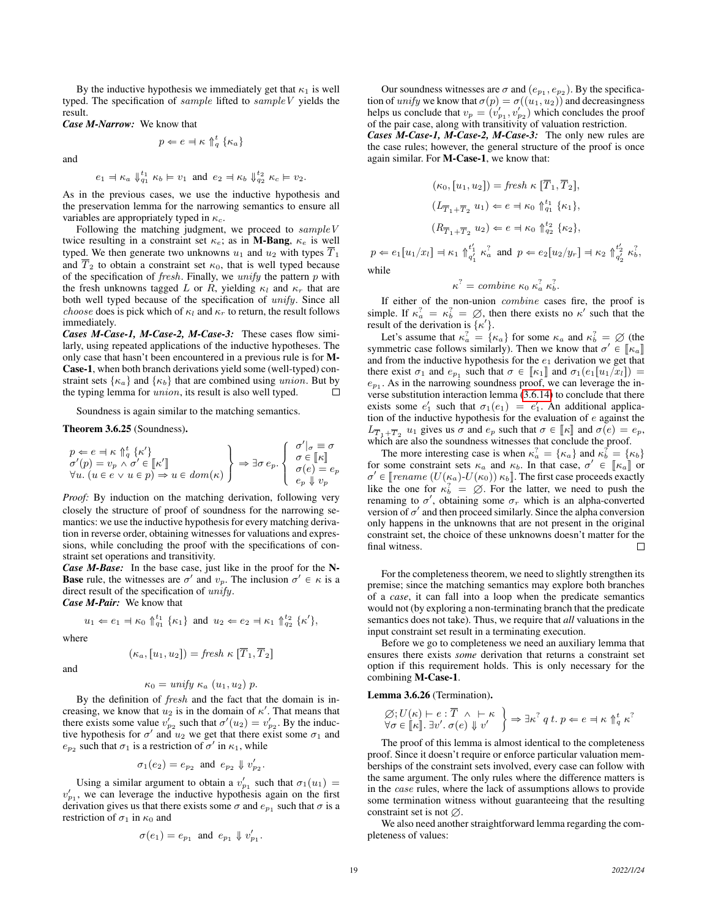By the inductive hypothesis we immediately get that $\kappa_1$ is well typed. The specification of *sample* lifted to *sampleV* yields the result.

***Case M-Narrow:*** We know that

$$p \Leftarrow e \dashv \kappa \Uparrow_q^t \{\kappa_a\}$$

and

$$e_1 \dashv \kappa_a \Downarrow_{q1}^{t_1} \kappa_b \models v_1 \text{ and } e_2 \dashv \kappa_b \Downarrow_{q2}^{t_2} \kappa_c \models v_2.$$

As in the previous cases, we use the inductive hypothesis and the preservation lemma for the narrowing semantics to ensure all variables are appropriately typed in $\kappa_c$.

Following the matching judgment, we proceed to *sampleV* twice resulting in a constraint set $\kappa_e$; as in **M-Bang**, $\kappa_e$ is well typed. We then generate two unknowns $u_1$ and $u_2$ with types $\overline{T}_1$ and $\overline{T}_2$ to obtain a constraint set $\kappa_0$, that is well typed because of the specification of *fresh*. Finally, we *unify* the pattern $p$ with the fresh unknowns tagged $L$ or $R$, yielding $\kappa_l$ and $\kappa_r$ that are both well typed because of the specification of *unify*. Since all *choose* does is pick which of $\kappa_l$ and $\kappa_r$ to return, the result follows immediately.

***Cases M-Case-1, M-Case-2, M-Case-3:*** These cases flow similarly, using repeated applications of the inductive hypotheses. The only case that hasn't been encountered in a previous rule is for **M-Case-1**, when both branch derivations yield some (well-typed) constraint sets $\{\kappa_a\}$ and $\{\kappa_b\}$ that are combined using *union*. But by the typing lemma for *union*, its result is also well typed. ☐

Soundness is again similar to the matching semantics.

**Theorem 3.6.25** (Soundness)**.**

$$\left.\begin{array}{l} p \Leftarrow e \dashv \kappa \Uparrow_q^t \{\kappa'\} \\ \sigma'(p) = v_p \wedge \sigma' \in [\![\kappa']\!] \\ \forall u.\ (u \in e \vee u \in p) \Rightarrow u \in dom(\kappa) \end{array}\right\} \Rightarrow \exists \sigma\ e_p. \left\{\begin{array}{l} \sigma'|_\sigma \equiv \sigma \\ \sigma \in [\![\kappa]\!] \\ \sigma(e) = e_p \\ e_p \Downarrow v_p \end{array}\right.$$

*Proof:* By induction on the matching derivation, following very closely the structure of proof of soundness for the narrowing semantics: we use the inductive hypothesis for every matching derivation in reverse order, obtaining witnesses for valuations and expressions, while concluding the proof with the specifications of constraint set operations and transitivity.

***Case M-Base:*** In the base case, just like in the proof for the **N-Base** rule, the witnesses are $\sigma'$ and $v_p$. The inclusion $\sigma' \in \kappa$ is a direct result of the specification of *unify*.

***Case M-Pair:*** We know that

$$u_1 \Leftarrow e_1 \dashv \kappa_0 \Uparrow_{q1}^{t_1} \{\kappa_1\} \text{ and } u_2 \Leftarrow e_2 \dashv \kappa_1 \Uparrow_{q2}^{t_2} \{\kappa'\},$$

where

$$(\kappa_a, [u_1, u_2]) = \textit{fresh}\ \kappa\ [\overline{T}_1, \overline{T}_2]$$

and

$$\kappa_0 = \textit{unify}\ \kappa_a\ (u_1, u_2)\ p.$$

By the definition of *fresh* and the fact that the domain is increasing, we know that $u_2$ is in the domain of $\kappa'$. That means that there exists some value $v'_{p_2}$ such that $\sigma'(u_2) = v'_{p_2}$. By the inductive hypothesis for $\sigma'$ and $u_2$ we get that there exist some $\sigma_1$ and $e_{p_2}$ such that $\sigma_1$ is a restriction of $\sigma'$ in $\kappa_1$, while

$$\sigma_1(e_2) = e_{p_2} \text{ and } e_{p_2} \Downarrow v'_{p_2}.$$

Using a similar argument to obtain a $v'_{p_1}$ such that $\sigma_1(u_1) = v'_{p_1}$, we can leverage the inductive hypothesis again on the first derivation gives us that there exists some $\sigma$ and $e_{p_1}$ such that $\sigma$ is a restriction of $\sigma_1$ in $\kappa_0$ and

$$\sigma(e_1) = e_{p_1} \text{ and } e_{p_1} \Downarrow v'_{p_1}.$$

Our soundness witnesses are $\sigma$ and $(e_{p_1}, e_{p_2})$. By the specification of *unify* we know that $\sigma(p) = \sigma((u_1, u_2))$ and decreasingness helps us conclude that $v_p = (v'_{p_1}, v'_{p_2})$ which concludes the proof of the pair case, along with transitivity of valuation restriction.

***Cases M-Case-1, M-Case-2, M-Case-3:*** The only new rules are the case rules; however, the general structure of the proof is once again similar. For **M-Case-1**, we know that:

$$(\kappa_0, [u_1, u_2]) = \textit{fresh}\ \kappa\ [\overline{T}_1, \overline{T}_2],$$

$$(L_{\overline{T}_1 + \overline{T}_2}\ u_1) \Leftarrow e \dashv \kappa_0 \Uparrow_{q1}^{t_1} \{\kappa_1\},$$

$$(R_{\overline{T}_1 + \overline{T}_2}\ u_2) \Leftarrow e \dashv \kappa_0 \Uparrow_{q2}^{t_2} \{\kappa_2\},$$

$$p \Leftarrow e_1[u_1/x_l] \dashv \kappa_1 \Uparrow_{q'_1}^{t'_1} \kappa_a^? \text{ and } p \Leftarrow e_2[u_2/y_r] \dashv \kappa_2 \Uparrow_{q'_2}^{t'_2} \kappa_b^?,$$

while

$$\kappa^? = \textit{combine}\ \kappa_0\ \kappa_a^?\ \kappa_b^?.$$

If either of the non-union *combine* cases fire, the proof is simple. If $\kappa_a^? = \kappa_b^? = \varnothing$, then there exists no $\kappa'$ such that the result of the derivation is $\{\kappa'\}$.

Let's assume that $\kappa_a^? = \{\kappa_a\}$ for some $\kappa_a$ and $\kappa_b^? = \varnothing$ (the symmetric case follows similarly). Then we know that $\sigma' \in [\![\kappa_a]\!]$ and from the inductive hypothesis for the $e_1$ derivation we get that there exist $\sigma_1$ and $e_{p_1}$ such that $\sigma \in [\![\kappa_1]\!]$ and $\sigma_1(e_1[u_1/x_l]) = e_{p_1}$. As in the narrowing soundness proof, we can leverage the inverse substitution interaction lemma (3.6.14) to conclude that there exists some $e'_1$ such that $\sigma_1(e_1) = e'_1$. An additional application of the inductive hypothesis for the evaluation of $e$ against the $L_{\overline{T}_1 + \overline{T}_2}\ u_1$ gives us $\sigma$ and $e_p$ such that $\sigma \in [\![\kappa]\!]$ and $\sigma(e) = e_p$, which are also the soundness witnesses that conclude the proof.

The more interesting case is when $\kappa_a^? = \{\kappa_a\}$ and $\kappa_b^? = \{\kappa_b\}$ for some constraint sets $\kappa_a$ and $\kappa_b$. In that case, $\sigma' \in [\![\kappa_a]\!]$ or $\sigma' \in [\![\textit{rename}\ (U(\kappa_a)\text{-}U(\kappa_0))\ \kappa_b]\!]$. The first case proceeds exactly like the one for $\kappa_b^? = \varnothing$. For the latter, we need to push the renaming to $\sigma'$, obtaining some $\sigma_r$ which is an alpha-converted version of $\sigma'$ and then proceed similarly. Since the alpha conversion only happens in the unknowns that are not present in the original constraint set, the choice of these unknowns doesn't matter for the final witness. ☐

For the completeness theorem, we need to slightly strengthen its premise; since the matching semantics may explore both branches of a *case*, it can fall into a loop when the predicate semantics would not (by exploring a non-terminating branch that the predicate semantics does not take). Thus, we require that *all* valuations in the input constraint set result in a terminating execution.

Before we go to completeness we need an auxiliary lemma that ensures there exists *some* derivation that returns a constraint set option if this requirement holds. This is only necessary for the combining **M-Case-1**.

**Lemma 3.6.26** (Termination)**.**

$$\left.\begin{array}{l} \varnothing; U(\kappa) \vdash e : \overline{T} \ \wedge\ \vdash \kappa \\ \forall \sigma \in [\![\kappa]\!].\ \exists v'.\ \sigma(e) \Downarrow v' \end{array}\right\} \Rightarrow \exists \kappa^?\ q\ t.\ p \Leftarrow e \dashv \kappa \Uparrow_q^t \kappa^?$$

The proof of this lemma is almost identical to the completeness proof. Since it doesn't require or enforce particular valuation memberships of the constraint sets involved, every case can follow with the same argument. The only rules where the difference matters is in the *case* rules, where the lack of assumptions allows to provide some termination witness without guaranteeing that the resulting constraint set is not $\varnothing$.

We also need another straightforward lemma regarding the completeness of values: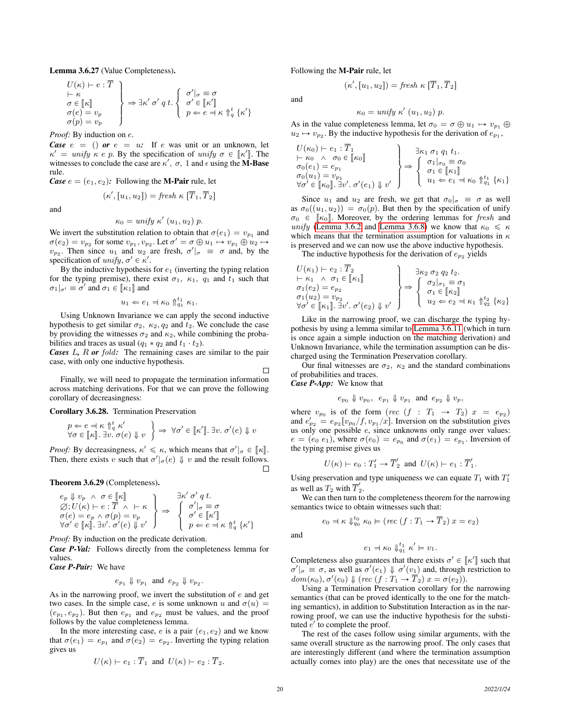**Lemma 3.6.27** (Value Completeness)**.**

$$\left.\begin{array}{l} U(\kappa) \vdash e : \overline{T} \\ \vdash \kappa \\ \sigma \in [\![\kappa]\!] \\ \sigma(e) = v_p \\ \sigma(p) = v_p \end{array}\right\} \Rightarrow \exists \kappa'\ \sigma'\ q\ t.\ \left\{\begin{array}{l} \sigma'|_\sigma \equiv \sigma \\ \sigma' \in [\![\kappa']\!] \\ p \Leftarrow e \dashv \kappa \Uparrow_q^t \{\kappa'\} \end{array}\right.$$

*Proof:* By induction on $e$.

***Case*** $e = ()$ ***or*** $e = u$***:*** If $e$ was unit or an unknown, let $\kappa' = \mathit{unify}\ \kappa\ e\ p$. By the specification of $\mathit{unify}$ $\sigma \in [\![\kappa']\!]$. The witnesses to conclude the case are $\kappa'$, $\sigma$, $1$ and $\epsilon$ using the **M-Base** rule.

***Case*** $e = (e_1, e_2)$***:*** Following the **M-Pair** rule, let

$$(\kappa', [u_1, u_2]) = \mathit{fresh}\ \kappa\ [\overline{T}_1, \overline{T}_2]$$

and

$$\kappa_0 = \mathit{unify}\ \kappa'\ (u_1, u_2)\ p.$$

We invert the substitution relation to obtain that $\sigma(e_1) = v_{p_1}$ and $\sigma(e_2) = v_{p_2}$ for some $v_{p_1}, v_{p_2}$. Let $\sigma' = \sigma \oplus u_1 \mapsto v_{p_1} \oplus u_2 \mapsto v_{p_2}$. Then since $u_1$ and $u_2$ are fresh, $\sigma'|_\sigma \equiv \sigma$ and, by the specification of $\mathit{unify}$, $\sigma' \in \kappa'$.

By the inductive hypothesis for $e_1$ (inverting the typing relation for the typing premise), there exist $\sigma_1$, $\kappa_1$, $q_1$ and $t_1$ such that $\sigma_1|_{\sigma'} \equiv \sigma'$ and $\sigma_1 \in [\![\kappa_1]\!]$ and

$$u_1 \Leftarrow e_1 \dashv \kappa_0 \Uparrow_{q_1}^{t_1} \kappa_1.$$

Using Unknown Invariance we can apply the second inductive hypothesis to get similar $\sigma_2$, $\kappa_2, q_2$ and $t_2$. We conclude the case by providing the witnesses $\sigma_2$ and $\kappa_2$, while combining the probabilities and traces as usual ($q_1 * q_2$ and $t_1 \cdot t_2$).

***Cases*** $L$***,*** $R$ ***or*** $\mathit{fold}$***:*** The remaining cases are similar to the pair case, with only one inductive hypothesis.

∎

Finally, we will need to propagate the termination information across matching derivations. For that we can prove the following corollary of decreasingness:

**Corollary 3.6.28.** Termination Preservation

$$\left.\begin{array}{l} p \Leftarrow e \dashv \kappa \Uparrow_q^t \kappa' \\ \forall \sigma \in [\![\kappa]\!].\ \exists v.\ \sigma(e) \Downarrow v \end{array}\right\} \Rightarrow \forall \sigma' \in [\![\kappa']\!].\ \exists v.\ \sigma'(e) \Downarrow v$$

*Proof:* By decreasingness, $\kappa' \leqslant \kappa$, which means that $\sigma'|_\sigma \in [\![\kappa]\!]$. Then, there exists $v$ such that $\sigma'|_\sigma(e) \Downarrow v$ and the result follows. ∎

**Theorem 3.6.29** (Completeness)**.**

$$\left.\begin{array}{l} e_p \Downarrow v_p\ \wedge\ \sigma \in [\![\kappa]\!] \\ \varnothing; U(\kappa) \vdash e : \overline{T}\ \wedge\ \vdash \kappa \\ \sigma(e) = e_p \wedge \sigma(p) = v_p \\ \forall \sigma' \in [\![\kappa]\!].\ \exists v'.\ \sigma'(e) \Downarrow v' \end{array}\right\} \Rightarrow \begin{array}{l} \exists \kappa'\ \sigma'\ q\ t. \\ \left\{\begin{array}{l} \sigma'|_\sigma \equiv \sigma \\ \sigma' \in [\![\kappa']\!] \\ p \Leftarrow e \dashv \kappa \Uparrow_q^t \{\kappa'\} \end{array}\right. \end{array}$$

*Proof:* By induction on the predicate derivation.

***Case P-Val:*** Follows directly from the completeness lemma for values.

***Case P-Pair:*** We have

$$e_{p_1} \Downarrow v_{p_1}\ \text{ and }\ e_{p_2} \Downarrow v_{p_2}.$$

As in the narrowing proof, we invert the substitution of $e$ and get two cases. In the simple case, $e$ is some unknown $u$ and $\sigma(u) = (e_{p_1}, e_{p_2})$. But then $e_{p_1}$ and $e_{p_2}$ must be values, and the proof follows by the value completeness lemma.

In the more interesting case, $e$ is a pair $(e_1, e_2)$ and we know that $\sigma(e_1) = e_{p_1}$ and $\sigma(e_2) = e_{p_2}$. Inverting the typing relation gives us

$$U(\kappa) \vdash e_1 : \overline{T}_1\ \text{ and }\ U(\kappa) \vdash e_2 : \overline{T}_2.$$

Following the **M-Pair** rule, let

$$(\kappa', [u_1, u_2]) = \mathit{fresh}\ \kappa\ [\overline{T}_1, \overline{T}_2]$$

and

$$\kappa_0 = \mathit{unify}\ \kappa'\ (u_1, u_2)\ p.$$

As in the value completeness lemma, let $\sigma_0 = \sigma \oplus u_1 \mapsto v_{p_1} \oplus u_2 \mapsto v_{p_2}$. By the inductive hypothesis for the derivation of $e_{p_1}$,

$$\left.\begin{array}{l} U(\kappa_0) \vdash e_1 : \overline{T}_1 \\ \vdash \kappa_0\ \ \wedge\ \ \sigma_0 \in [\![\kappa_0]\!] \\ \sigma_0(e_1) = e_{p_1} \\ \sigma_0(u_1) = v_{p_1} \\ \forall \sigma' \in [\![\kappa_0]\!].\ \exists v'.\ \sigma'(e_1) \Downarrow v' \end{array}\right\} \Rightarrow \begin{array}{l} \exists \kappa_1\ \sigma_1\ q_1\ t_1. \\ \left\{\begin{array}{l} \sigma_1|_{\sigma_0} \equiv \sigma_0 \\ \sigma_1 \in [\![\kappa_1]\!] \\ u_1 \Leftarrow e_1 \dashv \kappa_0 \Uparrow_{q_1}^{t_1} \{\kappa_1\} \end{array}\right. \end{array}$$

Since $u_1$ and $u_2$ are fresh, we get that $\sigma_0|_\sigma \equiv \sigma$ as well as $\sigma_0((u_1, u_2)) = \sigma_0(p)$. But then by the specification of unify $\sigma_0 \in [\![\kappa_0]\!]$. Moreover, by the ordering lemmas for $\mathit{fresh}$ and $\mathit{unify}$ (Lemma 3.6.2 and Lemma 3.6.8) we know that $\kappa_0 \leqslant \kappa$ which means that the termination assumption for valuations in $\kappa$ is preserved and we can now use the above inductive hypothesis.

The inductive hypothesis for the derivation of $e_{p_2}$ yields

$$\left.\begin{array}{l} U(\kappa_1) \vdash e_2 : \overline{T}_2 \\ \vdash \kappa_1\ \ \wedge\ \ \sigma_1 \in [\![\kappa_1]\!] \\ \sigma_1(e_2) = e_{p_2} \\ \sigma_1(u_2) = v_{p_2} \\ \forall \sigma' \in [\![\kappa_1]\!].\ \exists v'.\ \sigma'(e_2) \Downarrow v' \end{array}\right\} \Rightarrow \begin{array}{l} \exists \kappa_2\ \sigma_2\ q_2\ t_2. \\ \left\{\begin{array}{l} \sigma_2|_{\sigma_1} \equiv \sigma_1 \\ \sigma_1 \in [\![\kappa_2]\!] \\ u_2 \Leftarrow e_2 \dashv \kappa_1 \Uparrow_{q_2}^{t_2} \{\kappa_2\} \end{array}\right. \end{array}$$

Like in the narrowing proof, we can discharge the typing hypothesis by using a lemma similar to Lemma 3.6.11 (which in turn is once again a simple induction on the matching derivation) and Unknown Invariance, while the termination assumption can be discharged using the Termination Preservation corollary.

Our final witnesses are $\sigma_2$, $\kappa_2$ and the standard combinations of probabilities and traces.

***Case P-App:*** We know that

$$e_{p_0} \Downarrow v_{p_0},\ \ e_{p_1} \Downarrow v_{p_1}\ \text{ and }\ e_{p_2} \Downarrow v_p,$$

where $v_{p_0}$ is of the form $(\mathit{rec}\ (f : T_1 \to T_2)\ x = e_{p_2})$ and $e'_{p_2} = e_{p_2}[v_{p_0}/f, v_{p_1}/x]$. Inversion on the substitution gives us only one possible $e$, since unknowns only range over values: $e = (e_0\ e_1)$, where $\sigma(e_0) = e_{p_0}$ and $\sigma(e_1) = e_{p_1}$. Inversion of the typing premise gives us

$$U(\kappa) \vdash e_0 : T'_1 \to \overline{T}'_2\ \text{ and }\ U(\kappa) \vdash e_1 : \overline{T}'_1.$$

Using preservation and type uniqueness we can equate $T_1$ with $T'_1$ as well as $T_2$ with $\overline{T}'_2$.

We can then turn to the completeness theorem for the narrowing semantics twice to obtain witnesses such that:

$$e_0 \dashv \kappa \Downarrow_{q_0}^{t_0} \kappa_0 \vDash (\mathit{rec}\ (f : T_1 \to \overline{T}_2)\ x = e_2)$$

and

$$e_1 \dashv \kappa_0 \Downarrow_{q_1}^{t_1} \kappa' \vDash v_1.$$

Completeness also guarantees that there exists $\sigma' \in [\![\kappa']\!]$ such that $\sigma'|_\sigma \equiv \sigma$, as well as $\sigma'(e_1) \Downarrow \sigma'(v_1)$ and, through restriction to $\mathit{dom}(\kappa_0)$, $\sigma'(e_0) \Downarrow (\mathit{rec}\ (f : T_1 \to \overline{T}_2)\ x = \sigma(e_2))$.

Using a Termination Preservation corollary for the narrowing semantics (that can be proved identically to the one for the matching semantics), in addition to Substitution Interaction as in the narrowing proof, we can use the inductive hypothesis for the substituted $e'$ to complete the proof.

The rest of the cases follow using similar arguments, with the same overall structure as the narrowing proof. The only cases that are interestingly different (and where the termination assumption actually comes into play) are the ones that necessitate use of the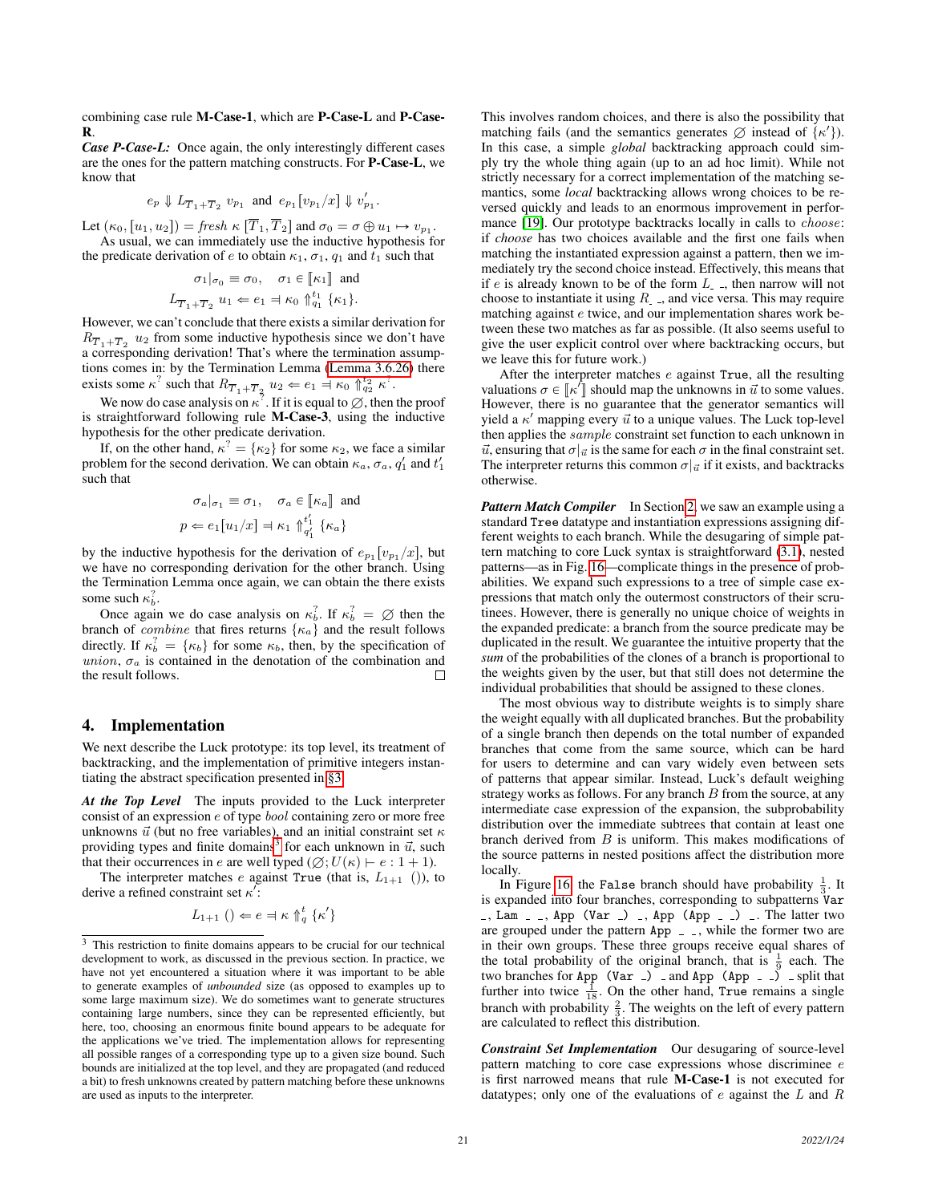combining case rule **M-Case-1**, which are **P-Case-L** and **P-Case-R**.

***Case P-Case-L:*** Once again, the only interestingly different cases are the ones for the pattern matching constructs. For **P-Case-L**, we know that

$$e_p \Downarrow L_{\overline{T}_1+\overline{T}_2}\ v_{p_1} \ \text{ and }\ e_{p_1}[v_{p_1}/x] \Downarrow v'_{p_1}.$$

Let $(\kappa_0, [u_1, u_2]) = \mathit{fresh}\ \kappa\ [\overline{T}_1, \overline{T}_2]$ and $\sigma_0 = \sigma \oplus u_1 \mapsto v_{p_1}$.

As usual, we can immediately use the inductive hypothesis for the predicate derivation of $e$ to obtain $\kappa_1$, $\sigma_1$, $q_1$ and $t_1$ such that

$$\sigma_1|_{\sigma_0} \equiv \sigma_0, \quad \sigma_1 \in [\![\kappa_1]\!] \ \text{ and }$$
$$L_{\overline{T}_1+\overline{T}_2}\ u_1 \Leftarrow e_1 \dashv \kappa_0 \Uparrow^{t_1}_{q_1} \{\kappa_1\}.$$

However, we can't conclude that there exists a similar derivation for $R_{\overline{T}_1+\overline{T}_2}\ u_2$ from some inductive hypothesis since we don't have a corresponding derivation! That's where the termination assumptions comes in: by the Termination Lemma (Lemma 3.6.26) there exists some $\kappa^?$ such that $R_{\overline{T}_1+\overline{T}_2}\ u_2 \Leftarrow e_1 \dashv \kappa_0 \Uparrow^{t_2}_{q_2} \kappa^?$.

We now do case analysis on $\kappa^?$. If it is equal to $\varnothing$, then the proof is straightforward following rule **M-Case-3**, using the inductive hypothesis for the other predicate derivation.

If, on the other hand, $\kappa^? = \{\kappa_2\}$ for some $\kappa_2$, we face a similar problem for the second derivation. We can obtain $\kappa_a$, $\sigma_a$, $q'_1$ and $t'_1$ such that

$$\sigma_a|_{\sigma_1} \equiv \sigma_1, \quad \sigma_a \in [\![\kappa_a]\!] \ \text{ and }$$
$$p \Leftarrow e_1[u_1/x] \dashv \kappa_1 \Uparrow^{t'_1}_{q'_1} \{\kappa_a\}$$

by the inductive hypothesis for the derivation of $e_{p_1}[v_{p_1}/x]$, but we have no corresponding derivation for the other branch. Using the Termination Lemma once again, we can obtain the there exists some such $\kappa^?_b$.

Once again we do case analysis on $\kappa^?_b$. If $\kappa^?_b = \varnothing$ then the branch of *combine* that fires returns $\{\kappa_a\}$ and the result follows directly. If $\kappa^?_b = \{\kappa_b\}$ for some $\kappa_b$, then, by the specification of *union*, $\sigma_a$ is contained in the denotation of the combination and the result follows. □

## 4. Implementation

We next describe the Luck prototype: its top level, its treatment of backtracking, and the implementation of primitive integers instantiating the abstract specification presented in §3.

***At the Top Level*** The inputs provided to the Luck interpreter consist of an expression $e$ of type *bool* containing zero or more free unknowns $\vec{u}$ (but no free variables), and an initial constraint set $\kappa$ providing types and finite domains[3] for each unknown in $\vec{u}$, such that their occurrences in $e$ are well typed ($\varnothing; U(\kappa) \vdash e : 1 + 1$).

The interpreter matches $e$ against True (that is, $L_{1+1}$ ()), to derive a refined constraint set $\kappa'$:

$$L_{1+1}\ () \Leftarrow e \dashv \kappa \Uparrow^{t}_{q} \{\kappa'\}$$

This involves random choices, and there is also the possibility that matching fails (and the semantics generates $\varnothing$ instead of $\{\kappa'\}$). In this case, a simple *global* backtracking approach could simply try the whole thing again (up to an ad hoc limit). While not strictly necessary for a correct implementation of the matching semantics, some *local* backtracking allows wrong choices to be reversed quickly and leads to an enormous improvement in performance [19]. Our prototype backtracks locally in calls to *choose*: if *choose* has two choices available and the first one fails when matching the instantiated expression against a pattern, then we immediately try the second choice instead. Effectively, this means that if $e$ is already known to be of the form $L\_\ \_$, then narrow will not choose to instantiate it using $R\_\ \_$, and vice versa. This may require matching against $e$ twice, and our implementation shares work between these two matches as far as possible. (It also seems useful to give the user explicit control over where backtracking occurs, but we leave this for future work.)

After the interpreter matches $e$ against True, all the resulting valuations $\sigma \in [\![\kappa']\!]$ should map the unknowns in $\vec{u}$ to some values. However, there is no guarantee that the generator semantics will yield a $\kappa'$ mapping every $\vec{u}$ to a unique values. The Luck top-level then applies the *sample* constraint set function to each unknown in $\vec{u}$, ensuring that $\sigma|_{\vec{u}}$ is the same for each $\sigma$ in the final constraint set. The interpreter returns this common $\sigma|_{\vec{u}}$ if it exists, and backtracks otherwise.

***Pattern Match Compiler*** In Section 2, we saw an example using a standard Tree datatype and instantiation expressions assigning different weights to each branch. While the desugaring of simple pattern matching to core Luck syntax is straightforward (3.1), nested patterns—as in Fig. 16—complicate things in the presence of probabilities. We expand such expressions to a tree of simple case expressions that match only the outermost constructors of their scrutinees. However, there is generally no unique choice of weights in the expanded predicate: a branch from the source predicate may be duplicated in the result. We guarantee the intuitive property that the *sum* of the probabilities of the clones of a branch is proportional to the weights given by the user, but that still does not determine the individual probabilities that should be assigned to these clones.

The most obvious way to distribute weights is to simply share the weight equally with all duplicated branches. But the probability of a single branch then depends on the total number of expanded branches that come from the same source, which can be hard for users to determine and can vary widely even between sets of patterns that appear similar. Instead, Luck's default weighing strategy works as follows. For any branch $B$ from the source, at any intermediate case expression of the expansion, the subprobability distribution over the immediate subtrees that contain at least one branch derived from $B$ is uniform. This makes modifications of the source patterns in nested positions affect the distribution more locally.

In Figure 16, the False branch should have probability $\frac{1}{3}$. It is expanded into four branches, corresponding to subpatterns `Var _`, `Lam _ _`, `App (Var _) _`, `App (App _ _) _`. The latter two are grouped under the pattern `App _ _`, while the former two are in their own groups. These three groups receive equal shares of the total probability of the original branch, that is $\frac{1}{9}$ each. The two branches for `App (Var _) _` and `App (App _ _) _` split that further into twice $\frac{1}{18}$. On the other hand, True remains a single branch with probability $\frac{2}{3}$. The weights on the left of every pattern are calculated to reflect this distribution.

***Constraint Set Implementation*** Our desugaring of source-level pattern matching to core case expressions whose discriminee $e$ is first narrowed means that rule **M-Case-1** is not executed for datatypes; only one of the evaluations of $e$ against the $L$ and $R$

[3] This restriction to finite domains appears to be crucial for our technical development to work, as discussed in the previous section. In practice, we have not yet encountered a situation where it was important to be able to generate examples of *unbounded* size (as opposed to examples up to some large maximum size). We do sometimes want to generate structures containing large numbers, since they can be represented efficiently, but here, too, choosing an enormous finite bound appears to be adequate for the applications we've tried. The implementation allows for representing all possible ranges of a corresponding type up to a given size bound. Such bounds are initialized at the top level, and they are propagated (and reduced a bit) to fresh unknowns created by pattern matching before these unknowns are used as inputs to the interpreter.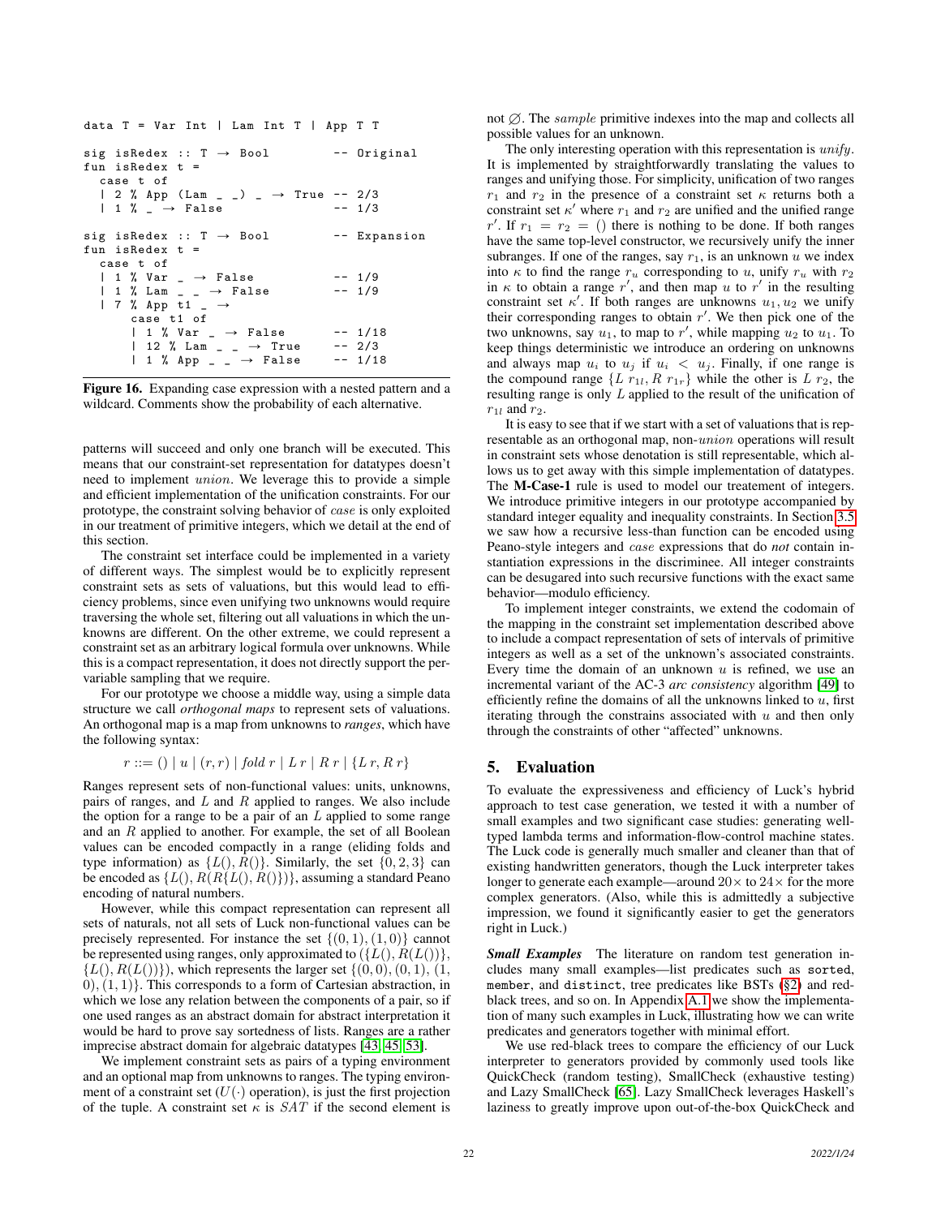```
data T = Var Int | Lam Int T | App T T

sig isRedex :: T → Bool         -- Original
fun isRedex t =
  case t of
  | 2 % App (Lam _ _) _ → True -- 2/3
  | 1 % _ → False              -- 1/3

sig isRedex :: T → Bool         -- Expansion
fun isRedex t =
  case t of
  | 1 % Var _ → False          -- 1/9
  | 1 % Lam _ _ → False        -- 1/9
  | 7 % App t1 _ →
      case t1 of
      | 1 % Var _ → False      -- 1/18
      | 12 % Lam _ _ → True    -- 2/3
      | 1 % App _ _ → False    -- 1/18
```

**Figure 16.** Expanding case expression with a nested pattern and a wildcard. Comments show the probability of each alternative.

patterns will succeed and only one branch will be executed. This means that our constraint-set representation for datatypes doesn't need to implement *union*. We leverage this to provide a simple and efficient implementation of the unification constraints. For our prototype, the constraint solving behavior of *case* is only exploited in our treatment of primitive integers, which we detail at the end of this section.

The constraint set interface could be implemented in a variety of different ways. The simplest would be to explicitly represent constraint sets as sets of valuations, but this would lead to efficiency problems, since even unifying two unknowns would require traversing the whole set, filtering out all valuations in which the unknowns are different. On the other extreme, we could represent a constraint set as an arbitrary logical formula over unknowns. While this is a compact representation, it does not directly support the per-variable sampling that we require.

For our prototype we choose a middle way, using a simple data structure we call *orthogonal maps* to represent sets of valuations. An orthogonal map is a map from unknowns to *ranges*, which have the following syntax:

$$r ::= () \mid u \mid (r, r) \mid \mathit{fold}\ r \mid L\ r \mid R\ r \mid \{L\ r, R\ r\}$$

Ranges represent sets of non-functional values: units, unknowns, pairs of ranges, and $L$ and $R$ applied to ranges. We also include the option for a range to be a pair of an $L$ applied to some range and an $R$ applied to another. For example, the set of all Boolean values can be encoded compactly in a range (eliding folds and type information) as $\{L(), R()\}$. Similarly, the set $\{0, 2, 3\}$ can be encoded as $\{L(), R(R\{L(), R()\})\}$, assuming a standard Peano encoding of natural numbers.

However, while this compact representation can represent all sets of naturals, not all sets of Luck non-functional values can be precisely represented. For instance the set $\{(0, 1), (1, 0)\}$ cannot be represented using ranges, only approximated to $(\{L(), R(L())\}, \{L(), R(L())\})$, which represents the larger set $\{(0, 0), (0, 1), (1, 0), (1, 1)\}$. This corresponds to a form of Cartesian abstraction, in which we lose any relation between the components of a pair, so if one used ranges as an abstract domain for abstract interpretation it would be hard to prove say sortedness of lists. Ranges are a rather imprecise abstract domain for algebraic datatypes [43, 45, 53].

We implement constraint sets as pairs of a typing environment and an optional map from unknowns to ranges. The typing environment of a constraint set ($U(\cdot)$ operation), is just the first projection of the tuple. A constraint set $\kappa$ is $SAT$ if the second element is not $\varnothing$. The *sample* primitive indexes into the map and collects all possible values for an unknown.

The only interesting operation with this representation is *unify*. It is implemented by straightforwardly translating the values to ranges and unifying those. For simplicity, unification of two ranges $r_1$ and $r_2$ in the presence of a constraint set $\kappa$ returns both a constraint set $\kappa'$ where $r_1$ and $r_2$ are unified and the unified range $r'$. If $r_1 = r_2 = ()$ there is nothing to be done. If both ranges have the same top-level constructor, we recursively unify the inner subranges. If one of the ranges, say $r_1$, is an unknown $u$ we index into $\kappa$ to find the range $r_u$ corresponding to $u$, unify $r_u$ with $r_2$ in $\kappa$ to obtain a range $r'$, and then map $u$ to $r'$ in the resulting constraint set $\kappa'$. If both ranges are unknowns $u_1, u_2$ we unify their corresponding ranges to obtain $r'$. We then pick one of the two unknowns, say $u_1$, to map to $r'$, while mapping $u_2$ to $u_1$. To keep things deterministic we introduce an ordering on unknowns and always map $u_i$ to $u_j$ if $u_i < u_j$. Finally, if one range is the compound range $\{L\ r_{1l}, R\ r_{1r}\}$ while the other is $L\ r_2$, the resulting range is only $L$ applied to the result of the unification of $r_{1l}$ and $r_2$.

It is easy to see that if we start with a set of valuations that is representable as an orthogonal map, non-*union* operations will result in constraint sets whose denotation is still representable, which allows us to get away with this simple implementation of datatypes. The **M-Case-1** rule is used to model our treatement of integers. We introduce primitive integers in our prototype accompanied by standard integer equality and inequality constraints. In Section 3.5 we saw how a recursive less-than function can be encoded using Peano-style integers and *case* expressions that do *not* contain instantiation expressions in the discriminee. All integer constraints can be desugared into such recursive functions with the exact same behavior—modulo efficiency.

To implement integer constraints, we extend the codomain of the mapping in the constraint set implementation described above to include a compact representation of sets of intervals of primitive integers as well as a set of the unknown's associated constraints. Every time the domain of an unknown $u$ is refined, we use an incremental variant of the AC-3 *arc consistency* algorithm [49] to efficiently refine the domains of all the unknowns linked to $u$, first iterating through the constrains associated with $u$ and then only through the constraints of other "affected" unknowns.

## 5. Evaluation

To evaluate the expressiveness and efficiency of Luck's hybrid approach to test case generation, we tested it with a number of small examples and two significant case studies: generating well-typed lambda terms and information-flow-control machine states. The Luck code is generally much smaller and cleaner than that of existing handwritten generators, though the Luck interpreter takes longer to generate each example—around $20\times$ to $24\times$ for the more complex generators. (Also, while this is admittedly a subjective impression, we found it significantly easier to get the generators right in Luck.)

***Small Examples*** The literature on random test generation includes many small examples—list predicates such as `sorted`, `member`, and `distinct`, tree predicates like BSTs (§2) and red-black trees, and so on. In Appendix A.1 we show the implementation of many such examples in Luck, illustrating how we can write predicates and generators together with minimal effort.

We use red-black trees to compare the efficiency of our Luck interpreter to generators provided by commonly used tools like QuickCheck (random testing), SmallCheck (exhaustive testing) and Lazy SmallCheck [65]. Lazy SmallCheck leverages Haskell's laziness to greatly improve upon out-of-the-box QuickCheck and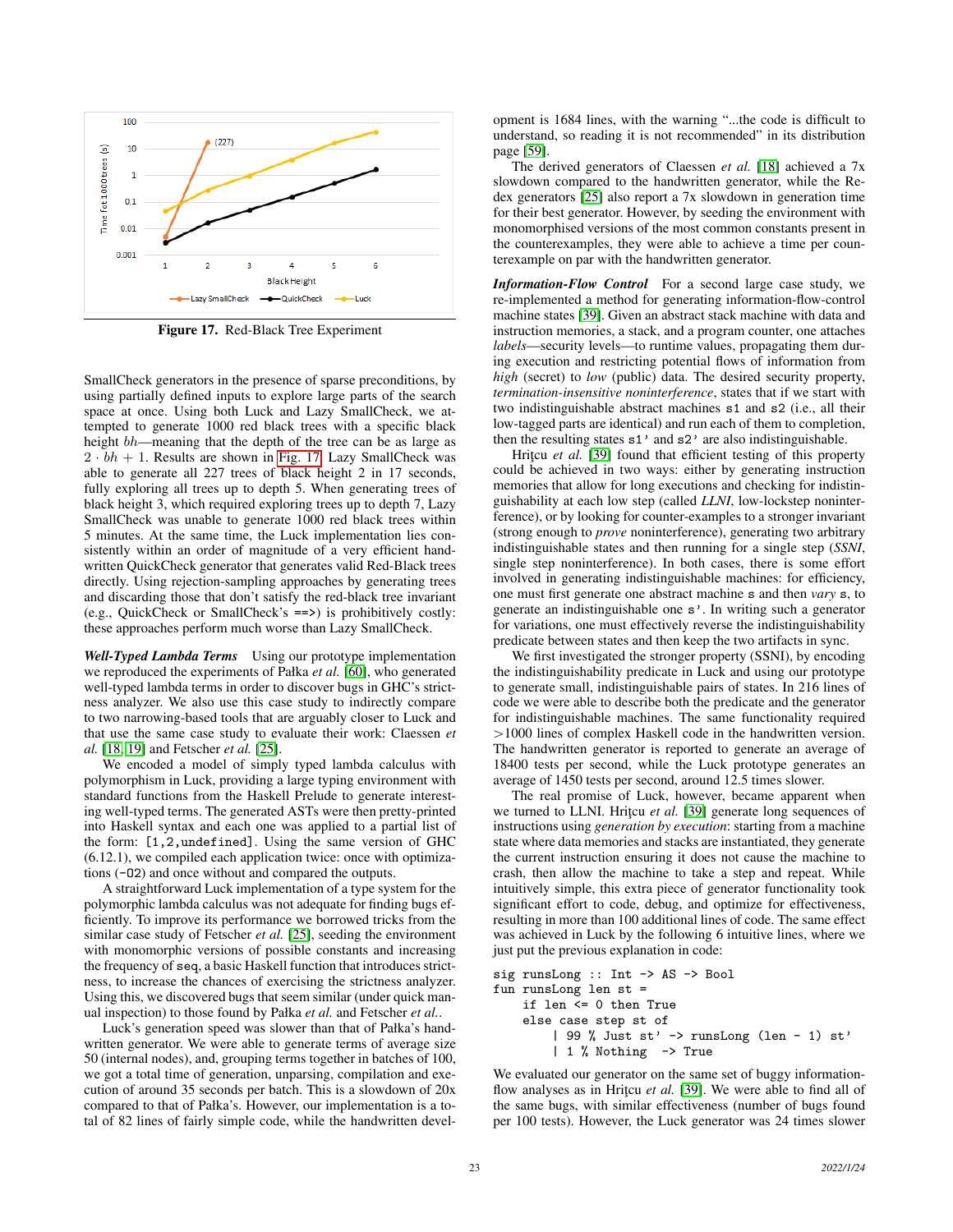100

10

1

0.1

0.01

0.001

Time for 1000 trees (s)

(227)

1 2 3 4 5 6

Black Height

Lazy SmallCheck QuickCheck Luck

**Figure 17.** Red-Black Tree Experiment

SmallCheck generators in the presence of sparse preconditions, by using partially defined inputs to explore large parts of the search space at once. Using both Luck and Lazy SmallCheck, we attempted to generate 1000 red black trees with a specific black height $bh$—meaning that the depth of the tree can be as large as $2 \cdot bh + 1$. Results are shown in Fig. 17. Lazy SmallCheck was able to generate all 227 trees of black height 2 in 17 seconds, fully exploring all trees up to depth 5. When generating trees of black height 3, which required exploring trees up to depth 7, Lazy SmallCheck was unable to generate 1000 red black trees within 5 minutes. At the same time, the Luck implementation lies consistently within an order of magnitude of a very efficient handwritten QuickCheck generator that generates valid Red-Black trees directly. Using rejection-sampling approaches by generating trees and discarding those that don't satisfy the red-black tree invariant (e.g., QuickCheck or SmallCheck's `==>`) is prohibitively costly: these approaches perform much worse than Lazy SmallCheck.

***Well-Typed Lambda Terms*** Using our prototype implementation we reproduced the experiments of Pałka *et al.* [60], who generated well-typed lambda terms in order to discover bugs in GHC's strictness analyzer. We also use this case study to indirectly compare to two narrowing-based tools that are arguably closer to Luck and that use the same case study to evaluate their work: Claessen *et al.* [18, 19] and Fetscher *et al.* [25].

We encoded a model of simply typed lambda calculus with polymorphism in Luck, providing a large typing environment with standard functions from the Haskell Prelude to generate interesting well-typed terms. The generated ASTs were then pretty-printed into Haskell syntax and each one was applied to a partial list of the form: `[1,2,undefined]`. Using the same version of GHC (6.12.1), we compiled each application twice: once with optimizations (`-O2`) and once without and compared the outputs.

A straightforward Luck implementation of a type system for the polymorphic lambda calculus was not adequate for finding bugs efficiently. To improve its performance we borrowed tricks from the similar case study of Fetscher *et al.* [25], seeding the environment with monomorphic versions of possible constants and increasing the frequency of `seq`, a basic Haskell function that introduces strictness, to increase the chances of exercising the strictness analyzer. Using this, we discovered bugs that seem similar (under quick manual inspection) to those found by Pałka *et al.* and Fetscher *et al.*.

Luck's generation speed was slower than that of Pałka's handwritten generator. We were able to generate terms of average size 50 (internal nodes), and, grouping terms together in batches of 100, we got a total time of generation, unparsing, compilation and execution of around 35 seconds per batch. This is a slowdown of 20x compared to that of Pałka's. However, our implementation is a total of 82 lines of fairly simple code, while the handwritten development is 1684 lines, with the warning "...the code is difficult to understand, so reading it is not recommended" in its distribution page [59].

The derived generators of Claessen *et al.* [18] achieved a 7x slowdown compared to the handwritten generator, while the Redex generators [25] also report a 7x slowdown in generation time for their best generator. However, by seeding the environment with monomorphised versions of the most common constants present in the counterexamples, they were able to achieve a time per counterexample on par with the handwritten generator.

***Information-Flow Control*** For a second large case study, we re-implemented a method for generating information-flow-control machine states [39]. Given an abstract stack machine with data and instruction memories, a stack, and a program counter, one attaches *labels*—security levels—to runtime values, propagating them during execution and restricting potential flows of information from *high* (secret) to *low* (public) data. The desired security property, *termination-insensitive noninterference*, states that if we start with two indistinguishable abstract machines `s1` and `s2` (i.e., all their low-tagged parts are identical) and run each of them to completion, then the resulting states `s1'` and `s2'` are also indistinguishable.

Hriţcu *et al.* [39] found that efficient testing of this property could be achieved in two ways: either by generating instruction memories that allow for long executions and checking for indistinguishability at each low step (called *LLNI*, low-lockstep noninterference), or by looking for counter-examples to a stronger invariant (strong enough to *prove* noninterference), generating two arbitrary indistinguishable states and then running for a single step (*SSNI*, single step noninterference). In both cases, there is some effort involved in generating indistinguishable machines: for efficiency, one must first generate one abstract machine `s` and then *vary* `s`, to generate an indistinguishable one `s'`. In writing such a generator for variations, one must effectively reverse the indistinguishability predicate between states and then keep the two artifacts in sync.

We first investigated the stronger property (SSNI), by encoding the indistinguishability predicate in Luck and using our prototype to generate small, indistinguishable pairs of states. In 216 lines of code we were able to describe both the predicate and the generator for indistinguishable machines. The same functionality required >1000 lines of complex Haskell code in the handwritten version. The handwritten generator is reported to generate an average of 18400 tests per second, while the Luck prototype generates an average of 1450 tests per second, around 12.5 times slower.

The real promise of Luck, however, became apparent when we turned to LLNI. Hriţcu *et al.* [39] generate long sequences of instructions using *generation by execution*: starting from a machine state where data memories and stacks are instantiated, they generate the current instruction ensuring it does not cause the machine to crash, then allow the machine to take a step and repeat. While intuitively simple, this extra piece of generator functionality took significant effort to code, debug, and optimize for effectiveness, resulting in more than 100 additional lines of code. The same effect was achieved in Luck by the following 6 intuitive lines, where we just put the previous explanation in code:

```
sig runsLong :: Int -> AS -> Bool
fun runsLong len st =
    if len <= 0 then True
    else case step st of
        | 99 % Just st' -> runsLong (len - 1) st'
        | 1 % Nothing  -> True
```

We evaluated our generator on the same set of buggy information-flow analyses as in Hriţcu *et al.* [39]. We were able to find all of the same bugs, with similar effectiveness (number of bugs found per 100 tests). However, the Luck generator was 24 times slower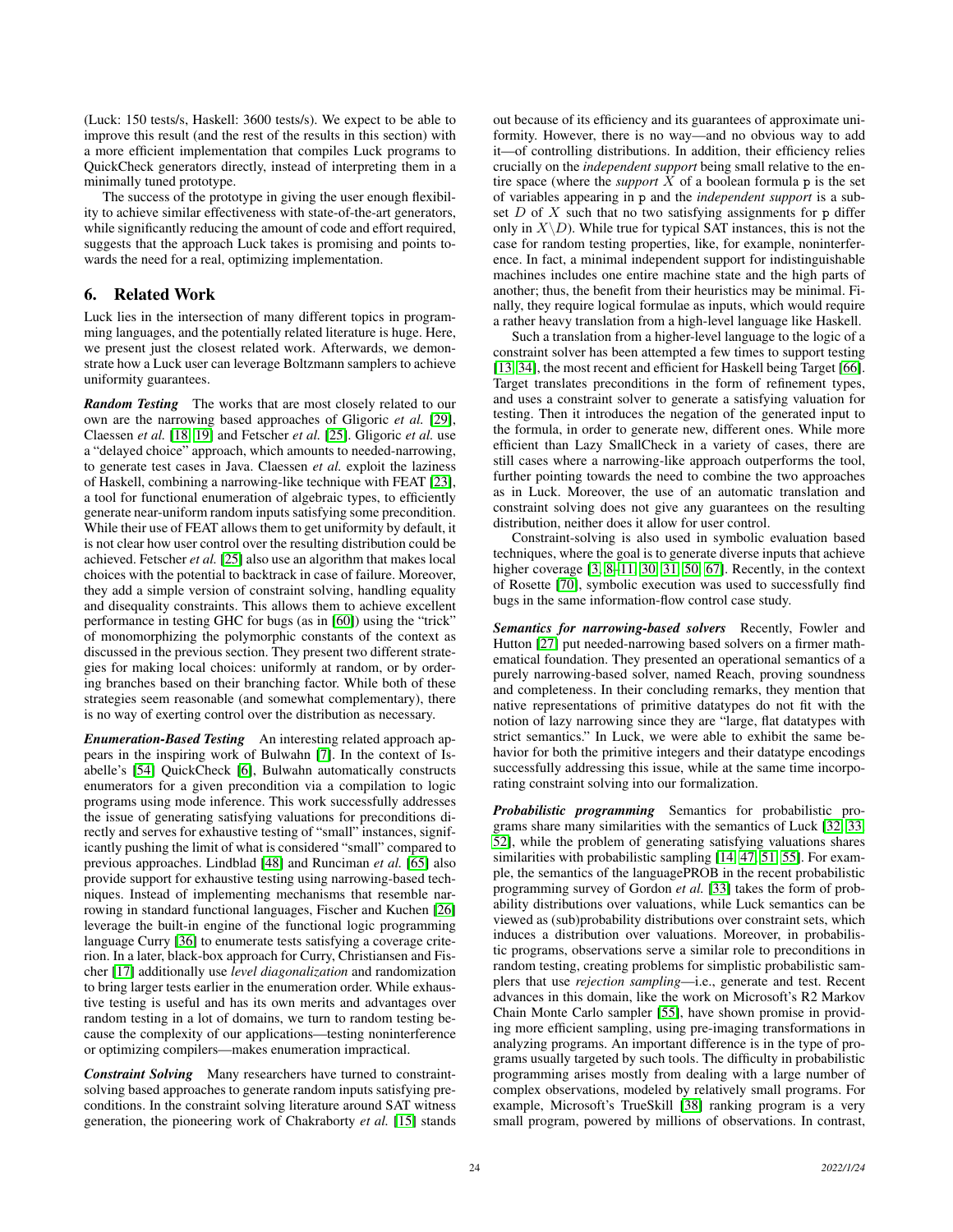(Luck: 150 tests/s, Haskell: 3600 tests/s). We expect to be able to improve this result (and the rest of the results in this section) with a more efficient implementation that compiles Luck programs to QuickCheck generators directly, instead of interpreting them in a minimally tuned prototype.

The success of the prototype in giving the user enough flexibility to achieve similar effectiveness with state-of-the-art generators, while significantly reducing the amount of code and effort required, suggests that the approach Luck takes is promising and points towards the need for a real, optimizing implementation.

## 6. Related Work

Luck lies in the intersection of many different topics in programming languages, and the potentially related literature is huge. Here, we present just the closest related work. Afterwards, we demonstrate how a Luck user can leverage Boltzmann samplers to achieve uniformity guarantees.

***Random Testing*** The works that are most closely related to our own are the narrowing based approaches of Gligoric *et al.* [29], Claessen *et al.* [18, 19] and Fetscher *et al.* [25]. Gligoric *et al.* use a "delayed choice" approach, which amounts to needed-narrowing, to generate test cases in Java. Claessen *et al.* exploit the laziness of Haskell, combining a narrowing-like technique with FEAT [23], a tool for functional enumeration of algebraic types, to efficiently generate near-uniform random inputs satisfying some precondition. While their use of FEAT allows them to get uniformity by default, it is not clear how user control over the resulting distribution could be achieved. Fetscher *et al.* [25] also use an algorithm that makes local choices with the potential to backtrack in case of failure. Moreover, they add a simple version of constraint solving, handling equality and disequality constraints. This allows them to achieve excellent performance in testing GHC for bugs (as in [60]) using the "trick" of monomorphizing the polymorphic constants of the context as discussed in the previous section. They present two different strategies for making local choices: uniformly at random, or by ordering branches based on their branching factor. While both of these strategies seem reasonable (and somewhat complementary), there is no way of exerting control over the distribution as necessary.

***Enumeration-Based Testing*** An interesting related approach appears in the inspiring work of Bulwahn [7]. In the context of Isabelle's [54] QuickCheck [6], Bulwahn automatically constructs enumerators for a given precondition via a compilation to logic programs using mode inference. This work successfully addresses the issue of generating satisfying valuations for preconditions directly and serves for exhaustive testing of "small" instances, significantly pushing the limit of what is considered "small" compared to previous approaches. Lindblad [48] and Runciman *et al.* [65] also provide support for exhaustive testing using narrowing-based techniques. Instead of implementing mechanisms that resemble narrowing in standard functional languages, Fischer and Kuchen [26] leverage the built-in engine of the functional logic programming language Curry [36] to enumerate tests satisfying a coverage criterion. In a later, black-box approach for Curry, Christiansen and Fischer [17] additionally use *level diagonalization* and randomization to bring larger tests earlier in the enumeration order. While exhaustive testing is useful and has its own merits and advantages over random testing in a lot of domains, we turn to random testing because the complexity of our applications—testing noninterference or optimizing compilers—makes enumeration impractical.

***Constraint Solving*** Many researchers have turned to constraint-solving based approaches to generate random inputs satisfying preconditions. In the constraint solving literature around SAT witness generation, the pioneering work of Chakraborty *et al.* [15] stands out because of its efficiency and its guarantees of approximate uniformity. However, there is no way—and no obvious way to add it—of controlling distributions. In addition, their efficiency relies crucially on the *independent support* being small relative to the entire space (where the *support* $X$ of a boolean formula p is the set of variables appearing in p and the *independent support* is a subset $D$ of $X$ such that no two satisfying assignments for p differ only in $X \backslash D$). While true for typical SAT instances, this is not the case for random testing properties, like, for example, noninterference. In fact, a minimal independent support for indistinguishable machines includes one entire machine state and the high parts of another; thus, the benefit from their heuristics may be minimal. Finally, they require logical formulae as inputs, which would require a rather heavy translation from a high-level language like Haskell.

Such a translation from a higher-level language to the logic of a constraint solver has been attempted a few times to support testing [13, 34], the most recent and efficient for Haskell being Target [66]. Target translates preconditions in the form of refinement types, and uses a constraint solver to generate a satisfying valuation for testing. Then it introduces the negation of the generated input to the formula, in order to generate new, different ones. While more efficient than Lazy SmallCheck in a variety of cases, there are still cases where a narrowing-like approach outperforms the tool, further pointing towards the need to combine the two approaches as in Luck. Moreover, the use of an automatic translation and constraint solving does not give any guarantees on the resulting distribution, neither does it allow for user control.

Constraint-solving is also used in symbolic evaluation based techniques, where the goal is to generate diverse inputs that achieve higher coverage [3, 8–11, 30, 31, 50, 67]. Recently, in the context of Rosette [70], symbolic execution was used to successfully find bugs in the same information-flow control case study.

***Semantics for narrowing-based solvers*** Recently, Fowler and Hutton [27] put needed-narrowing based solvers on a firmer mathematical foundation. They presented an operational semantics of a purely narrowing-based solver, named Reach, proving soundness and completeness. In their concluding remarks, they mention that native representations of primitive datatypes do not fit with the notion of lazy narrowing since they are "large, flat datatypes with strict semantics." In Luck, we were able to exhibit the same behavior for both the primitive integers and their datatype encodings successfully addressing this issue, while at the same time incorporating constraint solving into our formalization.

***Probabilistic programming*** Semantics for probabilistic programs share many similarities with the semantics of Luck [32, 33, 52], while the problem of generating satisfying valuations shares similarities with probabilistic sampling [14, 47, 51, 55]. For example, the semantics of the languagePROB in the recent probabilistic programming survey of Gordon *et al.* [33] takes the form of probability distributions over valuations, while Luck semantics can be viewed as (sub)probability distributions over constraint sets, which induces a distribution over valuations. Moreover, in probabilistic programs, observations serve a similar role to preconditions in random testing, creating problems for simplistic probabilistic samplers that use *rejection sampling*—i.e., generate and test. Recent advances in this domain, like the work on Microsoft's R2 Markov Chain Monte Carlo sampler [55], have shown promise in providing more efficient sampling, using pre-imaging transformations in analyzing programs. An important difference is in the type of programs usually targeted by such tools. The difficulty in probabilistic programming arises mostly from dealing with a large number of complex observations, modeled by relatively small programs. For example, Microsoft's TrueSkill [38] ranking program is a very small program, powered by millions of observations. In contrast,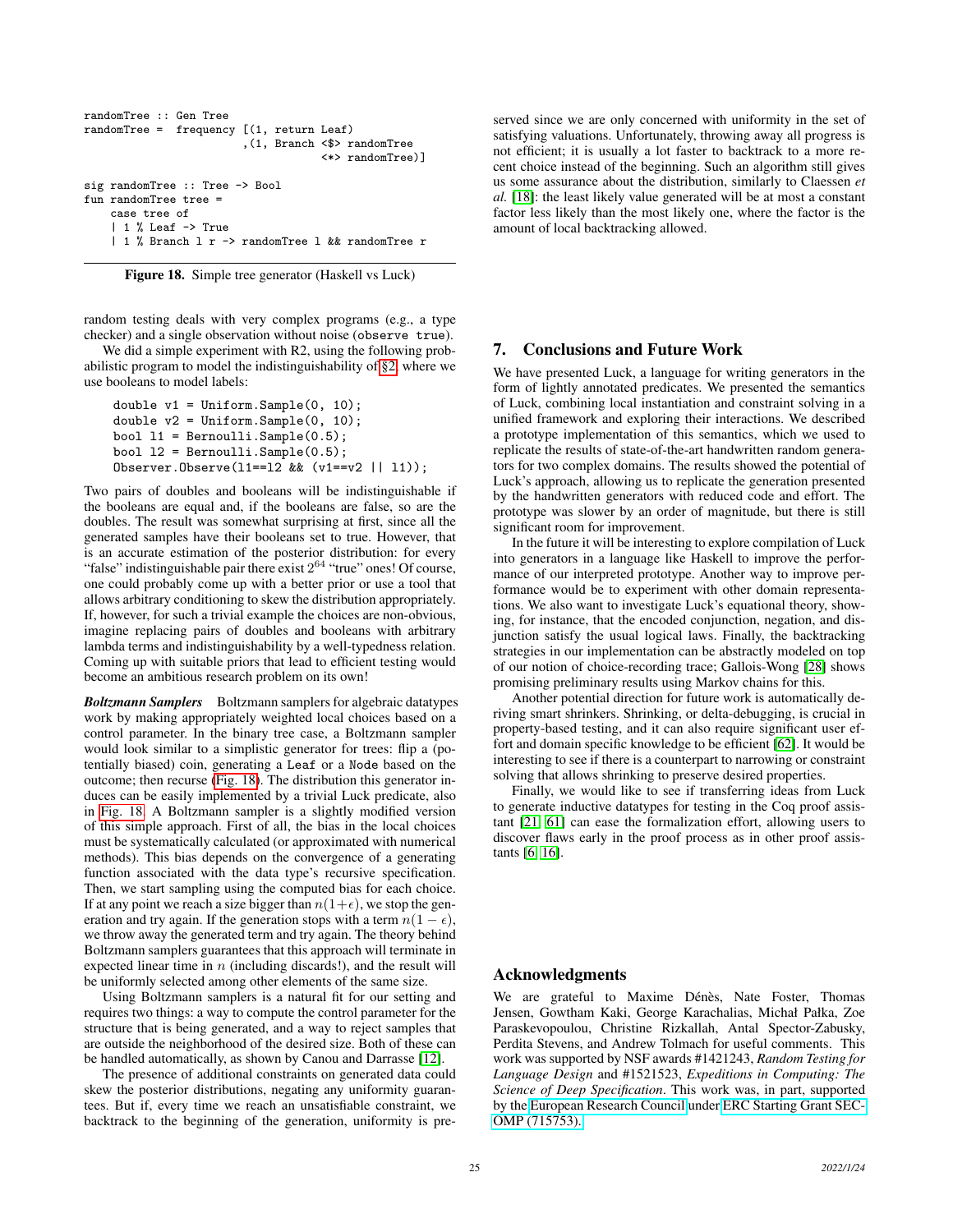```
randomTree :: Gen Tree
randomTree =  frequency [(1, return Leaf)
                        ,(1, Branch <$> randomTree
                                    <*> randomTree)]

sig randomTree :: Tree -> Bool
fun randomTree tree =
    case tree of
    | 1 % Leaf -> True
    | 1 % Branch l r -> randomTree l && randomTree r
```

**Figure 18.** Simple tree generator (Haskell vs Luck)

random testing deals with very complex programs (e.g., a type checker) and a single observation without noise (`observe true`).

We did a simple experiment with R2, using the following probabilistic program to model the indistinguishability of §2, where we use booleans to model labels:

```
double v1 = Uniform.Sample(0, 10);
double v2 = Uniform.Sample(0, 10);
bool l1 = Bernoulli.Sample(0.5);
bool l2 = Bernoulli.Sample(0.5);
Observer.Observe(l1==l2 && (v1==v2 || l1));
```

Two pairs of doubles and booleans will be indistinguishable if the booleans are equal and, if the booleans are false, so are the doubles. The result was somewhat surprising at first, since all the generated samples have their booleans set to true. However, that is an accurate estimation of the posterior distribution: for every "false" indistinguishable pair there exist $2^{64}$ "true" ones! Of course, one could probably come up with a better prior or use a tool that allows arbitrary conditioning to skew the distribution appropriately. If, however, for such a trivial example the choices are non-obvious, imagine replacing pairs of doubles and booleans with arbitrary lambda terms and indistinguishability by a well-typedness relation. Coming up with suitable priors that lead to efficient testing would become an ambitious research problem on its own!

***Boltzmann Samplers*** Boltzmann samplers for algebraic datatypes work by making appropriately weighted local choices based on a control parameter. In the binary tree case, a Boltzmann sampler would look similar to a simplistic generator for trees: flip a (potentially biased) coin, generating a `Leaf` or a `Node` based on the outcome; then recurse (Fig. 18). The distribution this generator induces can be easily implemented by a trivial Luck predicate, also in Fig. 18. A Boltzmann sampler is a slightly modified version of this simple approach. First of all, the bias in the local choices must be systematically calculated (or approximated with numerical methods). This bias depends on the convergence of a generating function associated with the data type's recursive specification. Then, we start sampling using the computed bias for each choice. If at any point we reach a size bigger than $n(1+\epsilon)$, we stop the generation and try again. If the generation stops with a term $n(1-\epsilon)$, we throw away the generated term and try again. The theory behind Boltzmann samplers guarantees that this approach will terminate in expected linear time in $n$ (including discards!), and the result will be uniformly selected among other elements of the same size.

Using Boltzmann samplers is a natural fit for our setting and requires two things: a way to compute the control parameter for the structure that is being generated, and a way to reject samples that are outside the neighborhood of the desired size. Both of these can be handled automatically, as shown by Canou and Darrasse [12].

The presence of additional constraints on generated data could skew the posterior distributions, negating any uniformity guarantees. But if, every time we reach an unsatisfiable constraint, we backtrack to the beginning of the generation, uniformity is preserved since we are only concerned with uniformity in the set of satisfying valuations. Unfortunately, throwing away all progress is not efficient; it is usually a lot faster to backtrack to a more recent choice instead of the beginning. Such an algorithm still gives us some assurance about the distribution, similarly to Claessen *et al.* [18]: the least likely value generated will be at most a constant factor less likely than the most likely one, where the factor is the amount of local backtracking allowed.

## 7. Conclusions and Future Work

We have presented Luck, a language for writing generators in the form of lightly annotated predicates. We presented the semantics of Luck, combining local instantiation and constraint solving in a unified framework and exploring their interactions. We described a prototype implementation of this semantics, which we used to replicate the results of state-of-the-art handwritten random generators for two complex domains. The results showed the potential of Luck's approach, allowing us to replicate the generation presented by the handwritten generators with reduced code and effort. The prototype was slower by an order of magnitude, but there is still significant room for improvement.

In the future it will be interesting to explore compilation of Luck into generators in a language like Haskell to improve the performance of our interpreted prototype. Another way to improve performance would be to experiment with other domain representations. We also want to investigate Luck's equational theory, showing, for instance, that the encoded conjunction, negation, and disjunction satisfy the usual logical laws. Finally, the backtracking strategies in our implementation can be abstractly modeled on top of our notion of choice-recording trace; Gallois-Wong [28] shows promising preliminary results using Markov chains for this.

Another potential direction for future work is automatically deriving smart shrinkers. Shrinking, or delta-debugging, is crucial in property-based testing, and it can also require significant user effort and domain specific knowledge to be efficient [62]. It would be interesting to see if there is a counterpart to narrowing or constraint solving that allows shrinking to preserve desired properties.

Finally, we would like to see if transferring ideas from Luck to generate inductive datatypes for testing in the Coq proof assistant [21, 61] can ease the formalization effort, allowing users to discover flaws early in the proof process as in other proof assistants [6, 16].

## Acknowledgments

We are grateful to Maxime Dénès, Nate Foster, Thomas Jensen, Gowtham Kaki, George Karachalias, Michał Pałka, Zoe Paraskevopoulou, Christine Rizkallah, Antal Spector-Zabusky, Perdita Stevens, and Andrew Tolmach for useful comments. This work was supported by NSF awards #1421243, *Random Testing for Language Design* and #1521523, *Expeditions in Computing: The Science of Deep Specification*. This work was, in part, supported by the European Research Council under ERC Starting Grant SECOMP (715753).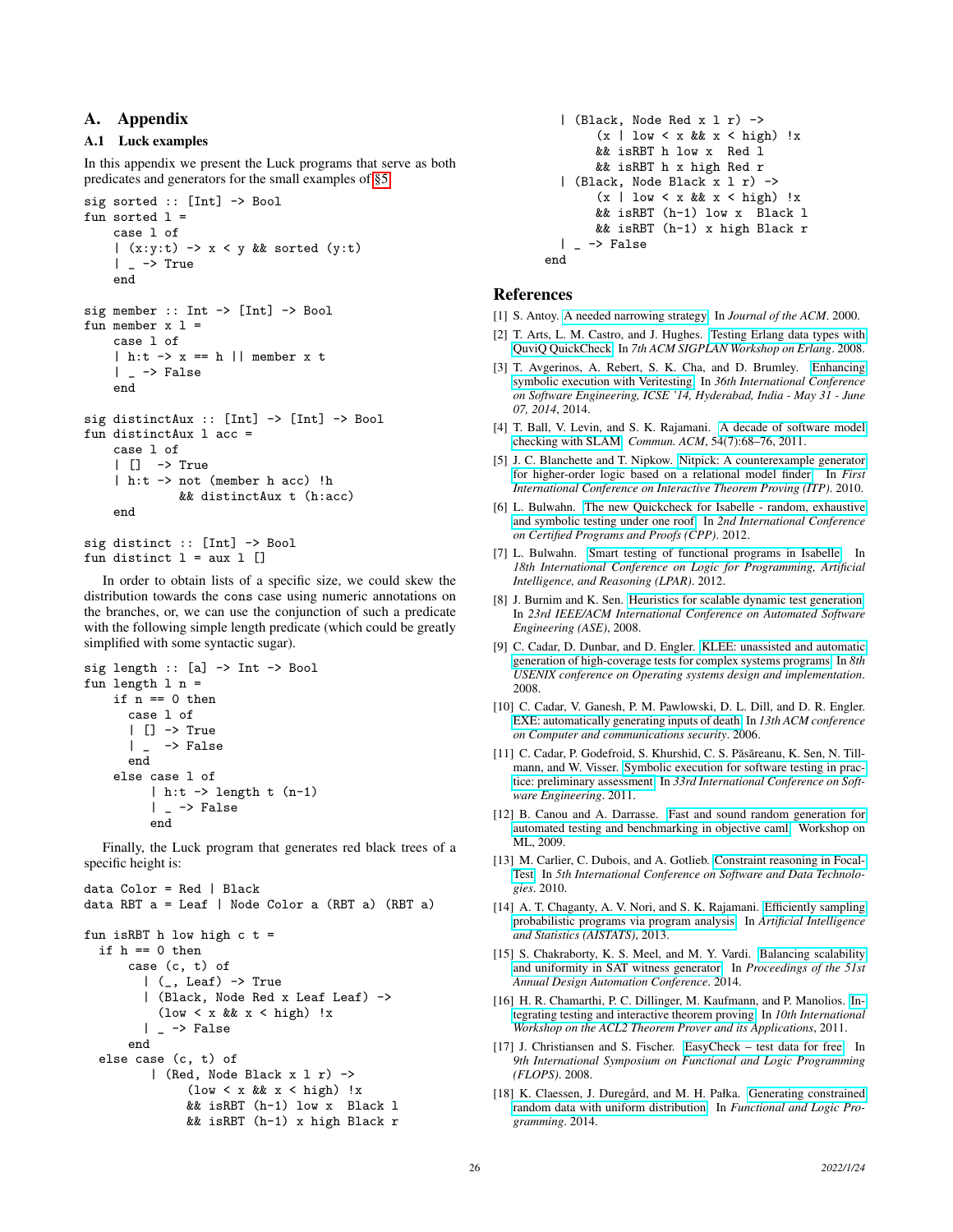# A. Appendix

## A.1 Luck examples

In this appendix we present the Luck programs that serve as both predicates and generators for the small examples of §5.

```
sig sorted :: [Int] -> Bool
fun sorted l =
    case l of
    | (x:y:t) -> x < y && sorted (y:t)
    | _ -> True
    end

sig member :: Int -> [Int] -> Bool
fun member x l =
    case l of
    | h:t -> x == h || member x t
    | _ -> False
    end

sig distinctAux :: [Int] -> [Int] -> Bool
fun distinctAux l acc =
    case l of
    | []  -> True
    | h:t -> not (member h acc) !h
             && distinctAux t (h:acc)
    end

sig distinct :: [Int] -> Bool
fun distinct l = aux l []
```

In order to obtain lists of a specific size, we could skew the distribution towards the cons case using numeric annotations on the branches, or, we can use the conjunction of such a predicate with the following simple length predicate (which could be greatly simplified with some syntactic sugar).

```
sig length :: [a] -> Int -> Bool
fun length l n =
    if n == 0 then
      case l of
      | [] -> True
      | _  -> False
      end
    else case l of
         | h:t -> length t (n-1)
         | _ -> False
         end
```

Finally, the Luck program that generates red black trees of a specific height is:

```
data Color = Red | Black
data RBT a = Leaf | Node Color a (RBT a) (RBT a)

fun isRBT h low high c t =
  if h == 0 then
      case (c, t) of
        | (_, Leaf) -> True
        | (Black, Node Red x Leaf Leaf) ->
          (low < x && x < high) !x
        | _ -> False
      end
  else case (c, t) of
         | (Red, Node Black x l r) ->
              (low < x && x < high) !x
              && isRBT (h-1) low x  Black l
              && isRBT (h-1) x high Black r
         | (Black, Node Red x l r) ->
              (x | low < x && x < high) !x
              && isRBT h low x  Red l
              && isRBT h x high Red r
         | (Black, Node Black x l r) ->
              (x | low < x && x < high) !x
              && isRBT (h-1) low x  Black l
              && isRBT (h-1) x high Black r
         | _ -> False
       end
```

## References

[1] S. Antoy. A needed narrowing strategy. In *Journal of the ACM*. 2000.

[2] T. Arts, L. M. Castro, and J. Hughes. Testing Erlang data types with QuviQ QuickCheck. In *7th ACM SIGPLAN Workshop on Erlang*. 2008.

[3] T. Avgerinos, A. Rebert, S. K. Cha, and D. Brumley. Enhancing symbolic execution with Veritesting. In *36th International Conference on Software Engineering, ICSE '14, Hyderabad, India - May 31 - June 07, 2014*, 2014.

[4] T. Ball, V. Levin, and S. K. Rajamani. A decade of software model checking with SLAM. *Commun. ACM*, 54(7):68–76, 2011.

[5] J. C. Blanchette and T. Nipkow. Nitpick: A counterexample generator for higher-order logic based on a relational model finder. In *First International Conference on Interactive Theorem Proving (ITP)*. 2010.

[6] L. Bulwahn. The new Quickcheck for Isabelle - random, exhaustive and symbolic testing under one roof. In *2nd International Conference on Certified Programs and Proofs (CPP)*. 2012.

[7] L. Bulwahn. Smart testing of functional programs in Isabelle. In *18th International Conference on Logic for Programming, Artificial Intelligence, and Reasoning (LPAR)*. 2012.

[8] J. Burnim and K. Sen. Heuristics for scalable dynamic test generation. In *23rd IEEE/ACM International Conference on Automated Software Engineering (ASE)*, 2008.

[9] C. Cadar, D. Dunbar, and D. Engler. KLEE: unassisted and automatic generation of high-coverage tests for complex systems programs. In *8th USENIX conference on Operating systems design and implementation*. 2008.

[10] C. Cadar, V. Ganesh, P. M. Pawlowski, D. L. Dill, and D. R. Engler. EXE: automatically generating inputs of death. In *13th ACM conference on Computer and communications security*. 2006.

[11] C. Cadar, P. Godefroid, S. Khurshid, C. S. Păsăreanu, K. Sen, N. Tillmann, and W. Visser. Symbolic execution for software testing in practice: preliminary assessment. In *33rd International Conference on Software Engineering*. 2011.

[12] B. Canou and A. Darrasse. Fast and sound random generation for automated testing and benchmarking in objective caml. Workshop on ML, 2009.

[13] M. Carlier, C. Dubois, and A. Gotlieb. Constraint reasoning in FocalTest. In *5th International Conference on Software and Data Technologies*. 2010.

[14] A. T. Chaganty, A. V. Nori, and S. K. Rajamani. Efficiently sampling probabilistic programs via program analysis. In *Artificial Intelligence and Statistics (AISTATS)*, 2013.

[15] S. Chakraborty, K. S. Meel, and M. Y. Vardi. Balancing scalability and uniformity in SAT witness generator. In *Proceedings of the 51st Annual Design Automation Conference*. 2014.

[16] H. R. Chamarthi, P. C. Dillinger, M. Kaufmann, and P. Manolios. Integrating testing and interactive theorem proving. In *10th International Workshop on the ACL2 Theorem Prover and its Applications*, 2011.

[17] J. Christiansen and S. Fischer. EasyCheck – test data for free. In *9th International Symposium on Functional and Logic Programming (FLOPS)*. 2008.

[18] K. Claessen, J. Duregård, and M. H. Pałka. Generating constrained random data with uniform distribution. In *Functional and Logic Programming*. 2014.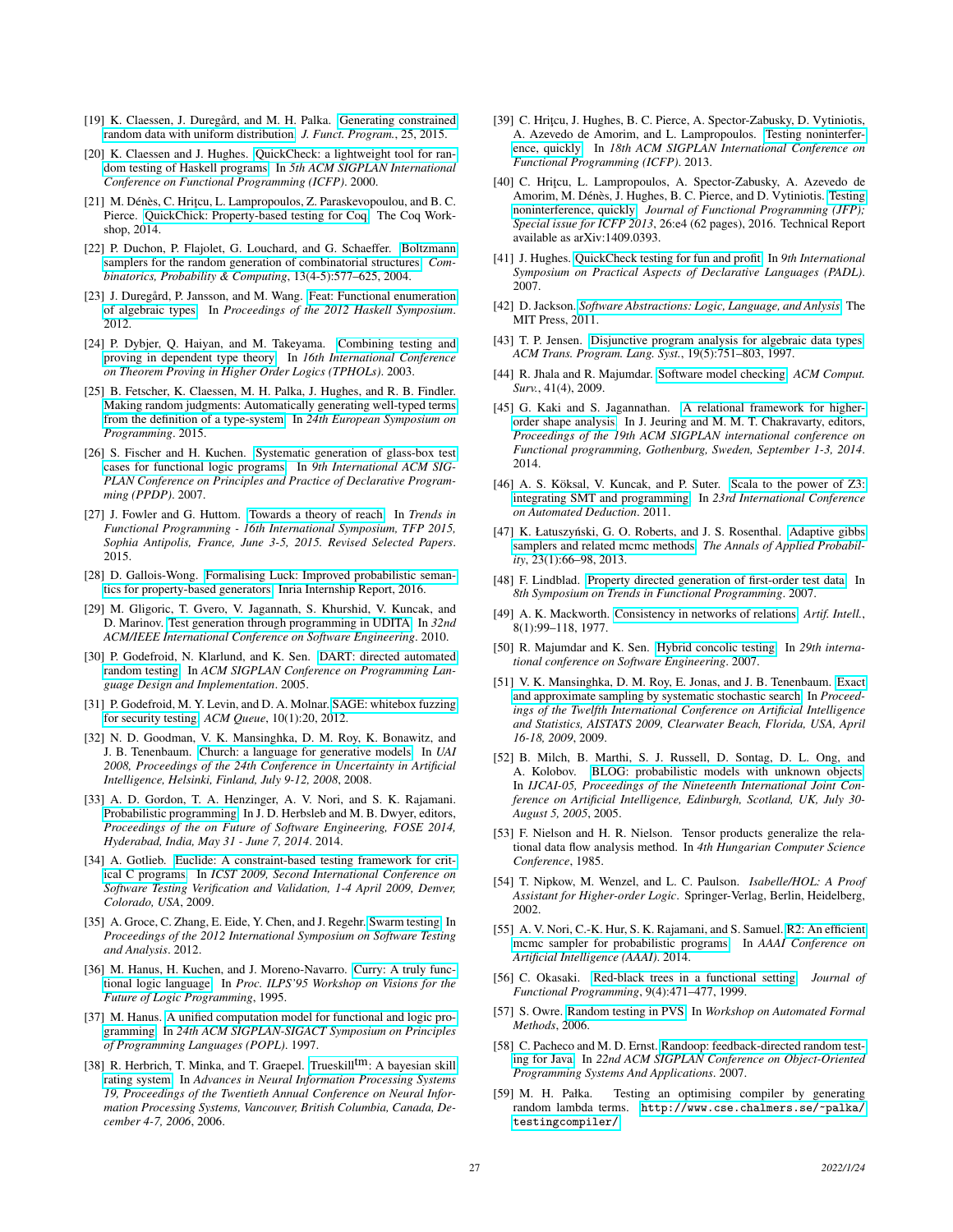[19] K. Claessen, J. Duregård, and M. H. Palka. Generating constrained random data with uniform distribution. *J. Funct. Program.*, 25, 2015.

[20] K. Claessen and J. Hughes. QuickCheck: a lightweight tool for random testing of Haskell programs. In *5th ACM SIGPLAN International Conference on Functional Programming (ICFP)*. 2000.

[21] M. Dénès, C. Hriţcu, L. Lampropoulos, Z. Paraskevopoulou, and B. C. Pierce. QuickChick: Property-based testing for Coq. The Coq Workshop, 2014.

[22] P. Duchon, P. Flajolet, G. Louchard, and G. Schaeffer. Boltzmann samplers for the random generation of combinatorial structures. *Combinatorics, Probability & Computing*, 13(4-5):577–625, 2004.

[23] J. Duregård, P. Jansson, and M. Wang. Feat: Functional enumeration of algebraic types. In *Proceedings of the 2012 Haskell Symposium*. 2012.

[24] P. Dybjer, Q. Haiyan, and M. Takeyama. Combining testing and proving in dependent type theory. In *16th International Conference on Theorem Proving in Higher Order Logics (TPHOLs)*. 2003.

[25] B. Fetscher, K. Claessen, M. H. Palka, J. Hughes, and R. B. Findler. Making random judgments: Automatically generating well-typed terms from the definition of a type-system. In *24th European Symposium on Programming*. 2015.

[26] S. Fischer and H. Kuchen. Systematic generation of glass-box test cases for functional logic programs. In *9th International ACM SIGPLAN Conference on Principles and Practice of Declarative Programming (PPDP)*. 2007.

[27] J. Fowler and G. Huttom. Towards a theory of reach. In *Trends in Functional Programming - 16th International Symposium, TFP 2015, Sophia Antipolis, France, June 3-5, 2015. Revised Selected Papers*. 2015.

[28] D. Gallois-Wong. Formalising Luck: Improved probabilistic semantics for property-based generators. Inria Internship Report, 2016.

[29] M. Gligoric, T. Gvero, V. Jagannath, S. Khurshid, V. Kuncak, and D. Marinov. Test generation through programming in UDITA. In *32nd ACM/IEEE International Conference on Software Engineering*. 2010.

[30] P. Godefroid, N. Klarlund, and K. Sen. DART: directed automated random testing. In *ACM SIGPLAN Conference on Programming Language Design and Implementation*. 2005.

[31] P. Godefroid, M. Y. Levin, and D. A. Molnar. SAGE: whitebox fuzzing for security testing. *ACM Queue*, 10(1):20, 2012.

[32] N. D. Goodman, V. K. Mansinghka, D. M. Roy, K. Bonawitz, and J. B. Tenenbaum. Church: a language for generative models. In *UAI 2008, Proceedings of the 24th Conference in Uncertainty in Artificial Intelligence, Helsinki, Finland, July 9-12, 2008*, 2008.

[33] A. D. Gordon, T. A. Henzinger, A. V. Nori, and S. K. Rajamani. Probabilistic programming. In J. D. Herbsleb and M. B. Dwyer, editors, *Proceedings of the on Future of Software Engineering, FOSE 2014, Hyderabad, India, May 31 - June 7, 2014*. 2014.

[34] A. Gotlieb. Euclide: A constraint-based testing framework for critical C programs. In *ICST 2009, Second International Conference on Software Testing Verification and Validation, 1-4 April 2009, Denver, Colorado, USA*, 2009.

[35] A. Groce, C. Zhang, E. Eide, Y. Chen, and J. Regehr. Swarm testing. In *Proceedings of the 2012 International Symposium on Software Testing and Analysis*. 2012.

[36] M. Hanus, H. Kuchen, and J. Moreno-Navarro. Curry: A truly functional logic language. In *Proc. ILPS'95 Workshop on Visions for the Future of Logic Programming*, 1995.

[37] M. Hanus. A unified computation model for functional and logic programming. In *24th ACM SIGPLAN-SIGACT Symposium on Principles of Programming Languages (POPL)*. 1997.

[38] R. Herbrich, T. Minka, and T. Graepel. Trueskill$^{\text{tm}}$: A bayesian skill rating system. In *Advances in Neural Information Processing Systems 19, Proceedings of the Twentieth Annual Conference on Neural Information Processing Systems, Vancouver, British Columbia, Canada, December 4-7, 2006*, 2006.

[39] C. Hriţcu, J. Hughes, B. C. Pierce, A. Spector-Zabusky, D. Vytiniotis, A. Azevedo de Amorim, and L. Lampropoulos. Testing noninterference, quickly. In *18th ACM SIGPLAN International Conference on Functional Programming (ICFP)*. 2013.

[40] C. Hriţcu, L. Lampropoulos, A. Spector-Zabusky, A. Azevedo de Amorim, M. Dénès, J. Hughes, B. C. Pierce, and D. Vytiniotis. Testing noninterference, quickly. *Journal of Functional Programming (JFP); Special issue for ICFP 2013*, 26:e4 (62 pages), 2016. Technical Report available as arXiv:1409.0393.

[41] J. Hughes. QuickCheck testing for fun and profit. In *9th International Symposium on Practical Aspects of Declarative Languages (PADL)*. 2007.

[42] D. Jackson. *Software Abstractions: Logic, Language, and Anlysis*. The MIT Press, 2011.

[43] T. P. Jensen. Disjunctive program analysis for algebraic data types. *ACM Trans. Program. Lang. Syst.*, 19(5):751–803, 1997.

[44] R. Jhala and R. Majumdar. Software model checking. *ACM Comput. Surv.*, 41(4), 2009.

[45] G. Kaki and S. Jagannathan. A relational framework for higher-order shape analysis. In J. Jeuring and M. M. T. Chakravarty, editors, *Proceedings of the 19th ACM SIGPLAN international conference on Functional programming, Gothenburg, Sweden, September 1-3, 2014*. 2014.

[46] A. S. Köksal, V. Kuncak, and P. Suter. Scala to the power of Z3: integrating SMT and programming. In *23rd International Conference on Automated Deduction*. 2011.

[47] K. Łatuszyński, G. O. Roberts, and J. S. Rosenthal. Adaptive gibbs samplers and related mcmc methods. *The Annals of Applied Probability*, 23(1):66–98, 2013.

[48] F. Lindblad. Property directed generation of first-order test data. In *8th Symposium on Trends in Functional Programming*. 2007.

[49] A. K. Mackworth. Consistency in networks of relations. *Artif. Intell.*, 8(1):99–118, 1977.

[50] R. Majumdar and K. Sen. Hybrid concolic testing. In *29th international conference on Software Engineering*. 2007.

[51] V. K. Mansinghka, D. M. Roy, E. Jonas, and J. B. Tenenbaum. Exact and approximate sampling by systematic stochastic search. In *Proceedings of the Twelfth International Conference on Artificial Intelligence and Statistics, AISTATS 2009, Clearwater Beach, Florida, USA, April 16-18, 2009*, 2009.

[52] B. Milch, B. Marthi, S. J. Russell, D. Sontag, D. L. Ong, and A. Kolobov. BLOG: probabilistic models with unknown objects. In *IJCAI-05, Proceedings of the Nineteenth International Joint Conference on Artificial Intelligence, Edinburgh, Scotland, UK, July 30-August 5, 2005*, 2005.

[53] F. Nielson and H. R. Nielson. Tensor products generalize the relational data flow analysis method. In *4th Hungarian Computer Science Conference*, 1985.

[54] T. Nipkow, M. Wenzel, and L. C. Paulson. *Isabelle/HOL: A Proof Assistant for Higher-order Logic*. Springer-Verlag, Berlin, Heidelberg, 2002.

[55] A. V. Nori, C.-K. Hur, S. K. Rajamani, and S. Samuel. R2: An efficient mcmc sampler for probabilistic programs. In *AAAI Conference on Artificial Intelligence (AAAI)*. 2014.

[56] C. Okasaki. Red-black trees in a functional setting. *Journal of Functional Programming*, 9(4):471–477, 1999.

[57] S. Owre. Random testing in PVS. In *Workshop on Automated Formal Methods*, 2006.

[58] C. Pacheco and M. D. Ernst. Randoop: feedback-directed random testing for Java. In *22nd ACM SIGPLAN Conference on Object-Oriented Programming Systems And Applications*. 2007.

[59] M. H. Pałka. Testing an optimising compiler by generating random lambda terms. `http://www.cse.chalmers.se/~palka/testingcompiler/`.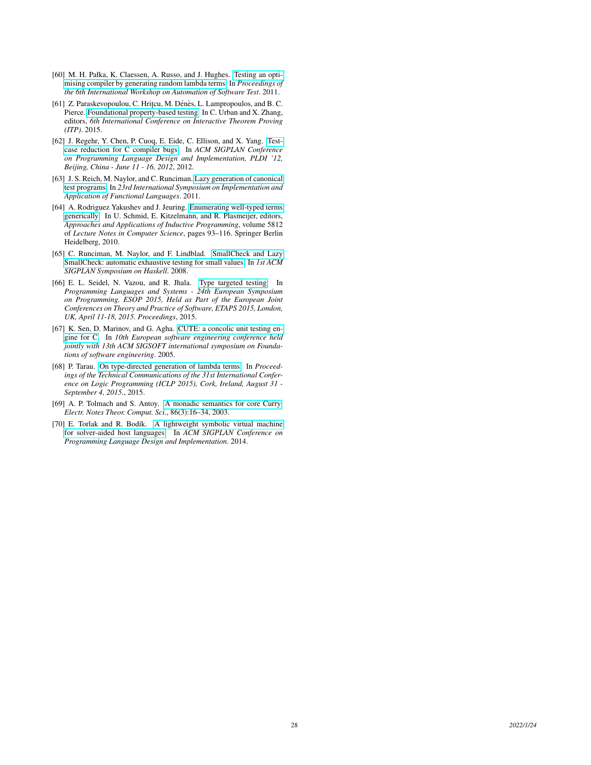[60] M. H. Pałka, K. Claessen, A. Russo, and J. Hughes. Testing an optimising compiler by generating random lambda terms. In *Proceedings of the 6th International Workshop on Automation of Software Test*. 2011.

[61] Z. Paraskevopoulou, C. Hriţcu, M. Dénès, L. Lampropoulos, and B. C. Pierce. Foundational property-based testing. In C. Urban and X. Zhang, editors, *6th International Conference on Interactive Theorem Proving (ITP)*. 2015.

[62] J. Regehr, Y. Chen, P. Cuoq, E. Eide, C. Ellison, and X. Yang. Test-case reduction for C compiler bugs. In *ACM SIGPLAN Conference on Programming Language Design and Implementation, PLDI '12, Beijing, China - June 11 - 16, 2012*, 2012.

[63] J. S. Reich, M. Naylor, and C. Runciman. Lazy generation of canonical test programs. In *23rd International Symposium on Implementation and Application of Functional Languages*. 2011.

[64] A. Rodriguez Yakushev and J. Jeuring. Enumerating well-typed terms generically. In U. Schmid, E. Kitzelmann, and R. Plasmeijer, editors, *Approaches and Applications of Inductive Programming*, volume 5812 of *Lecture Notes in Computer Science*, pages 93–116. Springer Berlin Heidelberg, 2010.

[65] C. Runciman, M. Naylor, and F. Lindblad. SmallCheck and Lazy SmallCheck: automatic exhaustive testing for small values. In *1st ACM SIGPLAN Symposium on Haskell*. 2008.

[66] E. L. Seidel, N. Vazou, and R. Jhala. Type targeted testing. In *Programming Languages and Systems - 24th European Symposium on Programming, ESOP 2015, Held as Part of the European Joint Conferences on Theory and Practice of Software, ETAPS 2015, London, UK, April 11-18, 2015. Proceedings*, 2015.

[67] K. Sen, D. Marinov, and G. Agha. CUTE: a concolic unit testing engine for C. In *10th European software engineering conference held jointly with 13th ACM SIGSOFT international symposium on Foundations of software engineering*. 2005.

[68] P. Tarau. On type-directed generation of lambda terms. In *Proceedings of the Technical Communications of the 31st International Conference on Logic Programming (ICLP 2015), Cork, Ireland, August 31 - September 4, 2015.*, 2015.

[69] A. P. Tolmach and S. Antoy. A monadic semantics for core Curry. *Electr. Notes Theor. Comput. Sci.*, 86(3):16–34, 2003.

[70] E. Torlak and R. Bodík. A lightweight symbolic virtual machine for solver-aided host languages. In *ACM SIGPLAN Conference on Programming Language Design and Implementation*. 2014.